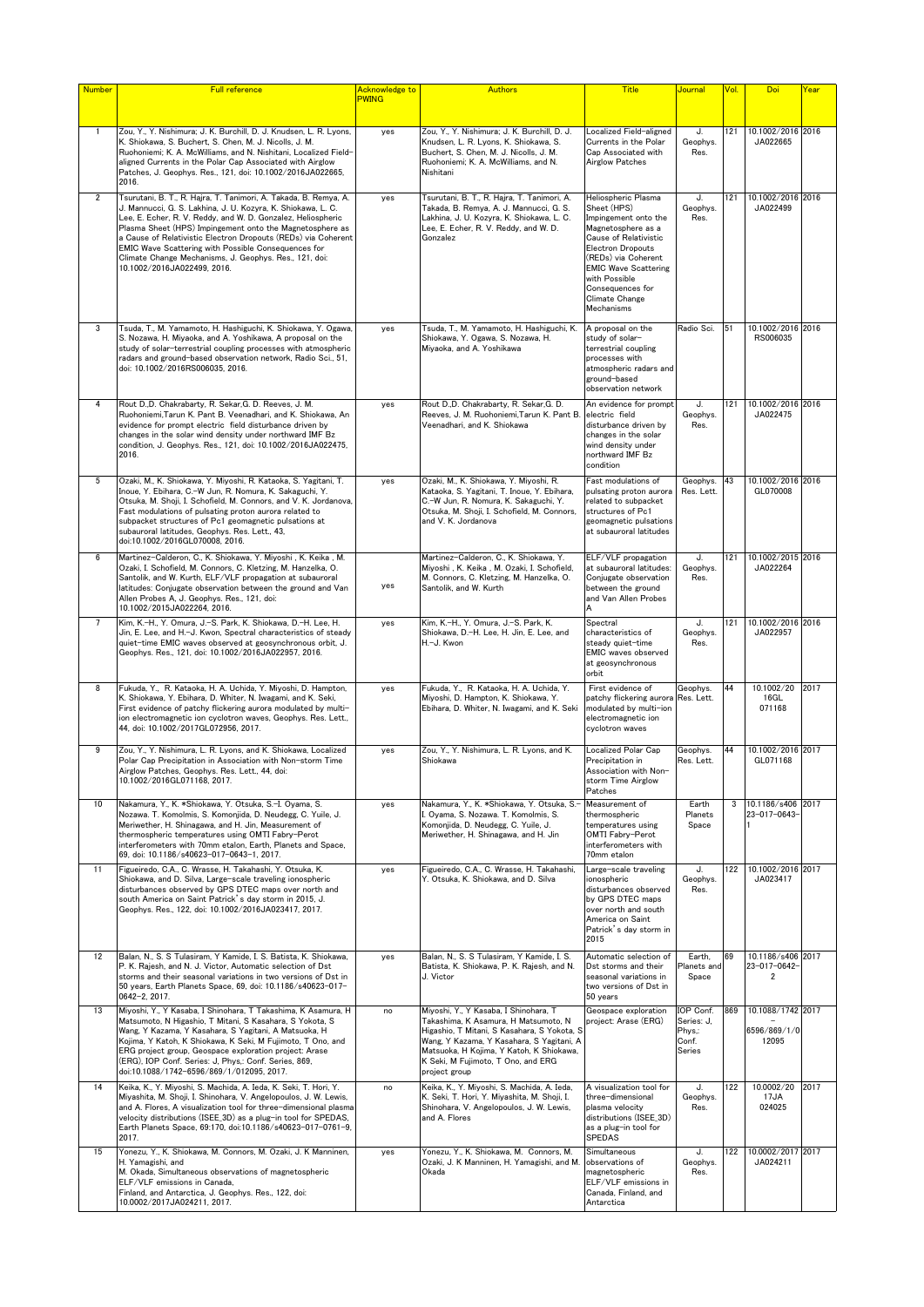| Number | Full reference | Acknowledge to PWING | Authors | Title | Journal | Vol. | Doi | Year |
|---|---|---|---|---|---|---|---|---|
| 1 | Zou, Y., Y. Nishimura; J. K. Burchill, D. J. Knudsen, L. R. Lyons, K. Shiokawa, S. Buchert, S. Chen, M. J. Nicolls, J. M. Ruohoniemi; K. A. McWilliams, and N. Nishitani, Localized Field-aligned Currents in the Polar Cap Associated with Airglow Patches, J. Geophys. Res., 121, doi: 10.1002/2016JA022665, 2016. | yes | Zou, Y., Y. Nishimura; J. K. Burchill, D. J. Knudsen, L. R. Lyons, K. Shiokawa, S. Buchert, S. Chen, M. J. Nicolls, J. M. Ruohoniemi; K. A. McWilliams, and N. Nishitani | Localized Field-aligned Currents in the Polar Cap Associated with Airglow Patches | J. Geophys. Res. | 121 | 10.1002/2016JA022665 | 2016 |
| 2 | Tsurutani, B. T., R. Hajra, T. Tanimori, A. Takada, B. Remya, A. J. Mannucci, G. S. Lakhina, J. U. Kozyra, K. Shiokawa, L. C. Lee, E. Echer, R. V. Reddy, and W. D. Gonzalez, Heliospheric Plasma Sheet (HPS) Impingement onto the Magnetosphere as a Cause of Relativistic Electron Dropouts (REDs) via Coherent EMIC Wave Scattering with Possible Consequences for Climate Change Mechanisms, J. Geophys. Res., 121, doi: 10.1002/2016JA022499, 2016. | yes | Tsurutani, B. T., R. Hajra, T. Tanimori, A. Takada, B. Remya, A. J. Mannucci, G. S. Lakhina, J. U. Kozyra, K. Shiokawa, L. C. Lee, E. Echer, R. V. Reddy, and W. D. Gonzalez | Heliospheric Plasma Sheet (HPS) Impingement onto the Magnetosphere as a Cause of Relativistic Electron Dropouts (REDs) via Coherent EMIC Wave Scattering with Possible Consequences for Climate Change Mechanisms | J. Geophys. Res. | 121 | 10.1002/2016JA022499 | 2016 |
| 3 | Tsuda, T., M. Yamamoto, H. Hashiguchi, K. Shiokawa, Y. Ogawa, S. Nozawa, H. Miyaoka, and A. Yoshikawa, A proposal on the study of solar-terrestrial coupling processes with atmospheric radars and ground-based observation network, Radio Sci., 51, doi: 10.1002/2016RS006035, 2016. | yes | Tsuda, T., M. Yamamoto, H. Hashiguchi, K. Shiokawa, Y. Ogawa, S. Nozawa, H. Miyaoka, and A. Yoshikawa | A proposal on the study of solar-terrestrial coupling processes with atmospheric radars and ground-based observation network | Radio Sci. | 51 | 10.1002/2016RS006035 | 2016 |
| 4 | Rout D.,D. Chakrabarty, R. Sekar,G. D. Reeves, J. M. Ruohoniemi,Tarun K. Pant B. Veenadhari, and K. Shiokawa, An evidence for prompt electric field disturbance driven by changes in the solar wind density under northward IMF Bz condition, J. Geophys. Res., 121, doi: 10.1002/2016JA022475, 2016. | yes | Rout D.,D. Chakrabarty, R. Sekar,G. D. Reeves, J. M. Ruohoniemi,Tarun K. Pant B. Veenadhari, and K. Shiokawa | An evidence for prompt electric field disturbance driven by changes in the solar wind density under northward IMF Bz condition | J. Geophys. Res. | 121 | 10.1002/2016JA022475 | 2016 |
| 5 | Ozaki, M., K. Shiokawa, Y. Miyoshi, R. Kataoka, S. Yagitani, T. Inoue, Y. Ebihara, C.-W Jun, R. Nomura, K. Sakaguchi, Y. Otsuka, M. Shoji, I. Schofield, M. Connors, and V. K. Jordanova, Fast modulations of pulsating proton aurora related to subpacket structures of Pc1 geomagnetic pulsations at subauroral latitudes, Geophys. Res. Lett., 43, doi:10.1002/2016GL070008, 2016. | yes | Ozaki, M., K. Shiokawa, Y. Miyoshi, R. Kataoka, S. Yagitani, T. Inoue, Y. Ebihara, C.-W Jun, R. Nomura, K. Sakaguchi, Y. Otsuka, M. Shoji, I. Schofield, M. Connors, and V. K. Jordanova | Fast modulations of pulsating proton aurora related to subpacket structures of Pc1 geomagnetic pulsations at subauroral latitudes | Geophys. Res. Lett. | 43 | 10.1002/2016GL070008 | 2016 |
| 6 | Martinez-Calderon, C., K. Shiokawa, Y. Miyoshi , K. Keika , M. Ozaki, I. Schofield, M. Connors, C. Kletzing, M. Hanzelka, O. Santolik, and W. Kurth, ELF/VLF propagation at subauroral latitudes: Conjugate observation between the ground and Van Allen Probes A, J. Geophys. Res., 121, doi: 10.1002/2015JA022264, 2016. | yes | Martinez-Calderon, C., K. Shiokawa, Y. Miyoshi , K. Keika , M. Ozaki, I. Schofield, M. Connors, C. Kletzing, M. Hanzelka, O. Santolik, and W. Kurth | ELF/VLF propagation at subauroral latitudes: Conjugate observation between the ground and Van Allen Probes A | J. Geophys. Res. | 121 | 10.1002/2015JA022264 | 2016 |
| 7 | Kim, K.-H., Y. Omura, J.-S. Park, K. Shiokawa, D.-H. Lee, H. Jin, E. Lee, and H.-J. Kwon, Spectral characteristics of steady quiet-time EMIC waves observed at geosynchronous orbit, J. Geophys. Res., 121, doi: 10.1002/2016JA022957, 2016. | yes | Kim, K.-H., Y. Omura, J.-S. Park, K. Shiokawa, D.-H. Lee, H. Jin, E. Lee, and H.-J. Kwon | Spectral characteristics of steady quiet-time EMIC waves observed at geosynchronous orbit | J. Geophys. Res. | 121 | 10.1002/2016JA022957 | 2016 |
| 8 | Fukuda, Y., R. Kataoka, H. A. Uchida, Y. Miyoshi, D. Hampton, K. Shiokawa, Y. Ebihara, D. Whiter, N. Iwagami, and K. Seki, First evidence of patchy flickering aurora modulated by multi-ion electromagnetic ion cyclotron waves, Geophys. Res. Lett., 44, doi: 10.1002/2017GL072956, 2017. | yes | Fukuda, Y., R. Kataoka, H. A. Uchida, Y. Miyoshi, D. Hampton, K. Shiokawa, Y. Ebihara, D. Whiter, N. Iwagami, and K. Seki | First evidence of patchy flickering aurora modulated by multi-ion electromagnetic ion cyclotron waves | Geophys. Res. Lett. | 44 | 10.1002/2016GL071168 | 2017 |
| 9 | Zou, Y., Y. Nishimura, L. R. Lyons, and K. Shiokawa, Localized Polar Cap Precipitation in Association with Non-storm Time Airglow Patches, Geophys. Res. Lett., 44, doi: 10.1002/2016GL071168, 2017. | yes | Zou, Y., Y. Nishimura, L. R. Lyons, and K. Shiokawa | Localized Polar Cap Precipitation in Association with Non-storm Time Airglow Patches | Geophys. Res. Lett. | 44 | 10.1002/2016GL071168 | 2017 |
| 10 | Nakamura, Y., K. *Shiokawa, Y. Otsuka, S.-I. Oyama, S. Nozawa, T. Komolmis, S. Komonjida, D. Neudegg, C. Yuile, J. Meriwether, H. Shinagawa, and H. Jin, Measurement of thermospheric temperatures using OMTI Fabry-Perot interferometers with 70mm etalon, Earth, Planets and Space, 69, doi: 10.1186/s40623-017-0643-1, 2017. | yes | Nakamura, Y., K. *Shiokawa, Y. Otsuka, S.-I. Oyama, S. Nozawa, T. Komolmis, S. Komonjida, D. Neudegg, C. Yuile, J. Meriwether, H. Shinagawa, and H. Jin | Measurement of thermospheric temperatures using OMTI Fabry-Perot interferometers with 70mm etalon | Earth Planets Space | 3 | 10.1186/s40623-017-0643-1 | 2017 |
| 11 | Figueiredo, C.A., C. Wrasse, H. Takahashi, Y. Otsuka, K. Shiokawa, and D. Silva, Large-scale traveling ionospheric disturbances observed by GPS DTEC maps over north and south America on Saint Patrick's day storm in 2015, J. Geophys. Res., 122, doi: 10.1002/2016JA023417, 2017. | yes | Figueiredo, C.A., C. Wrasse, H. Takahashi, Y. Otsuka, K. Shiokawa, and D. Silva | Large-scale traveling ionospheric disturbances observed by GPS DTEC maps over north and south America on Saint Patrick's day storm in 2015 | J. Geophys. Res. | 122 | 10.1002/2016JA023417 | 2017 |
| 12 | Balan, N., S. S Tulasiram, Y Kamide, I. S. Batista, K. Shiokawa, P. K. Rajesh, and N. J. Victor, Automatic selection of Dst storms and their seasonal variations in two versions of Dst in 50 years, Earth Planets Space, 69, doi: 10.1186/s40623-017-0642-2, 2017. | yes | Balan, N., S. S Tulasiram, Y Kamide, I. S. Batista, K. Shiokawa, P. K. Rajesh, and N. J. Victor | Automatic selection of Dst storms and their seasonal variations in two versions of Dst in 50 years | Earth, Planets and Space | 69 | 10.1186/s40623-017-0642-2 | 2017 |
| 13 | Miyoshi, Y., Y Kasaba, I Shinohara, T Takashima, K Asamura, H Matsumoto, N Higashio, T Mitani, S Kasahara, S Yokota, S Wang, Y Kazama, Y Kasahara, S Yagitani, A Matsuoka, H Kojima, Y Katoh, K Shiokawa, K Seki, M Fujimoto, T Ono, and ERG project group, Geospace exploration project: Arase (ERG), IOP Conf. Series: J, Phys,: Conf. Series, 869, doi:10.1088/1742-6596/869/1/012095, 2017. | no | Miyoshi, Y., Y Kasaba, I Shinohara, T Takashima, K Asamura, H Matsumoto, N Higashio, T Mitani, S Kasahara, S Yokota, S Wang, Y Kazama, Y Kasahara, S Yagitani, A Matsuoka, H Kojima, Y Katoh, K Shiokawa, K Seki, M Fujimoto, T Ono, and ERG project group | Geospace exploration project: Arase (ERG) | IOP Conf. Series: J, Phys,: Conf. Series | 869 | 10.1088/1742-6596/869/1/012095 | 2017 |
| 14 | Keika, K., Y. Miyoshi, S. Machida, A. Ieda, K. Seki, T. Hori, Y. Miyashita, M. Shoji, I. Shinohara, V. Angelopoulos, J. W. Lewis, and A. Flores, A visualization tool for three-dimensional plasma velocity distributions (ISEE_3D) as a plug-in tool for SPEDAS, Earth Planets Space, 69:170, doi:10.1186/s40623-017-0761-9, 2017. | no | Keika, K., Y. Miyoshi, S. Machida, A. Ieda, K. Seki, T. Hori, Y. Miyashita, M. Shoji, I. Shinohara, V. Angelopoulos, J. W. Lewis, and A. Flores | A visualization tool for three-dimensional plasma velocity distributions (ISEE_3D) as a plug-in tool for SPEDAS | J. Geophys. Res. | 122 | 10.0002/2017JA024025 | 2017 |
| 15 | Yonezu, Y., K. Shiokawa, M. Connors, M. Ozaki, J. K Manninen, H. Yamagishi, and M. Okada, Simultaneous observations of magnetospheric ELF/VLF emissions in Canada, Finland, and Antarctica, J. Geophys. Res., 122, doi: 10.0002/2017JA024211, 2017. | yes | Yonezu, Y., K. Shiokawa, M. Connors, M. Ozaki, J. K Manninen, H. Yamagishi, and M. Okada | Simultaneous observations of magnetospheric ELF/VLF emissions in Canada, Finland, and Antarctica | J. Geophys. Res. | 122 | 10.0002/2017JA024211 | 2017 |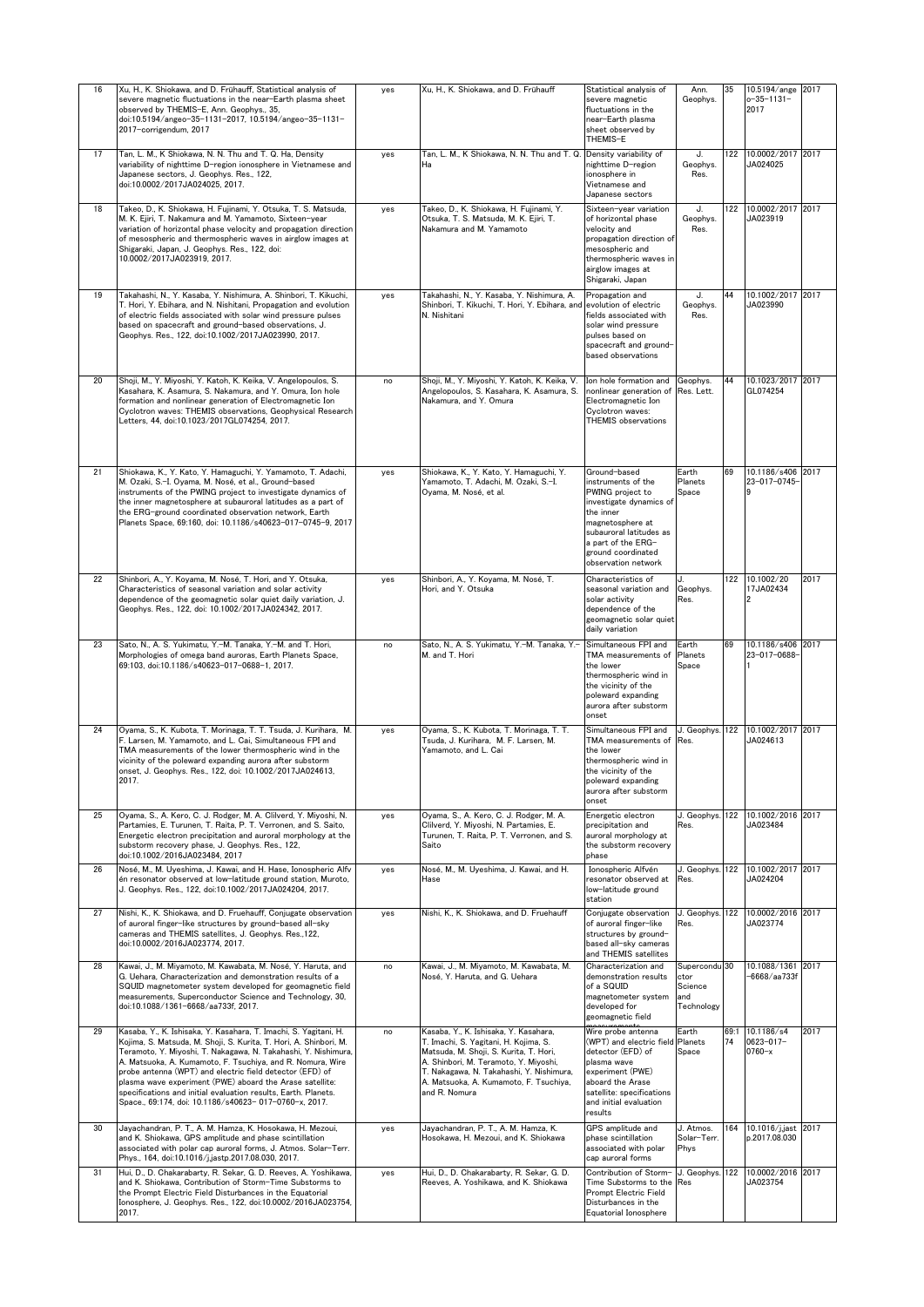| 16 | Xu, H., K. Shiokawa, and D. Frühauff, Statistical analysis of severe magnetic fluctuations in the near-Earth plasma sheet observed by THEMIS-E, Ann. Geophys., 35, doi:10.5194/angeo-35-1131-2017, 10.5194/angeo-35-1131-2017-corrigendum, 2017 | yes | Xu, H., K. Shiokawa, and D. Frühauff | Statistical analysis of severe magnetic fluctuations in the near-Earth plasma sheet observed by THEMIS-E | Ann. Geophys. | 35 | 10.5194/angeo-35-1131-2017 | 2017 |
|---|---|---|---|---|---|---|---|---|
| 17 | Tan, L. M., K Shiokawa, N. N. Thu and T. Q. Ha, Density variability of nighttime D-region ionosphere in Vietnamese and Japanese sectors, J. Geophys. Res., 122, doi:10.0002/2017JA024025, 2017. | yes | Tan, L. M., K Shiokawa, N. N. Thu and T. Q. Ha | Density variability of nighttime D-region ionosphere in Vietnamese and Japanese sectors | J. Geophys. Res. | 122 | 10.0002/2017JA024025 | 2017 |
| 18 | Takeo, D., K. Shiokawa, H. Fujinami, Y. Otsuka, T. S. Matsuda, M. K. Ejiri, T. Nakamura and M. Yamamoto, Sixteen-year variation of horizontal phase velocity and propagation direction of mesospheric and thermospheric waves in airglow images at Shigaraki, Japan, J. Geophys. Res., 122, doi: 10.0002/2017JA023919, 2017. | yes | Takeo, D., K. Shiokawa, H. Fujinami, Y. Otsuka, T. S. Matsuda, M. K. Ejiri, T. Nakamura and M. Yamamoto | Sixteen-year variation of horizontal phase velocity and propagation direction of mesospheric and thermospheric waves in airglow images at Shigaraki, Japan | J. Geophys. Res. | 122 | 10.0002/2017JA023919 | 2017 |
| 19 | Takahashi, N., Y. Kasaba, Y. Nishimura, A. Shinbori, T. Kikuchi, T. Hori, Y. Ebihara, and N. Nishitani, Propagation and evolution of electric fields associated with solar wind pressure pulses based on spacecraft and ground-based observations, J. Geophys. Res., 122, doi:10.1002/2017JA023990, 2017. | yes | Takahashi, N., Y. Kasaba, Y. Nishimura, A. Shinbori, T. Kikuchi, T. Hori, Y. Ebihara, and N. Nishitani | Propagation and evolution of electric fields associated with solar wind pressure pulses based on spacecraft and ground-based observations | J. Geophys. Res. | 44 | 10.1002/2017JA023990 | 2017 |
| 20 | Shoji, M., Y. Miyoshi, Y. Katoh, K. Keika, V. Angelopoulos, S. Kasahara, K. Asamura, S. Nakamura, and Y. Omura, Ion hole formation and nonlinear generation of Electromagnetic Ion Cyclotron waves: THEMIS observations, Geophysical Research Letters, 44, doi:10.1023/2017GL074254, 2017. | no | Shoji, M., Y. Miyoshi, Y. Katoh, K. Keika, V. Angelopoulos, S. Kasahara, K. Asamura, S. Nakamura, and Y. Omura | Ion hole formation and nonlinear generation of Electromagnetic Ion Cyclotron waves: THEMIS observations | Geophys. Res. Lett. | 44 | 10.1023/2017GL074254 | 2017 |
| 21 | Shiokawa, K., Y. Kato, Y. Hamaguchi, Y. Yamamoto, T. Adachi, M. Ozaki, S.-I. Oyama, M. Nosé, et al., Ground-based instruments of the PWING project to investigate dynamics of the inner magnetosphere at subauroral latitudes as a part of the ERG-ground coordinated observation network, Earth Planets Space, 69:160, doi: 10.1186/s40623-017-0745-9, 2017 | yes | Shiokawa, K., Y. Kato, Y. Hamaguchi, Y. Yamamoto, T. Adachi, M. Ozaki, S.-I. Oyama, M. Nosé, et al. | Ground-based instruments of the PWING project to investigate dynamics of the inner magnetosphere at subauroral latitudes as a part of the ERG-ground coordinated observation network | Earth Planets Space | 69 | 10.1186/s40623-017-0745-9 | 2017 |
| 22 | Shinbori, A., Y. Koyama, M. Nosé, T. Hori, and Y. Otsuka, Characteristics of seasonal variation and solar activity dependence of the geomagnetic solar quiet daily variation, J. Geophys. Res., 122, doi: 10.1002/2017JA024342, 2017. | yes | Shinbori, A., Y. Koyama, M. Nosé, T. Hori, and Y. Otsuka | Characteristics of seasonal variation and solar activity dependence of the geomagnetic solar quiet daily variation | J. Geophys. Res. | 122 | 10.1002/2017JA024342 | 2017 |
| 23 | Sato, N., A. S. Yukimatu, Y.-M. Tanaka, Y.-M. and T. Hori, Morphologies of omega band auroras, Earth Planets Space, 69:103, doi:10.1186/s40623-017-0688-1, 2017. | no | Sato, N., A. S. Yukimatu, Y.-M. Tanaka, Y.-M. and T. Hori | Simultaneous FPI and TMA measurements of the lower thermospheric wind in the vicinity of the poleward expanding aurora after substorm onset | Earth Planets Space | 69 | 10.1186/s40623-017-0688-1 | 2017 |
| 24 | Oyama, S., K. Kubota, T. Morinaga, T. T. Tsuda, J. Kurihara, M. F. Larsen, M. Yamamoto, and L. Cai, Simultaneous FPI and TMA measurements of the lower thermospheric wind in the vicinity of the poleward expanding aurora after substorm onset, J. Geophys. Res., 122, doi: 10.1002/2017JA024613, 2017. | yes | Oyama, S., K. Kubota, T. Morinaga, T. T. Tsuda, J. Kurihara, M. F. Larsen, M. Yamamoto, and L. Cai | Simultaneous FPI and TMA measurements of the lower thermospheric wind in the vicinity of the poleward expanding aurora after substorm onset | J. Geophys. Res. | 122 | 10.1002/2017JA024613 | 2017 |
| 25 | Oyama, S., A. Kero, C. J. Rodger, M. A. Clilverd, Y. Miyoshi, N. Partamies, E. Turunen, T. Raita, P. T. Verronen, and S. Saito, Energetic electron precipitation and auroral morphology at the substorm recovery phase, J. Geophys. Res., 122, doi:10.1002/2016JA023484, 2017 | yes | Oyama, S., A. Kero, C. J. Rodger, M. A. Clilverd, Y. Miyoshi, N. Partamies, E. Turunen, T. Raita, P. T. Verronen, and S. Saito | Energetic electron precipitation and auroral morphology at the substorm recovery phase | J. Geophys. Res. | 122 | 10.1002/2016JA023484 | 2017 |
| 26 | Nosé, M., M. Uyeshima, J. Kawai, and H. Hase, Ionospheric Alfvén resonator observed at low-latitude ground station, Muroto, J. Geophys. Res., 122, doi:10.1002/2017JA024204, 2017. | yes | Nosé, M., M. Uyeshima, J. Kawai, and H. Hase | Ionospheric Alfvén resonator observed at low-latitude ground station | J. Geophys. Res. | 122 | 10.0002/2017JA024204 | 2017 |
| 27 | Nishi, K., K. Shiokawa, and D. Fruehauff, Conjugate observation of auroral finger-like structures by ground-based all-sky cameras and THEMIS satellites, J. Geophys. Res.,122, doi:10.0002/2016JA023774, 2017. | yes | Nishi, K., K. Shiokawa, and D. Fruehauff | Conjugate observation of auroral finger-like structures by ground-based all-sky cameras and THEMIS satellites | J. Geophys. Res. | 122 | 10.0002/2016JA023774 | 2017 |
| 28 | Kawai, J., M. Miyamoto, M. Kawabata, M. Nosé, Y. Haruta, and G. Uehara, Characterization and demonstration results of a SQUID magnetometer system developed for geomagnetic field measurements, Superconductor Science and Technology, 30, doi:10.1088/1361-6668/aa733f, 2017. | no | Kawai, J., M. Miyamoto, M. Kawabata, M. Nosé, Y. Haruta, and G. Uehara | Characterization and demonstration results of a SQUID magnetometer system developed for geomagnetic field measurements | Superconductor Science and Technology | 30 | 10.1088/1361-6668/aa733f | 2017 |
| 29 | Kasaba, Y., K. Ishisaka, Y. Kasahara, T. Imachi, S. Yagitani, H. Kojima, S. Matsuda, M. Shoji, S. Kurita, T. Hori, A. Shinbori, M. Teramoto, Y. Miyoshi, T. Nakagawa, N. Takahashi, Y. Nishimura, A. Matsuoka, A. Kumamoto, F. Tsuchiya, and R. Nomura, Wire probe antenna (WPT) and electric field detector (EFD) of plasma wave experiment (PWE) aboard the Arase satellite: specifications and initial evaluation results, Earth. Planets. Space., 69:174, doi: 10.1186/s40623- 017-0760-x, 2017. | no | Kasaba, Y., K. Ishisaka, Y. Kasahara, T. Imachi, S. Yagitani, H. Kojima, S. Matsuda, M. Shoji, S. Kurita, T. Hori, A. Shinbori, M. Teramoto, Y. Miyoshi, T. Nakagawa, N. Takahashi, Y. Nishimura, A. Matsuoka, A. Kumamoto, F. Tsuchiya, and R. Nomura | Wire probe antenna (WPT) and electric field detector (EFD) of plasma wave experiment (PWE) aboard the Arase satellite: specifications and initial evaluation results | Earth Planets Space | 69:174 | 10.1186/s40623-017-0760-x | 2017 |
| 30 | Jayachandran, P. T., A. M. Hamza, K. Hosokawa, H. Mezoui, and K. Shiokawa, GPS amplitude and phase scintillation associated with polar cap auroral forms, J. Atmos. Solar-Terr. Phys., 164, doi:10.1016/j.jastp.2017.08.030, 2017. | yes | Jayachandran, P. T., A. M. Hamza, K. Hosokawa, H. Mezoui, and K. Shiokawa | GPS amplitude and phase scintillation associated with polar cap auroral forms | J. Atmos. Solar-Terr. Phys | 164 | 10.1016/j.jastp.2017.08.030 | 2017 |
| 31 | Hui, D., D. Chakarabarty, R. Sekar, G. D. Reeves, A. Yoshikawa, and K. Shiokawa, Contribution of Storm-Time Substorms to the Prompt Electric Field Disturbances in the Equatorial Ionosphere, J. Geophys. Res., 122, doi:10.0002/2016JA023754, 2017. | yes | Hui, D., D. Chakarabarty, R. Sekar, G. D. Reeves, A. Yoshikawa, and K. Shiokawa | Contribution of Storm-Time Substorms to the Prompt Electric Field Disturbances in the Equatorial Ionosphere | J. Geophys. Res | 122 | 10.0002/2016JA023754 | 2017 |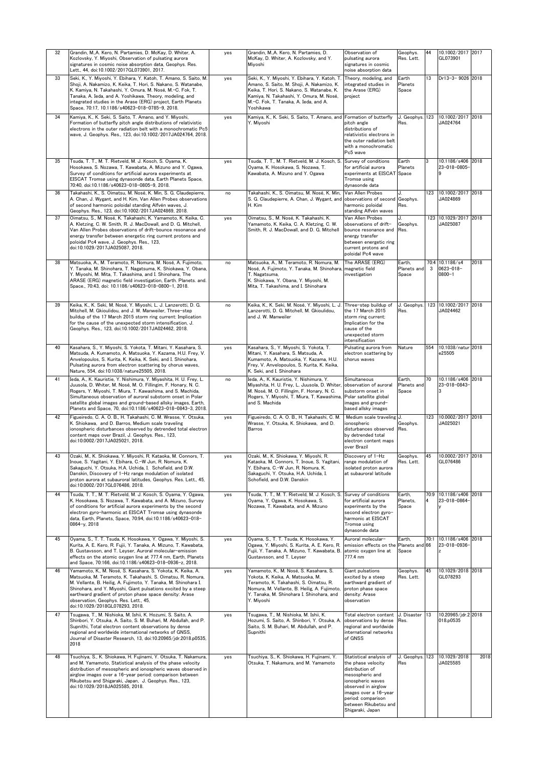| 32 | Grandin, M.,A. Kero, N. Partamies, D. McKay, D. Whiter, A. Kozlovsky, Y. Miyoshi, Observation of pulsating aurora signatures in cosmic noise absorption data, Geophys. Res. Lett., 44, doi:10.1002/2017GL073901, 2017. | yes | Grandin, M.,A. Kero, N. Partamies, D. McKay, D. Whiter, A. Kozlovsky, and Y. Miyoshi | Observation of pulsating aurora signatures in cosmic noise absorption data | Geophys. Res. Lett. | 44 | 10.1002/2017GL073901 | 2017 |
|---|---|---|---|---|---|---|---|---|
| 33 | Seki, K., Y. Miyoshi, Y. Ebihara, Y. Katoh, T. Amano, S. Saito, M. Shoji, A. Nakamizo, K. Keika, T. Hori, S. Nakano, S. Watanabe, K. Kamiya, N. Takahashi, Y. Omura, M. Nosé, M.-C. Fok, T. Tanaka, A. Ieda, and A. Yoshikawa, Theory, modeling, and integrated studies in the Arase (ERG) project, Earth Planets Space, 70:17, 10.1186/s40623-018-0785-9, 2018. | yes | Seki, K., Y. Miyoshi, Y. Ebihara, Y. Katoh, T. Amano, S. Saito, M. Shoji, A. Nakamizo, K. Keika, T. Hori, S. Nakano, S. Watanabe, K. Kamiya, N. Takahashi, Y. Omura, M. Nosé, M.-C. Fok, T. Tanaka, A. Ieda, and A. Yoshikawa | Theory, modeling, and integrated studies in the Arase (ERG) project | Earth Planets Space | 13 | Dr13-3- 9026 | 2018 |
| 34 | Kamiya, K., K. Seki, S. Saito, T. Amano, and Y. Miyoshi, Formation of butterfly pitch angle distributions of relativistic electrons in the outer radiation belt with a monochromatic Pc5 wave, J. Geophys. Res., 123, doi:10.1002/2017JA024764, 2018. | yes | Kamiya, K., K. Seki, S. Saito, T. Amano, and Y. Miyoshi | Formation of butterfly pitch angle distributions of relativistic electrons in the outer radiation belt with a monochromatic Pc5 wave | J. Geophys. Res. | 123 | 10.1002/2017JA024764 | 2018 |
| 35 | Tsuda, T. T., M. T. Rietveld, M. J. Kosch, S. Oyama, K. Hosokawa, S. Nozawa, T. Kawabata, A. Mizuno and Y. Ogawa, Survey of conditions for artificial aurora experiments at EISCAT Tromsø using dynasonde data, Earth Planets Space, 70:40, doi:10.1186/s40623-018-0805-9, 2018. | yes | Tsuda, T. T., M. T. Rietveld, M. J. Kosch, S. Oyama, K. Hosokawa, S. Nozawa, T. Kawabata, A. Mizuno and Y. Ogawa | Survey of conditions for artificial aurora experiments at EISCAT Tromsø using dynasonde data | Earth Planets Space | 3 | 10.1186/s40623-018-0805-9 | 2018 |
| 36 | Takahashi, K., S. Oimatsu, M. Nosé, K. Min, S. G. Claudepierre, A. Chan, J. Wygant, and H. Kim, Van Allen Probes observations of second harmonic poloidal standing Alfvén waves, J. Geophys. Res., 123, doi:10.1002/2017JA024869, 2018. | no | Takahashi, K., S. Oimatsu, M. Nosé, K. Min, S. G. Claudepierre, A. Chan, J. Wygant, and H. Kim | Van Allen Probes observations of second harmonic poloidal standing Alfvén waves | J. Geophys. Res. | 123 | 10.1002/2017JA024869 | 2018 |
| 37 | Oimatsu, S., M. Nosé, K. Takahashi, K. Yamamoto, K. Keika, C. A. Kletzing, C. W. Smith, R. J. MacDowall, and D. G. Mitchell, Van Allen Probes observations of drift-bounce resonance and energy transfer between energetic ring current protons and poloidal Pc4 wave, J. Geophys. Res., 123, doi:10.1029/2017JA025087, 2018. | yes | Oimatsu, S., M. Nosé, K. Takahashi, K. Yamamoto, K. Keika, C. A. Kletzing, C. W. Smith, R. J. MacDowall, and D. G. Mitchell | Van Allen Probes observations of drift-bounce resonance and energy transfer between energetic ring current protons and poloidal Pc4 wave | J. Geophys. Res. | 123 | 10.1029/2017JA025087 | 2018 |
| 38 | Matsuoka, A., M. Teramoto, R. Nomura, M. Nosé, A. Fujimoto, Y. Tanaka, M. Shinohara, T. Nagatsuma, K. Shiokawa, Y. Obana, Y. Miyoshi, M. Mita, T. Takashima, and I. Shinohara, The ARASE (ERG) magnetic field investigation, Earth. Planets. and Space., 70:43, doi: 10.1186/s40623-018-0800-1, 2018. | no | Matsuoka, A., M. Teramoto, R. Nomura, M. Nosé, A. Fujimoto, Y. Tanaka, M. Shinohara, T. Nagatsuma, K. Shiokawa, Y. Obana, Y. Miyoshi, M. Mita, T. Takashima, and I. Shinohara | The ARASE (ERG) magnetic field investigation | Earth, Planets and Space | 70:43 | 10.1186/s40623-018-0800-1 | 2018 |
| 39 | Keika, K., K. Seki, M. Nosé, Y. Miyoshi, L. J. Lanzerotti, D. G. Mitchell, M. Gkioulidou, and J. W. Manweiler, Three-step buildup of the 17 March 2015 storm ring current: Implication for the cause of the unexpected storm intensification, J. Geophys. Res., 123, doi:10.1002/2017JA024462, 2018. | no | Keika, K., K. Seki, M. Nosé, Y. Miyoshi, L. J. Lanzerotti, D. G. Mitchell, M. Gkioulidou, and J. W. Manweiler | Three-step buildup of the 17 March 2015 storm ring current: Implication for the cause of the unexpected storm intensification | J. Geophys. Res. | 123 | 10.1002/2017JA024462 | 2018 |
| 40 | Kasahara, S., Y. Miyoshi, S. Yokota, T. Mitani, Y. Kasahara, S. Matsuda, A. Kumamoto, A. Matsuoka, Y. Kazama, H.U. Frey, V. Anvelopoulos, S. Kurita, K. Keika, K. Seki, and I. Shinohara, Pulsating aurora from electron scattering by chorus waves, Nature, 554, doi:10.1038/nature25505, 2018. | yes | Kasahara, S., Y. Miyoshi, S. Yokota, T. Mitani, Y. Kasahara, S. Matsuda, A. Kumamoto, A. Matsuoka, Y. Kazama, H.U. Frey, V. Anvelopoulos, S. Kurita, K. Keika, K. Seki, and I. Shinohara | Pulsating aurora from electron scattering by chorus waves | Nature | 554 | 10.1038/nature25505 | 2018 |
| 41 | Ieda, A., K. Kauristie, Y. Nishimura, Y. Miyashita, H. U. Frey, L. Juusola, D. Whiter, M. Nosé, M. O. Fillingim, F. Honary, N. C. Rogers, Y. Miyoshi, T. Miura, T. Kawashima, and S. Machida, Simultaneous observation of auroral substorm onset in Polar satellite global images and ground-based allsky images, Earth, Planets and Space, 70, doi:10.1186/s40623-018-0843-3, 2018. | no | Ieda, A., K. Kauristie, Y. Nishimura, Y. Miyashita, H. U. Frey, L. Juusola, D. Whiter, M. Nosé, M. O. Fillingim, F. Honary, N. C. Rogers, Y. Miyoshi, T. Miura, T. Kawashima, and S. Machida | Simultaneous observation of auroral substorm onset in Polar satellite global images and ground-based allsky images | Earth, Planets and Space | 70 | 10.1186/s40623-018-0843-3 | 2018 |
| 42 | Figueiredo, C. A. O. B., H. Takahashi, C. M. Wrasse, Y. Otsuka, K. Shiokawa, and D. Barros, Medium scale traveling ionospheric disturbances observed by detrended total electron content maps over Brazil, J. Geophys. Res., 123, doi:10.0002/2017JA025021, 2018. | yes | Figueiredo, C. A. O. B., H. Takahashi, C. M. Wrasse, Y. Otsuka, K. Shiokawa, and D. Barros | Medium scale traveling ionospheric disturbances observed by detrended total electron content maps over Brazil | J. Geophys. Res. | 123 | 10.0002/2017JA025021 | 2018 |
| 43 | Ozaki, M., K. Shiokawa, Y. Miyoshi, R. Kataoka, M. Connors, T. Inoue, S. Yagitani, Y. Ebihara, C.-W Jun, R. Nomura, K. Sakaguchi, Y. Otsuka, H.A. Uchida, I. Schofield, and D.W. Danskin, Discovery of 1-Hz range modulation of isolated proton aurora at subauroral latitudes, Geophys. Res. Lett., 45, doi:10.0002/2017GL076486, 2018. | yes | Ozaki, M., K. Shiokawa, Y. Miyoshi, R. Kataoka, M. Connors, T. Inoue, S. Yagitani, Y. Ebihara, C.-W Jun, R. Nomura, K. Sakaguchi, Y. Otsuka, H.A. Uchida, I. Schofield, and D.W. Danskin | Discovery of 1-Hz range modulation of isolated proton aurora at subauroral latitude | Geophys. Res. Lett. | 45 | 10.0002/2017GL076486 | 2018 |
| 44 | Tsuda, T. T., M. T. Rietveld, M. J. Kosch, S. Oyama, Y. Ogawa, K. Hosokawa, S. Nozawa, T. Kawabata, and A. Mizuno, Survey of conditions for artificial aurora experiments by the second electron gyro-harmonic at EISCAT Tromsø using dynasonde data, Earth, Planets, Space, 70:94, doi:10.1186/s40623-018-0864-y, 2018 | yes | Tsuda, T. T., M. T. Rietveld, M. J. Kosch, S. Oyama, Y. Ogawa, K. Hosokawa, S. Nozawa, T. Kawabata, and A. Mizuno | Survey of conditions for artificial aurora experiments by the second electron gyro-harmonic at EISCAT Tromsø using dynasonde data | Earth, Planets, Space | 70:94 | 10.1186/s40623-018-0864-y | 2018 |
| 45 | Oyama, S., T. T. Tsuda, K. Hosokawa, Y. Ogawa, Y. Miyoshi, S. Kurita, A. E. Kero, R. Fujii, Y. Tanaka, A. Mizuno, T. Kawabata, B. Gustavsson, and T. Leyser, Auroral molecular-emission effects on the atomic oxygen line at 777.4 nm, Earth, Planets and Space, 70:166, doi:10.1186/s40623-018-0936-z, 2018. | yes | Oyama, S., T. T. Tsuda, K. Hosokawa, Y. Ogawa, Y. Miyoshi, S. Kurita, A. E. Kero, R. Fujii, Y. Tanaka, A. Mizuno, T. Kawabata, B. Gustavsson, and T. Leyser | Auroral molecular-emission effects on the atomic oxygen line at 777.4 nm | Earth, Planets and Space | 70:166 | 10.1186/s40623-018-0936-z | 2018 |
| 46 | Yamamoto, K., M. Nosé, S. Kasahara, S. Yokota, K. Keika, A. Matsuoka, M. Teramoto, K. Takahashi, S. Oimatsu, R. Nomura, M. Vellante, B. Heilig, A. Fujimoto, Y. Tanaka, M. Shinohara I. Shinohara, and Y. Miyoshi, Giant pulsations excited by a steep earthward gradient of proton phase space density: Arase observation, Geophys. Res. Lett., 45, doi:10.1029/2018GL078293, 2018. | yes | Yamamoto, K., M. Nosé, S. Kasahara, S. Yokota, K. Keika, A. Matsuoka, M. Teramoto, K. Takahashi, S. Oimatsu, R. Nomura, M. Vellante, B. Heilig, A. Fujimoto, Y. Tanaka, M. Shinohara I. Shinohara, and Y. Miyoshi | Giant pulsations excited by a steep earthward gradient of proton phase space density: Arase observation | Geophys. Res. Lett. | 45 | 10.1029/2018GL078293 | 2018 |
| 47 | Tsugawa, T., M. Nishioka, M. Ishii, K. Hozumi, S. Saito, A. Shinbori, Y. Otsuka, A. Saito, S. M. Buhari, M. Abdullah, and P. Supnithi, Total electron content observations by dense regional and worldwide international networks of GNSS, Journal of Disaster Research, 13, doi:10.20965/jdr.2018.p0535, 2018 | yes | Tsugawa, T., M. Nishioka, M. Ishii, K. Hozumi, S. Saito, A. Shinbori, Y. Otsuka, A. Saito, S. M. Buhari, M. Abdullah, and P. Supnithi | Total electron content observations by dense regional and worldwide international networks of GNSS | J. Disaster Res. | 13 | 10.20965/jdr.2018.p0535 | 2018 |
| 48 | Tsuchiya, S., K. Shiokawa, H. Fujinami, Y. Otsuka, T. Nakamura, and M. Yamamoto, Statistical analysis of the phase velocity distribution of mesospheric and ionospheric waves observed in airglow images over a 16-year period: comparison between Rikubetsu and Shigaraki, Japan, J. Geophys. Res., 123, doi:10.1029/2018JA025585, 2018. | yes | Tsuchiya, S., K. Shiokawa, H. Fujinami, Y. Otsuka, T. Nakamura, and M. Yamamoto | Statistical analysis of the phase velocity distribution of mesospheric and ionospheric waves observed in airglow images over a 16-year period: comparison between Rikubetsu and Shigaraki, Japan | J. Geophys. Res | 123 | 10.1029/2018JA025585 | 2018 |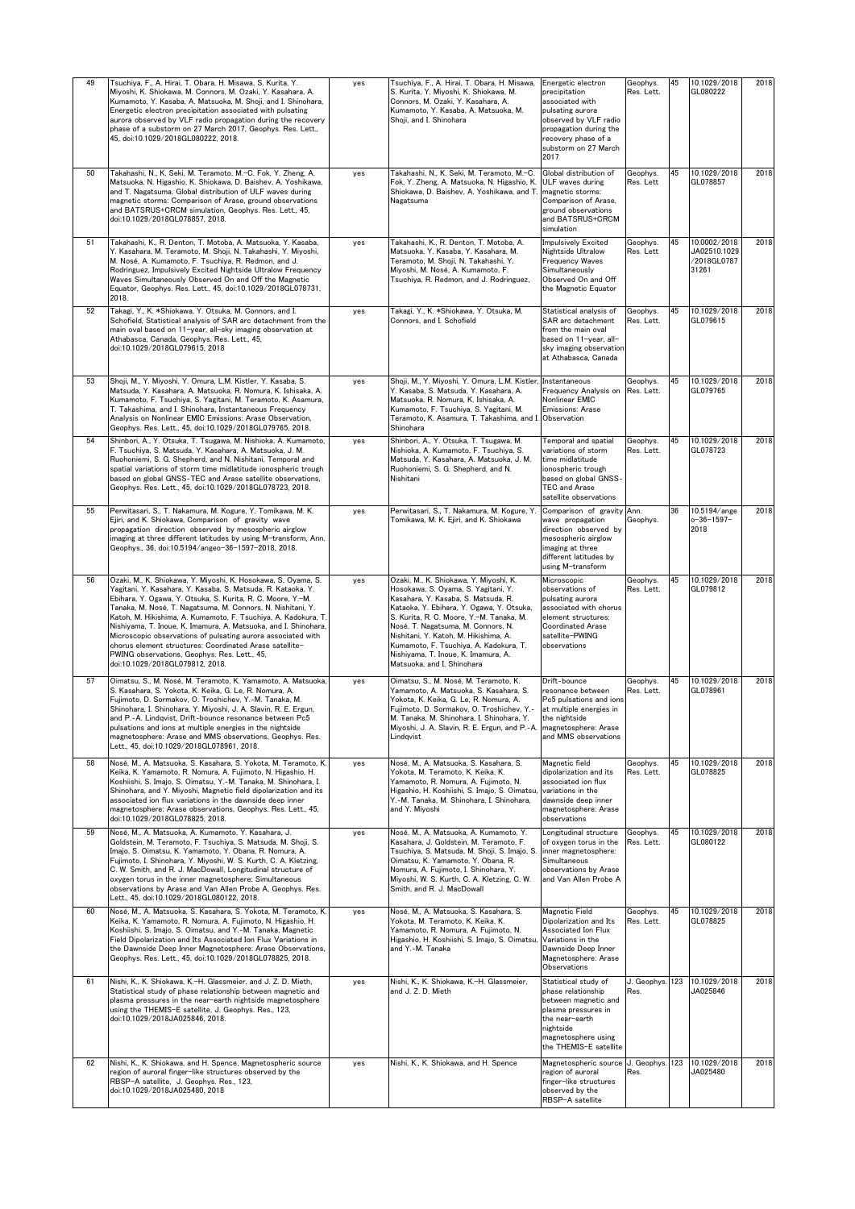| 49 | Tsuchiya, F., A. Hirai, T. Obara, H. Misawa, S. Kurita, Y. Miyoshi, K. Shiokawa, M. Connors, M. Ozaki, Y. Kasahara, A. Kumamoto, Y. Kasaba, A. Matsuoka, M. Shoji, and I. Shinohara, Energetic electron precipitation associated with pulsating aurora observed by VLF radio propagation during the recovery phase of a substorm on 27 March 2017, Geophys. Res. Lett., 45, doi:10.1029/2018GL080222, 2018. | yes | Tsuchiya, F., A. Hirai, T. Obara, H. Misawa, S. Kurita, Y. Miyoshi, K. Shiokawa, M. Connors, M. Ozaki, Y. Kasahara, A. Kumamoto, Y. Kasaba, A. Matsuoka, M. Shoji, and I. Shinohara | Energetic electron precipitation associated with pulsating aurora observed by VLF radio propagation during the recovery phase of a substorm on 27 March 2017 | Geophys. Res. Lett. | 45 | 10.1029/2018GL080222 | 2018 |
|---|---|---|---|---|---|---|---|---|
| 50 | Takahashi, N., K. Seki, M. Teramoto, M.-C. Fok, Y. Zheng, A. Matsuoka, N. Higashio, K. Shiokawa, D. Baishev, A. Yoshikawa, and T. Nagatsuma, Global distribution of ULF waves during magnetic storms: Comparison of Arase, ground observations and BATSRUS+CRCM simulation, Geophys. Res. Lett., 45, doi:10.1029/2018GL078857, 2018. | yes | Takahashi, N., K. Seki, M. Teramoto, M.-C. Fok, Y. Zheng, A. Matsuoka, N. Higashio, K. Shiokawa, D. Baishev, A. Yoshikawa, and T. Nagatsuma | Global distribution of ULF waves during magnetic storms: Comparison of Arase, ground observations and BATSRUS+CRCM simulation | Geophys. Res. Lett | 45 | 10.1029/2018GL078857 | 2018 |
| 51 | Takahashi, K., R. Denton, T. Motoba, A. Matsuoka, Y. Kasaba, Y. Kasahara, M. Teramoto, M. Shoji, N. Takahashi, Y. Miyoshi, M. Nosé, A. Kumamoto, F. Tsuchiya, R. Redmon, and J. Rodriguez, Impulsively Excited Nightside Ultralow Frequency Waves Simultaneously Observed On and Off the Magnetic Equator, Geophys. Res. Lett., 45, doi:10.1029/2018GL078731, 2018. | yes | Takahashi, K., R. Denton, T. Motoba, A. Matsuoka, Y. Kasaba, Y. Kasahara, M. Teramoto, M. Shoji, N. Takahashi, Y. Miyoshi, M. Nosé, A. Kumamoto, F. Tsuchiya, R. Redmon, and J. Rodringuez, | Impulsively Excited Nightside Ultralow Frequency Waves Simultaneously Observed On and Off the Magnetic Equator | Geophys. Res. Lett | 45 | 10.0002/2018JA02510.1029/2018GL078731261 | 2018 |
| 52 | Takagi, Y., K. *Shiokawa, Y. Otsuka, M. Connors, and I. Schofield, Statistical analysis of SAR arc detachment from the main oval based on 11-year, all-sky imaging observation at Athabasca, Canada, Geophys. Res. Lett., 45, doi:10.1029/2018GL079615, 2018 | yes | Takagi, Y., K. *Shiokawa, Y. Otsuka, M. Connors, and I. Schofield | Statistical analysis of SAR arc detachment from the main oval based on 11-year, all-sky imaging observation at Athabasca, Canada | Geophys. Res. Lett. | 45 | 10.1029/2018GL079615 | 2018 |
| 53 | Shoji, M., Y. Miyoshi, Y. Omura, L.M. Kistler, Y. Kasaba, S. Matsuda, Y. Kasahara, A. Matsuoka, R. Nomura, K. Ishisaka, A. Kumamoto, F. Tsuchiya, S. Yagitani, M. Teramoto, K. Asamura, T. Takashima, and I. Shinohara, Instantaneous Frequency Analysis on Nonlinear EMIC Emissions: Arase Observation, Geophys. Res. Lett., 45, doi:10.1029/2018GL079765, 2018. | yes | Shoji, M., Y. Miyoshi, Y. Omura, L.M. Kistler, Y. Kasaba, S. Matsuda, Y. Kasahara, A. Matsuoka, R. Nomura, K. Ishisaka, A. Kumamoto, F. Tsuchiya, S. Yagitani, M. Teramoto, K. Asamura, T. Takashima, and I. Shinohara | Instantaneous Frequency Analysis on Nonlinear EMIC Emissions: Arase Observation | Geophys. Res. Lett. | 45 | 10.1029/2018GL079765 | 2018 |
| 54 | Shinbori, A., Y. Otsuka, T. Tsugawa, M. Nishioka, A. Kumamoto, F. Tsuchiya, S. Matsuda, Y. Kasahara, A. Matsuoka, J. M. Ruohoniemi, S. G. Shepherd, and N. Nishitani, Temporal and spatial variations of storm time midlatitude ionospheric trough based on global GNSS-TEC and Arase satellite observations, Geophys. Res. Lett., 45, doi:10.1029/2018GL078723, 2018. | yes | Shinbori, A., Y. Otsuka, T. Tsugawa, M. Nishioka, A. Kumamoto, F. Tsuchiya, S. Matsuda, Y. Kasahara, A. Matsuoka, J. M. Ruohoniemi, S. G. Shepherd, and N. Nishitani | Temporal and spatial variations of storm time midlatitude ionospheric trough based on global GNSS-TEC and Arase satellite observations | Geophys. Res. Lett. | 45 | 10.1029/2018GL078723 | 2018 |
| 55 | Perwitasari, S., T. Nakamura, M. Kogure, Y. Tomikawa, M. K. Ejiri, and K. Shiokawa, Comparison of gravity wave propagation direction observed by mesospheric airglow imaging at three different latitudes by using M-transform, Ann. Geophys., 36, doi:10.5194/angeo-36-1597-2018, 2018. | yes | Perwitasari, S., T. Nakamura, M. Kogure, Y. Tomikawa, M. K. Ejiri, and K. Shiokawa | Comparison of gravity wave propagation direction observed by mesospheric airglow imaging at three different latitudes by using M-transform | Ann. Geophys. | 36 | 10.5194/angeo-36-1597-2018 | 2018 |
| 56 | Ozaki, M., K. Shiokawa, Y. Miyoshi, K. Hosokawa, S. Oyama, S. Yagitani, Y. Kasahara, Y. Kasaba, S. Matsuda, R. Kataoka, Y. Ebihara, Y. Ogawa, Y. Otsuka, S. Kurita, R. C. Moore, Y.-M. Tanaka, M. Nosé, T. Nagatsuma, M. Connors, N. Nishitani, Y. Katoh, M. Hikishima, A. Kumamoto, F. Tsuchiya, A. Kadokura, T. Nishiyama, T. Inoue, K. Imamura, A. Matsuoka, and I. Shinohara, Microscopic observations of pulsating aurora associated with chorus element structures: Coordinated Arase satellite-PWING observations, Geophys. Res. Lett., 45, doi:10.1029/2018GL079812, 2018. | yes | Ozaki, M., K. Shiokawa, Y. Miyoshi, K. Hosokawa, S. Oyama, S. Yagitani, Y. Kasahara, Y. Kasaba, S. Matsuda, R. Kataoka, Y. Ebihara, Y. Ogawa, Y. Otsuka, S. Kurita, R. C. Moore, Y.-M. Tanaka, M. Nosé, T. Nagatsuma, M. Connors, N. Nishitani, Y. Katoh, M. Hikishima, A. Kumamoto, F. Tsuchiya, A. Kadokura, T. Nishiyama, T. Inoue, K. Imamura, A. Matsuoka, and I. Shinohara | Microscopic observations of pulsating aurora associated with chorus element structures: Coordinated Arase satellite-PWING observations | Geophys. Res. Lett. | 45 | 10.1029/2018GL079812 | 2018 |
| 57 | Oimatsu, S., M. Nosé, M. Teramoto, K. Yamamoto, A. Matsuoka, S. Kasahara, S. Yokota, K. Keika, G. Le, R. Nomura, A. Fujimoto, D. Sormakov, O. Troshichev, Y.-M. Tanaka, M. Shinohara, I. Shinohara, Y. Miyoshi, J. A. Slavin, R. E. Ergun, and P.-A. Lindqvist, Drift-bounce resonance between Pc5 pulsations and ions at multiple energies in the nightside magnetosphere: Arase and MMS observations, Geophys. Res. Lett., 45, doi:10.1029/2018GL078961, 2018. | yes | Oimatsu, S., M. Nosé, M. Teramoto, K. Yamamoto, A. Matsuoka, S. Kasahara, S. Yokota, K. Keika, G. Le, R. Nomura, A. Fujimoto, D. Sormakov, O. Troshichev, Y.-M. Tanaka, M. Shinohara, I. Shinohara, Y. Miyoshi, J. A. Slavin, R. E. Ergun, and P.-A. Lindqvist | Drift-bounce resonance between Pc5 pulsations and ions at multiple energies in the nightside magnetosphere: Arase and MMS observations | Geophys. Res. Lett. | 45 | 10.1029/2018GL078961 | 2018 |
| 58 | Nosé, M., A. Matsuoka, S. Kasahara, S. Yokota, M. Teramoto, K. Keika, K. Yamamoto, R. Nomura, A. Fujimoto, N. Higashio, H. Koshiishi, S. Imajo, S. Oimatsu, Y.-M. Tanaka, M. Shinohara, I. Shinohara, and Y. Miyoshi, Magnetic field dipolarization and its associated ion flux variations in the dawnside deep inner magnetosphere: Arase observations, Geophys. Res. Lett., 45, doi:10.1029/2018GL078825, 2018. | yes | Nosé, M., A. Matsuoka, S. Kasahara, S. Yokota, M. Teramoto, K. Keika, K. Yamamoto, R. Nomura, A. Fujimoto, N. Higashio, H. Koshiishi, S. Imajo, S. Oimatsu, Y.-M. Tanaka, M. Shinohara, I. Shinohara, and Y. Miyoshi | Magnetic field dipolarization and its associated ion flux variations in the dawnside deep inner magnetosphere: Arase observations | Geophys. Res. Lett. | 45 | 10.1029/2018GL078825 | 2018 |
| 59 | Nosé, M., A. Matsuoka, A. Kumamoto, Y. Kasahara, J. Goldstein, M. Teramoto, F. Tsuchiya, S. Matsuda, M. Shoji, S. Imajo, S. Oimatsu, K. Yamamoto, Y. Obana, R. Nomura, A. Fujimoto, I. Shinohara, Y. Miyoshi, W. S. Kurth, C. A. Kletzing, C. W. Smith, and R. J. MacDowall, Longitudinal structure of oxygen torus in the inner magnetosphere: Simultaneous observations by Arase and Van Allen Probe A, Geophys. Res. Lett., 45, doi:10.1029/2018GL080122, 2018. | yes | Nosé, M., A. Matsuoka, A. Kumamoto, Y. Kasahara, J. Goldstein, M. Teramoto, F. Tsuchiya, S. Matsuda, M. Shoji, S. Imajo, S. Oimatsu, K. Yamamoto, Y. Obana, R. Nomura, A. Fujimoto, I. Shinohara, Y. Miyoshi, W. S. Kurth, C. A. Kletzing, C. W. Smith, and R. J. MacDowall | Longitudinal structure of oxygen torus in the inner magnetosphere: Simultaneous observations by Arase and Van Allen Probe A | Geophys. Res. Lett. | 45 | 10.1029/2018GL080122 | 2018 |
| 60 | Nosé, M., A. Matsuoka, S. Kasahara, S. Yokota, M. Teramoto, K. Keika, K. Yamamoto, R. Nomura, A. Fujimoto, N. Higashio, H. Koshiishi, S. Imajo, S. Oimatsu, and Y.-M. Tanaka, Magnetic Field Dipolarization and Its Associated Ion Flux Variations in the Dawnside Deep Inner Magnetosphere: Arase Observations, Geophys. Res. Lett., 45, doi:10.1029/2018GL078825, 2018. | yes | Nosé, M., A. Matsuoka, S. Kasahara, S. Yokota, M. Teramoto, K. Keika, K. Yamamoto, R. Nomura, A. Fujimoto, N. Higashio, H. Koshiishi, S. Imajo, S. Oimatsu, and Y.-M. Tanaka | Magnetic Field Dipolarization and Its Associated Ion Flux Variations in the Dawnside Deep Inner Magnetosphere: Arase Observations | Geophys. Res. Lett. | 45 | 10.1029/2018GL078825 | 2018 |
| 61 | Nishi, K., K. Shiokawa, K.-H. Glassmeier, and J. Z. D. Mieth, Statistical study of phase relationship between magnetic and plasma pressures in the near-earth nightside magnetosphere using the THEMIS-E satellite, J. Geophys. Res., 123, doi:10.1029/2018JA025846, 2018. | yes | Nishi, K., K. Shiokawa, K.-H. Glassmeier, and J. Z. D. Mieth | Statistical study of phase relationship between magnetic and plasma pressures in the near-earth nightside magnetosphere using the THEMIS-E satellite | J. Geophys. Res. | 123 | 10.1029/2018JA025846 | 2018 |
| 62 | Nishi, K., K. Shiokawa, and H. Spence, Magnetospheric source region of auroral finger-like structures observed by the RBSP-A satellite, J. Geophys. Res., 123, doi:10.1029/2018JA025480, 2018 | yes | Nishi, K., K. Shiokawa, and H. Spence | Magnetospheric source region of auroral finger-like structures observed by the RBSP-A satellite | J. Geophys. Res. | 123 | 10.1029/2018JA025480 | 2018 |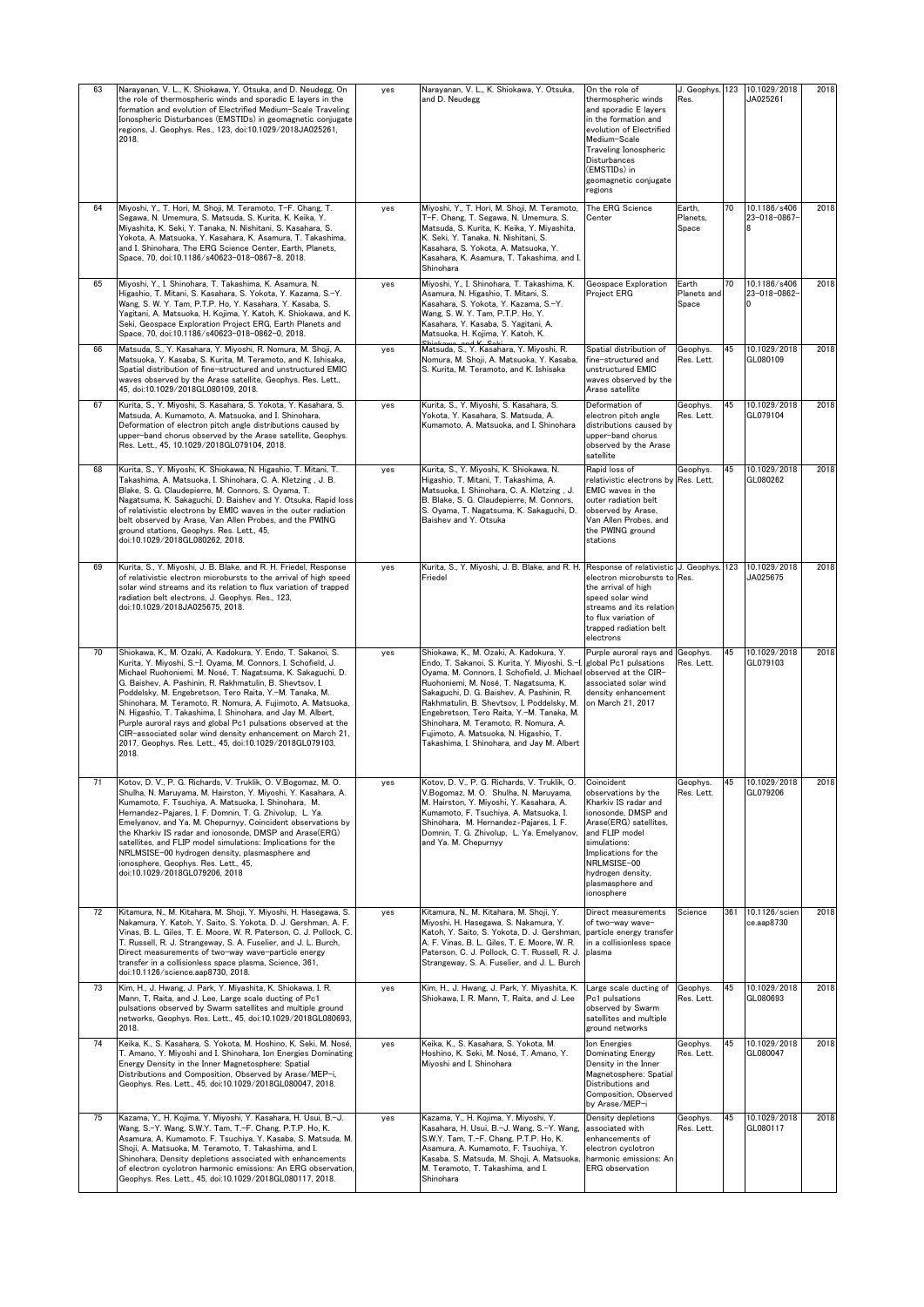| 63 | Narayanan, V. L., K. Shiokawa, Y. Otsuka, and D. Neudegg, On the role of thermospheric winds and sporadic E layers in the formation and evolution of Electrified Medium-Scale Traveling Ionospheric Disturbances (EMSTIDs) in geomagnetic conjugate regions, J. Geophys. Res., 123, doi:10.1029/2018JA025261, 2018. | yes | Narayanan, V. L., K. Shiokawa, Y. Otsuka, and D. Neudegg | On the role of thermospheric winds and sporadic E layers in the formation and evolution of Electrified Medium-Scale Traveling Ionospheric Disturbances (EMSTIDs) in geomagnetic conjugate regions | J. Geophys. Res. | 123 | 10.1029/2018JA025261 | 2018 |
|---|---|---|---|---|---|---|---|---|
| 64 | Miyoshi, Y., T. Hori, M. Shoji, M. Teramoto, T-F. Chang, T. Segawa, N. Umemura, S. Matsuda, S. Kurita, K. Keika, Y. Miyashita, K. Seki, Y. Tanaka, N. Nishitani, S. Kasahara, S. Yokota, A. Matsuoka, Y. Kasahara, K. Asamura, T. Takashima, and I. Shinohara, The ERG Science Center, Earth, Planets, Space, 70, doi:10.1186/s40623-018-0867-8, 2018. | yes | Miyoshi, Y., T. Hori, M. Shoji, M. Teramoto, T-F. Chang, T. Segawa, N. Umemura, S. Matsuda, S. Kurita, K. Keika, Y. Miyashita, K. Seki, Y. Tanaka, N. Nishitani, S. Kasahara, S. Yokota, A. Matsuoka, Y. Kasahara, K. Asamura, T. Takashima, and I. Shinohara | The ERG Science Center | Earth, Planets, Space | 70 | 10.1186/s40623-018-0867-8 | 2018 |
| 65 | Miyoshi, Y., I. Shinohara, T. Takashima, K. Asamura, N. Higashio, T. Mitani, S. Kasahara, S. Yokota, Y. Kazama, S.-Y. Wang, S. W. Y. Tam, P.T.P. Ho, Y. Kasahara, Y. Kasaba, S. Yagitani, A. Matsuoka, H. Kojima, Y. Katoh, K. Shiokawa, and K. Seki, Geospace Exploration Project ERG, Earth Planets and Space, 70, doi:10.1186/s40623-018-0862-0, 2018. | yes | Miyoshi, Y., I. Shinohara, T. Takashima, K. Asamura, N. Higashio, T. Mitani, S. Kasahara, S. Yokota, Y. Kazama, S.-Y. Wang, S. W. Y. Tam, P.T.P. Ho, Y. Kasahara, Y. Kasaba, S. Yagitani, A. Matsuoka, H. Kojima, Y. Katoh, K. Shiokawa, and K. Seki | Geospace Exploration Project ERG | Earth Planets and Space | 70 | 10.1186/s40623-018-0862-0 | 2018 |
| 66 | Matsuda, S., Y. Kasahara, Y. Miyoshi, R. Nomura, M. Shoji, A. Matsuoka, Y. Kasaba, S. Kurita, M. Teramoto, and K. Ishisaka, Spatial distribution of fine-structured and unstructured EMIC waves observed by the Arase satellite, Geophys. Res. Lett., 45, doi:10.1029/2018GL080109, 2018. | yes | Matsuda, S., Y. Kasahara, Y. Miyoshi, R. Nomura, M. Shoji, A. Matsuoka, Y. Kasaba, S. Kurita, M. Teramoto, and K. Ishisaka | Spatial distribution of fine-structured and unstructured EMIC waves observed by the Arase satellite | Geophys. Res. Lett. | 45 | 10.1029/2018GL080109 | 2018 |
| 67 | Kurita, S., Y. Miyoshi, S. Kasahara, S. Yokota, Y. Kasahara, S. Matsuda, A. Kumamoto, A. Matsuoka, and I. Shinohara, Deformation of electron pitch angle distributions caused by upper-band chorus observed by the Arase satellite, Geophys. Res. Lett., 45, 10.1029/2018GL079104, 2018. | yes | Kurita, S., Y. Miyoshi, S. Kasahara, S. Yokota, Y. Kasahara, S. Matsuda, A. Kumamoto, A. Matsuoka, and I. Shinohara | Deformation of electron pitch angle distributions caused by upper-band chorus observed by the Arase satellite | Geophys. Res. Lett. | 45 | 10.1029/2018GL079104 | 2018 |
| 68 | Kurita, S., Y. Miyoshi, K. Shiokawa, N. Higashio, T. Mitani, T. Takashima, A. Matsuoka, I. Shinohara, C. A. Kletzing , J. B. Blake, S. G. Claudepierre, M. Connors, S. Oyama, T. Nagatsuma, K. Sakaguchi, D. Baishev and Y. Otsuka, Rapid loss of relativistic electrons by EMIC waves in the outer radiation belt observed by Arase, Van Allen Probes, and the PWING ground stations, Geophys. Res. Lett., 45, doi:10.1029/2018GL080262, 2018. | yes | Kurita, S., Y. Miyoshi, K. Shiokawa, N. Higashio, T. Mitani, T. Takashima, A. Matsuoka, I. Shinohara, C. A. Kletzing , J. B. Blake, S. G. Claudepierre, M. Connors, S. Oyama, T. Nagatsuma, K. Sakaguchi, D. Baishev and Y. Otsuka | Rapid loss of relativistic electrons by EMIC waves in the outer radiation belt observed by Arase, Van Allen Probes, and the PWING ground stations | Geophys. Res. Lett. | 45 | 10.1029/2018GL080262 | 2018 |
| 69 | Kurita, S., Y. Miyoshi, J. B. Blake and R. H. Friedel, Response of relativistic electron microbursts to the arrival of high speed solar wind streams and its relation to flux variation of trapped radiation belt electrons, J. Geophys. Res., 123, doi:10.1029/2018JA025675, 2018. | yes | Kurita, S., Y. Miyoshi, J. B. Blake and R. H. Friedel | Response of relativistic electron microbursts to the arrival of high speed solar wind streams and its relation to flux variation of trapped radiation belt electrons | J. Geophys. Res. | 123 | 10.1029/2018JA025675 | 2018 |
| 70 | Shiokawa, K., M. Ozaki, A. Kadokura, Y. Endo, T. Sakanoi, S. Kurita, Y. Miyoshi, S.-I. Oyama, M. Connors, I. Schofield, J. Michael Ruohoniemi, M. Nosé, T. Nagatsuma, K. Sakaguchi, D. G. Baishev, A. Pashinin, R. Rakhmatulin, B. Shevtsov, I. Poddelsky, M. Engebretson, Tero Raita, Y.-M. Tanaka, M. Shinohara, M. Teramoto, R. Nomura, A. Fujimoto, A. Matsuoka, N. Higashio, T. Takashima, I. Shinohara, and Jay M. Albert, Purple auroral rays and global Pc1 pulsations observed at the CIR-associated solar wind density enhancement on March 21, 2017, Geophys. Res. Lett., 45, doi:10.1029/2018GL079103, 2018. | yes | Shiokawa, K., M. Ozaki, A. Kadokura, Y. Endo, T. Sakanoi, S. Kurita, Y. Miyoshi, S.-I. Oyama, M. Connors, I. Schofield, J. Michael Ruohoniemi, M. Nosé, T. Nagatsuma, K. Sakaguchi, D. G. Baishev, A. Pashinin, R. Rakhmatulin, B. Shevtsov, I. Poddelsky, M. Engebretson, Tero Raita, Y.-M. Tanaka, M. Shinohara, M. Teramoto, R. Nomura, A. Fujimoto, A. Matsuoka, N. Higashio, T. Takashima, I. Shinohara, and Jay M. Albert | Purple auroral rays and global Pc1 pulsations observed at the CIR-associated solar wind density enhancement on March 21, 2017 | Geophys. Res. Lett. | 45 | 10.1029/2018GL079103 | 2018 |
| 71 | Kotov, D. V., P. G. Richards, V. Truklik, O. V.Bogomaz, M. O. Shulha, N. Maruyama, M. Hairston, Y. Miyoshi, Y. Kasahara, A. Kumamoto, F. Tsuchiya, A. Matsuoka, I. Shinohara, M. Hernandez-Pajares, I. F. Domnin, T. G. Zhivolup, L. Ya. Emelyanov, and Ya. M. Chepurnyy, Coincident observations by the Kharkiv IS radar and ionosonde, DMSP and Arase(ERG) satellites, and FLIP model simulations: Implications for the NRLMSISE-00 hydrogen density, plasmasphere and ionosphere, Geophys. Res. Lett., 45, doi:10.1029/2018GL079206, 2018 | yes | Kotov, D. V., P. G. Richards, V. Truklik, O. V.Bogomaz, M. O. Shulha, N. Maruyama, M. Hairston, Y. Miyoshi, Y. Kasahara, A. Kumamoto, F. Tsuchiya, A. Matsuoka, I. Shinohara, M. Hernandez-Pajares, I. F. Domnin, T. G. Zhivolup, L. Ya. Emelyanov, and Ya. M. Chepurnyy | Coincident observations by the Kharkiv IS radar and ionosonde, DMSP and Arase(ERG) satellites, and FLIP model simulations: Implications for the NRLMSISE-00 hydrogen density, plasmasphere and ionosphere | Geophys. Res. Lett. | 45 | 10.1029/2018GL079206 | 2018 |
| 72 | Kitamura, N., M. Kitahara, M. Shoji, Y. Miyoshi, H. Hasegawa, S. Nakamura, Y. Katoh, Y. Saito, S. Yokota, D. J. Gershman, A. F. Vinas, B. L. Giles, T. E. Moore, W. R. Paterson, C. J. Pollock, C. T. Russell, R. J. Strangeway, S. A. Fuselier, and J. L. Burch, Direct measurements of two-way wave-particle energy transfer in a collisionless space plasma, Science, 361, doi:10.1126/science.aap8730, 2018. | yes | Kitamura, N., M. Kitahara, M. Shoji, Y. Miyoshi, H. Hasegawa, S. Nakamura, Y. Katoh, Y. Saito, S. Yokota, D. J. Gershman, A. F. Vinas, B. L. Giles, T. E. Moore, W. R. Paterson, C. J. Pollock, C. T. Russell, R. J. Strangeway, S. A. Fuselier and J. L. Burch | Direct measurements of two-way wave-particle energy transfer in a collisionless space plasma | Science | 361 | 10.1126/science.aap8730 | 2018 |
| 73 | Kim, H., J. Hwang, J. Park, Y. Miyashita, K. Shiokawa, I. R. Mann, T. Raita, and J. Lee, Large scale ducting of Pc1 pulsations observed by Swarm satellites and multiple ground networks, Geophys. Res. Lett., 45, doi:10.1029/2018GL080693, 2018. | yes | Kim, H., J. Hwang, J. Park, Y. Miyashita, K. Shiokawa, I. R. Mann, T. Raita, and J. Lee | Large scale ducting of Pc1 pulsations observed by Swarm satellites and multiple ground networks | Geophys. Res. Lett. | 45 | 10.1029/2018GL080693 | 2018 |
| 74 | Keika, K., S. Kasahara, S. Yokota, M. Hoshino, K. Seki, M. Nosé, T. Amano, Y. Miyoshi and I. Shinohara, Ion Energies Dominating Energy Density in the Inner Magnetosphere: Spatial Distributions and Composition, Observed by Arase/MEP-i, Geophys. Res. Lett., 45, doi:10.1029/2018GL080047, 2018. | yes | Keika, K., S. Kasahara, S. Yokota, M. Hoshino, K. Seki, M. Nosé, T. Amano, Y. Miyoshi and I. Shinohara | Ion Energies Dominating Energy Density in the Inner Magnetosphere: Spatial Distributions and Composition, Observed by Arase/MEP-i | Geophys. Res. Lett. | 45 | 10.1029/2018GL080047 | 2018 |
| 75 | Kazama, Y., H. Kojima, Y. Miyoshi, Y. Kasahara, H. Usui, B.-J. Wang, S.-Y. Wang, S.W.Y. Tam, T.-F. Chang, P.T.P. Ho, K. Asamura, A. Kumamoto, F. Tsuchiya, Y. Kasaba, S. Matsuda, M. Shoji, A. Matsuoka, M. Teramoto, T. Takashima, and I. Shinohara, Density depletions associated with enhancements of electron cyclotron harmonic emissions: An ERG observation, Geophys. Res. Lett., 45, doi:10.1029/2018GL080117, 2018. | yes | Kazama, Y., H. Kojima, Y. Miyoshi, Y. Kasahara, H. Usui, B.-J. Wang, S.-Y. Wang, S.W.Y. Tam, T.-F. Chang, P.T.P. Ho, K. Asamura, A. Kumamoto, F. Tsuchiya, Y. Kasaba, S. Matsuda, M. Shoji, A. Matsuoka, M. Teramoto, T. Takashima, and I. Shinohara | Density depletions associated with enhancements of electron cyclotron harmonic emissions: An ERG observation | Geophys. Res. Lett. | 45 | 10.1029/2018GL080117 | 2018 |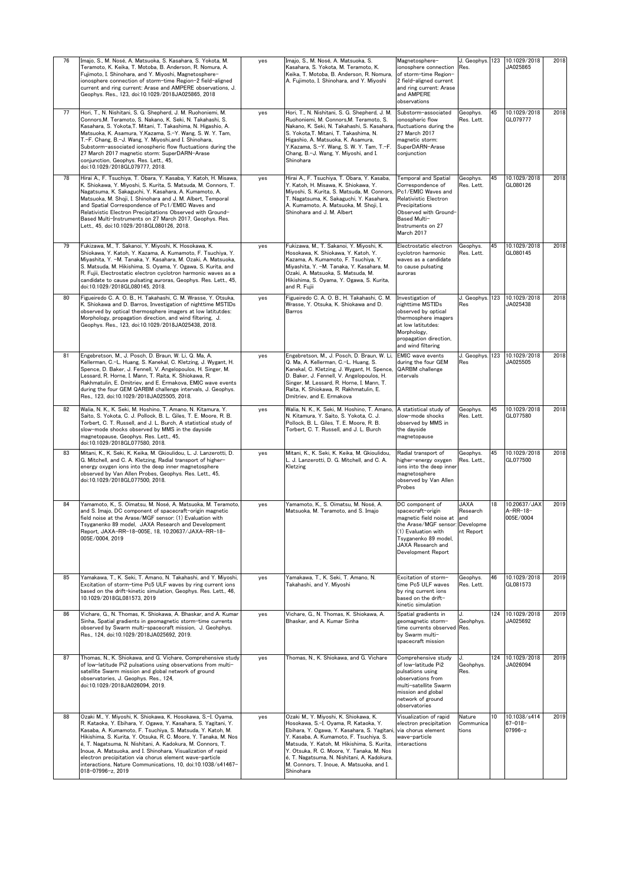| 76 | Imajo, S., M. Nosé, A. Matsuoka, S. Kasahara, S. Yokota, M. Teramoto, K. Keika, T. Motoba, B. Anderson, R. Nomura, A. Fujimoto, I. Shinohara, and Y. Miyoshi, Magnetosphere-ionosphere connection of storm-time Region-2 field-aligned current and ring current: Arase and AMPERE observations, J. Geophys. Res., 123, doi:10.1029/2018JA025865, 2018 | yes | Imajo, S., M. Nosé, A. Matsuoka, S. Kasahara, S. Yokota, M. Teramoto, K. Keika, T. Motoba, B. Anderson, R. Nomura, A. Fujimoto, I. Shinohara, and Y. Miyoshi | Magnetosphere-ionosphere connection of storm-time Region-2 field-aligned current and ring current: Arase and AMPERE observations | J. Geophys. Res. | 123 | 10.1029/2018JA025865 | 2018 |
|---|---|---|---|---|---|---|---|---|
| 77 | Hori, T., N. Nishitani, S. G. Shepherd, J. M. Ruohoniemi, M. Connors,M. Teramoto, S. Nakano, K. Seki, N. Takahashi, S. Kasahara, S. Yokota,T. Mitani, T. Takashima, N. Higashio, A. Matsuoka, K. Asamura, Y.Kazama, S.-Y. Wang, S. W. Y. Tam, T.-F. Chang, B.-J. Wang, Y. Miyoshi,and I. Shinohara, Substorm-associated ionospheric flow fluctuations during the 27 March 2017 magnetic storm: SuperDARN-Arase conjunction, Geophys. Res. Lett., 45, doi:10.1029/2018GL079777, 2018. | yes | Hori, T., N. Nishitani, S. G. Shepherd, J. M. Ruohoniemi, M. Connors,M. Teramoto, S. Nakano, K. Seki, N. Takahashi, S. Kasahara, S. Yokota,T. Mitani, T. Takashima, N. Higashio, A. Matsuoka, K. Asamura, Y.Kazama, S.-Y. Wang, S. W. Y. Tam, T.-F. Chang, B.-J. Wang, Y. Miyoshi, and I. Shinohara | Substorm-associated ionospheric flow fluctuations during the 27 March 2017 magnetic storm: SuperDARN-Arase conjunction | Geophys. Res. Lett. | 45 | 10.1029/2018GL079777 | 2018 |
| 78 | Hirai A., F. Tsuchiya, T. Obara, Y. Kasaba, Y. Katoh, H. Misawa, K. Shiokawa, Y. Miyoshi, S. Kurita, S. Matsuda, M. Connors, T. Nagatsuma, K. Sakaguchi, Y. Kasahara, A. Kumamoto, A. Matsuoka, M. Shoji, I. Shinohara and J. M. Albert, Temporal and Spatial Correspondence of Pc1/EMIC Waves and Relativistic Electron Precipitations Observed with Ground-Based Multi-Instruments on 27 March 2017, Geophys. Res. Lett., 45, doi:10.1029/2018GL080126, 2018. | yes | Hirai A., F. Tsuchiya, T. Obara, Y. Kasaba, Y. Katoh, H. Misawa, K. Shiokawa, Y. Miyoshi, S. Kurita, S. Matsuda, M. Connors, T. Nagatsuma, K. Sakaguchi, Y. Kasahara, A. Kumamoto, A. Matsuoka, M. Shoji, I. Shinohara and J. M. Albert | Temporal and Spatial Correspondence of Pc1/EMIC Waves and Relativistic Electron Precipitations Observed with Ground-Based Multi-Instruments on 27 March 2017 | Geophys. Res. Lett. | 45 | 10.1029/2018GL080126 | 2018 |
| 79 | Fukizawa, M., T. Sakanoi, Y. Miyoshi, K. Hosokawa, K. Shiokawa, Y. Katoh, Y. Kazama, A. Kumamoto, F. Tsuchiya, Y. Miyashita, Y. -M. Tanaka, Y. Kasahara, M. Ozaki, A. Matsuoka, S. Matsuda, M. Hikishima, S. Oyama, Y. Ogawa, S. Kurita, and R. Fujii, Electrostatic electron cyclotron harmonic waves as a candidate to cause pulsating auroras, Geophys. Res. Lett., 45, doi:10.1029/2018GL080145, 2018. | yes | Fukizawa, M., T. Sakanoi, Y. Miyoshi, K. Hosokawa, K. Shiokawa, Y. Katoh, Y. Kazama, A. Kumamoto, F. Tsuchiya, Y. Miyashita, Y. -M. Tanaka, Y. Kasahara, M. Ozaki, A. Matsuoka, S. Matsuda, M. Hikishima, S. Oyama, Y. Ogawa, S. Kurita, and R. Fujii | Electrostatic electron cyclotron harmonic waves as a candidate to cause pulsating auroras | Geophys. Res. Lett. | 45 | 10.1029/2018GL080145 | 2018 |
| 80 | Figueiredo C. A. O. B., H. Takahashi, C. M. Wrasse, Y. Otsuka, K. Shiokawa and D. Barros, Investigation of nighttime MSTIDs observed by optical thermosphere imagers at low latitutdes: Morphology, propagation direction, and wind filtering, J. Geophys. Res., 123, doi:10.1029/2018JA025438, 2018. | yes | Figueiredo C. A. O. B., H. Takahashi, C. M. Wrasse, Y. Otsuka, K. Shiokawa and D. Barros | Investigation of nighttime MSTIDs observed by optical thermosphere imagers at low latitutdes: Morphology, propagation direction, and wind filtering | J. Geophys. Res | 123 | 10.1029/2018JA025438 | 2018 |
| 81 | Engebretson, M., J. Posch, D. Braun, W. Li, Q. Ma, A. Kellerman, C.-L. Huang, S. Kanekal, C. Kletzing, J. Wygant, H. Spence, D. Baker, J. Fennell, V. Angelopoulos, H. Singer, M. Lessard, R. Horne, I. Mann, T. Raita, K. Shiokawa, R. Rakhmatulin, E. Dmitriev, and E. Ermakova, EMIC wave events during the four GEM QARBM challenge intervals, J. Geophys. Res., 123, doi:10.1029/2018JA025505, 2018. | yes | Engebretson, M., J. Posch, D. Braun, W. Li, Q. Ma, A. Kellerman, C.-L. Huang, S. Kanekal, C. Kletzing, J. Wygant, H. Spence, D. Baker, J. Fennell, V. Angelopoulos, H. Singer, M. Lessard, R. Horne, I. Mann, T. Raita, K. Shiokawa, R. Rakhmatulin, E. Dmitriev, and E. Ermakova | EMIC wave events during the four GEM QARBM challenge intervals | J. Geophys. Res | 123 | 10.1029/2018JA025505 | 2018 |
| 82 | Walia, N. K., K. Seki, M. Hoshino, T. Amano, N. Kitamura, Y. Saito, S. Yokota, C. J. Pollock, B. L. Giles, T. E. Moore, R. B. Torbert, C. T. Russell, and J. L. Burch, A statistical study of slow-mode shocks observed by MMS in the dayside magnetopause, Geophys. Res. Lett., 45, doi:10.1029/2018GL077580, 2018. | yes | Walia, N. K., K. Seki, M. Hoshino, T. Amano, N. Kitamura, Y. Saito, S. Yokota, C. J. Pollock, B. L. Giles, T. E. Moore, R. B. Torbert, C. T. Russell, and J. L. Burch | A statistical study of slow-mode shocks observed by MMS in the dayside magnetopause | Geophys. Res. Lett. | 45 | 10.1029/2018GL077580 | 2018 |
| 83 | Mitani, K., K. Seki, K. Keika, M. Gkioulidou, L. J. Lanzerotti, D. G. Mitchell, and C. A. Kletzing, Radial transport of higher-energy oxygen ions into the deep inner magnetosphere observed by Van Allen Probes, Geophys. Res. Lett., 45, doi:10.1029/2018GL077500, 2018. | yes | Mitani, K., K. Seki, K. Keika, M. Gkioulidou, L. J. Lanzerotti, D. G. Mitchell, and C. A. Kletzing | Radial transport of higher-energy oxygen ions into the deep inner magnetosphere observed by Van Allen Probes | Geophys. Res. Lett., | 45 | 10.1029/2018GL077500 | 2018 |
| 84 | Yamamoto, K., S. Oimatsu, M. Nosé, A. Matsuoka, M. Teramoto, and S. Imajo, DC component of spacecraft-origin magnetic field noise at the Arase/MGF sensor: (1) Evaluation with Tsyganenko 89 model, JAXA Research and Development Report, JAXA-RR-18-005E, 18, 10.20637/JAXA-RR-18-005E/0004, 2019 | yes | Yamamoto, K., S. Oimatsu, M. Nosé, A. Matsuoka, M. Teramoto, and S. Imajo | DC component of spacecraft-origin magnetic field noise at the Arase/MGF sensor: (1) Evaluation with Tsyganenko 89 model, JAXA Research and Development Report | JAXA Research and Development Report | 18 | 10.20637/JAXA-RR-18-005E/0004 | 2019 |
| 85 | Yamakawa, T., K. Seki, T. Amano, N. Takahashi, and Y. Miyoshi, Excitation of storm-time Pc5 ULF waves by ring current ions based on the drift-kinetic simulation, Geophys. Res. Lett., 46, 10.1029/2018GL081573, 2019 | yes | Yamakawa, T., K. Seki, T. Amano, N. Takahashi, and Y. Miyoshi | Excitation of storm-time Pc5 ULF waves by ring current ions based on the drift-kinetic simulation | Geophys. Res. Lett. | 46 | 10.1029/2018GL081573 | 2019 |
| 86 | Vichare, G., N. Thomas, K. Shiokawa, A. Bhaskar, and A. Kumar Sinha, Spatial gradients in geomagnetic storm-time currents observed by Swarm multi-spacecraft mission, J. Geohphys. Res., 124, doi:10.1029/2018JA025692, 2019. | yes | Vichare, G., N. Thomas, K. Shiokawa, A. Bhaskar, and A. Kumar Sinha | Spatial gradients in geomagnetic storm-time currents observed by Swarm multi-spacecraft mission | J. Geohphys. Res. | 124 | 10.1029/2018JA025692 | 2019 |
| 87 | Thomas, N., K. Shiokawa, and G. Vichare, Comprehensive study of low-latitude Pi2 pulsations using observations from multi-satellite Swarm mission and global network of ground observatories, J. Geophys. Res., 124, doi:10.1029/2018JA026094, 2019. | yes | Thomas, N., K. Shiokawa, and G. Vichare | Comprehensive study of low-latitude Pi2 pulsations using observations from multi-satellite Swarm mission and global network of ground observatories | J. Geohphys. Res. | 124 | 10.1029/2018JA026094 | 2019 |
| 88 | Ozaki M., Y. Miyoshi, K. Shiokawa, K. Hosokawa, S.-I. Oyama, R. Kataoka, Y. Ebihara, Y. Ogawa, Y. Kasahara, S. Yagitani, Y. Kasaba, A. Kumamoto, F. Tsuchiya, S. Matsuda, Y. Katoh, M. Hikishima, S. Kurita, Y. Otsuka, R. C. Moore, Y. Tanaka, M. Nosé, T. Nagatsuma, N. Nishitani, A. Kadokura, M. Connors, T. Inoue, A. Matsuoka, and I. Shinohara, Visualization of rapid electron precipitation via chorus element wave-particle interactions, Nature Communications, 10, doi:10.1038/s41467-018-07996-z, 2019 | yes | Ozaki M., Y. Miyoshi, K. Shiokawa, K. Hosokawa, S.-I. Oyama, R. Kataoka, Y. Ebihara, Y. Ogawa, Y. Kasahara, S. Yagitani, Y. Kasaba, A. Kumamoto, F. Tsuchiya, S. Matsuda, Y. Katoh, M. Hikishima, S. Kurita, Y. Otsuka, R. C. Moore, Y. Tanaka, M. Nosé, T. Nagatsuma, N. Nishitani, A. Kadokura, M. Connors, T. Inoue, A. Matsuoka, and I. Shinohara | Visualization of rapid electron precipitation via chorus element wave-particle interactions | Nature Communications | 10 | 10.1038/s41467-018-07996-z | 2019 |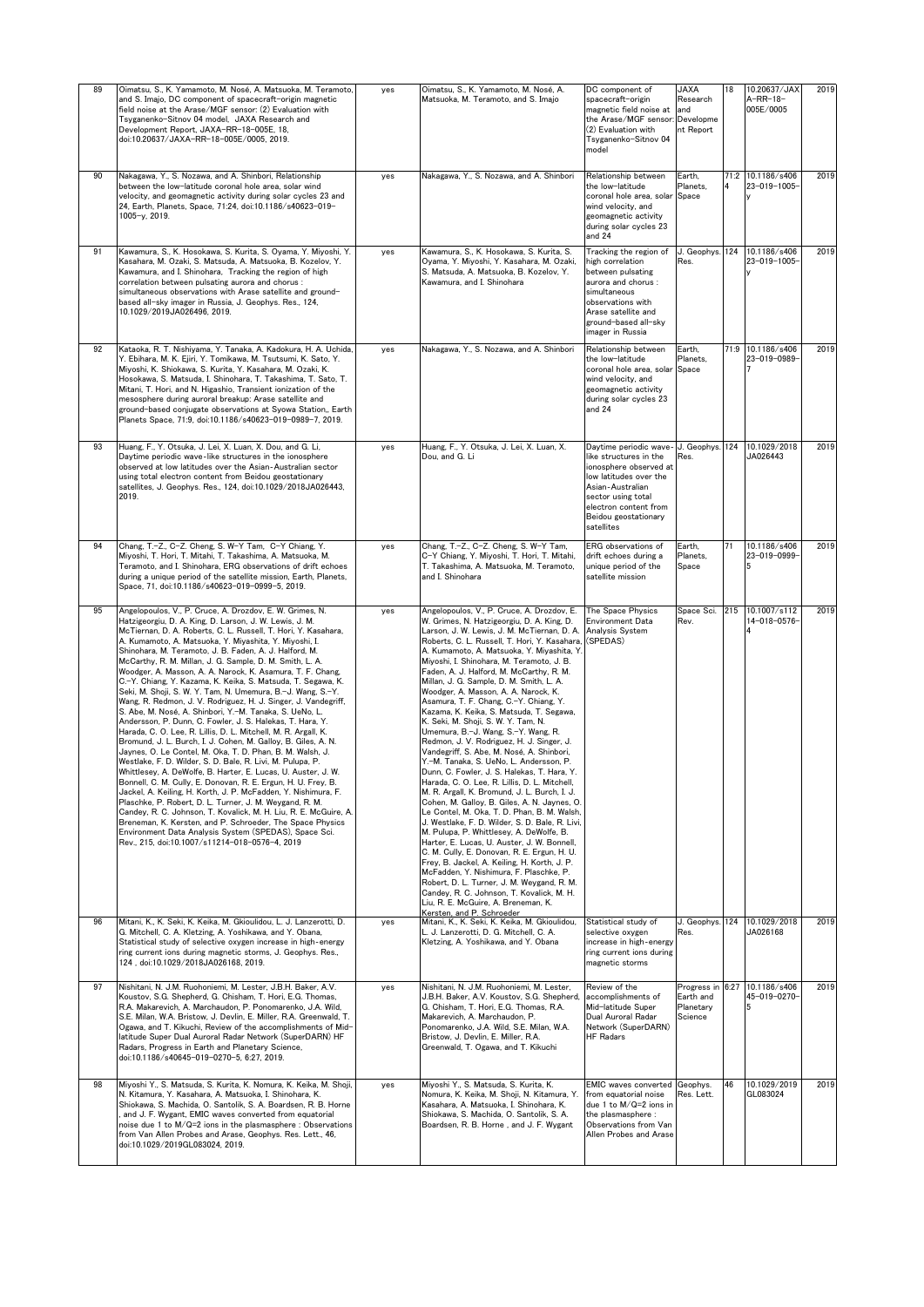| 89 | Oimatsu, S., K. Yamamoto, M. Nosé, A. Matsuoka, M. Teramoto, and S. Imajo, DC component of spacecraft-origin magnetic field noise at the Arase/MGF sensor: (2) Evaluation with Tsyganenko-Sitnov 04 model, JAXA Research and Development Report, JAXA-RR-18-005E, 18, doi:10.20637/JAXA-RR-18-005E/0005, 2019. | yes | Oimatsu, S., K. Yamamoto, M. Nosé, A. Matsuoka, M. Teramoto, and S. Imajo | DC component of spacecraft-origin magnetic field noise at the Arase/MGF sensor: (2) Evaluation with Tsyganenko-Sitnov 04 model | JAXA Research and Development Report | 18 | 10.20637/JAXA-RR-18-005E/0005 | 2019 |
|---|---|---|---|---|---|---|---|---|
| 90 | Nakagawa, Y., S. Nozawa, and A. Shinbori, Relationship between the low-latitude coronal hole area, solar wind velocity, and geomagnetic activity during solar cycles 23 and 24, Earth, Planets, Space, 71:24, doi:10.1186/s40623-019-1005-y, 2019. | yes | Nakagawa, Y., S. Nozawa, and A. Shinbori | Relationship between the low-latitude coronal hole area, solar wind velocity, and geomagnetic activity during solar cycles 23 and 24 | Earth, Planets, Space | 71:24 | 10.1186/s40623-019-1005-y | 2019 |
| 91 | Kawamura, S., K. Hosokawa, S. Kurita, S. Oyama, Y. Miyoshi, Y. Kasahara, M. Ozaki, S. Matsuda, A. Matsuoka, B. Kozelov, Y. Kawamura, and I. Shinohara, Tracking the region of high correlation between pulsating aurora and chorus : simultaneous observations with Arase satellite and ground-based all-sky imager in Russia, J. Geophys. Res., 124, 10.1029/2019JA026496, 2019. | yes | Kawamura, S., K. Hosokawa, S. Kurita, S. Oyama, Y. Miyoshi, Y. Kasahara, M. Ozaki, S. Matsuda, A. Matsuoka, B. Kozelov, Y. Kawamura, and I. Shinohara | Tracking the region of high correlation between pulsating aurora and chorus : simultaneous observations with Arase satellite and ground-based all-sky imager in Russia | J. Geophys. Res. | 124 | 10.1186/s40623-019-1005-y | 2019 |
| 92 | Kataoka, R. T. Nishiyama, Y. Tanaka, A. Kadokura, H. A. Uchida, Y. Ebihara, M. K. Ejiri, Y. Tomikawa, M. Tsutsumi, K. Sato, Y. Miyoshi, K. Shiokawa, S. Kurita, Y. Kasahara, M. Ozaki, K. Hosokawa, S. Matsuda, I. Shinohara, T. Takashima, T. Sato, T. Mitani, T. Hori, and N. Higashio, Transient ionization of the mesosphere during auroral breakup: Arase satellite and ground-based conjugate observations at Syowa Station,, Earth Planets Space, 71:9, doi:10.1186/s40623-019-0989-7, 2019. | yes | Nakagawa, Y., S. Nozawa, and A. Shinbori | Relationship between the low-latitude coronal hole area, solar wind velocity, and geomagnetic activity during solar cycles 23 and 24 | Earth, Planets, Space | 71:9 | 10.1186/s40623-019-0989-7 | 2019 |
| 93 | Huang, F., Y. Otsuka, J. Lei, X. Luan, X. Dou, and G. Li, Daytime periodic wave-like structures in the ionosphere observed at low latitudes over the Asian-Australian sector using total electron content from Beidou geostationary satellites, J. Geophys. Res., 124, doi:10.1029/2018JA026443, 2019. | yes | Huang, F., Y. Otsuka, J. Lei, X. Luan, X. Dou, and G. Li | Daytime periodic wave-like structures in the ionosphere observed at low latitudes over the Asian-Australian sector using total electron content from Beidou geostationary satellites | J. Geophys. Res. | 124 | 10.1029/2018JA026443 | 2019 |
| 94 | Chang, T.-Z., C-Z. Cheng, S. W-Y Tam, C-Y Chiang, Y. Miyoshi, T. Hori, T. Mitahi, T. Takashima, A. Matsuoka, M. Teramoto, and I. Shinohara, ERG observations of drift echoes during a unique period of the satellite mission, Earth, Planets, Space, 71, doi:10.1186/s40623-019-0999-5, 2019. | yes | Chang, T.-Z., C-Z. Cheng, S. W-Y Tam, C-Y Chiang, Y. Miyoshi, T. Hori, T. Mitahi, T. Takashima, A. Matsuoka, M. Teramoto, and I. Shinohara | ERG observations of drift echoes during a unique period of the satellite mission | Earth, Planets, Space | 71 | 10.1186/s40623-019-0999-5 | 2019 |
| 95 | Angelopoulos, V., P. Cruce, A. Drozdov, E. W. Grimes, N. Hatzigeorgiu, D. A. King, D. Larson, J. W. Lewis, J. M. McTiernan, D. A. Roberts, C. L. Russell, T. Hori, Y. Kasahara, A. Kumamoto, A. Matsuoka, Y. Miyashita, Y. Miyoshi, I. Shinohara, M. Teramoto, J. B. Faden, A. J. Halford, M. McCarthy, R. M. Millan, J. G. Sample, D. M. Smith, L. A. Woodger, A. Masson, A. A. Narock, K. Asamura, T. F. Chang, C.-Y. Chiang, Y. Kazama, K. Keika, S. Matsuda, T. Segawa, K. Seki, M. Shoji, S. W. Y. Tam, N. Umemura, B.-J. Wang, S.-Y. Wang, R. Redmon, J. V. Rodriguez, H. J. Singer, J. Vandegriff, S. Abe, M. Nosé, A. Shinbori, Y.-M. Tanaka, S. UeNo, L. Andersson, P. Dunn, C. Fowler, J. S. Halekas, T. Hara, Y. Harada, C. O. Lee, R. Lillis, D. L. Mitchell, M. R. Argall, K. Bromund, J. L. Burch, I. J. Cohen, M. Galloy, B. Giles, A. N. Jaynes, O. Le Contel, M. Oka, T. D. Phan, B. M. Walsh, J. Westlake, F. D. Wilder, S. D. Bale, R. Livi, M. Pulupa, P. Whittlesey, A. DeWolfe, B. Harter, E. Lucas, U. Auster, J. W. Bonnell, C. M. Cully, E. Donovan, R. E. Ergun, H. U. Frey, B. Jackel, A. Keiling, H. Korth, J. P. McFadden, Y. Nishimura, F. Plaschke, P. Robert, D. L. Turner, J. M. Weygand, R. M. Candey, R. C. Johnson, T. Kovalick, M. H. Liu, R. E. McGuire, A. Breneman, K. Kersten, and P. Schroeder, The Space Physics Environment Data Analysis System (SPEDAS), Space Sci. Rev., 215, doi:10.1007/s11214-018-0576-4, 2019 | yes | Angelopoulos, V., P. Cruce, A. Drozdov, E. W. Grimes, N. Hatzigeorgiu, D. A. King, D. Larson, J. W. Lewis, J. M. McTiernan, D. A. Roberts, C. L. Russell, T. Hori, Y. Kasahara, A. Kumamoto, A. Matsuoka, Y. Miyashita, Y. Miyoshi, I. Shinohara, M. Teramoto, J. B. Faden, A. J. Halford, M. McCarthy, R. M. Millan, J. G. Sample, D. M. Smith, L. A. Woodger, A. Masson, A. A. Narock, K. Asamura, T. F. Chang, C.-Y. Chiang, Y. Kazama, K. Keika, S. Matsuda, T. Segawa, K. Seki, M. Shoji, S. W. Y. Tam, N. Umemura, B.-J. Wang, S.-Y. Wang, R. Redmon, J. V. Rodriguez, H. J. Singer, J. Vandegriff, S. Abe, M. Nosé, A. Shinbori, Y.-M. Tanaka, S. UeNo, L. Andersson, P. Dunn, C. Fowler, J. S. Halekas, T. Hara, Y. Harada, C. O. Lee, R. Lillis, D. L. Mitchell, M. R. Argall, K. Bromund, J. L. Burch, I. J. Cohen, M. Galloy, B. Giles, A. N. Jaynes, O. Le Contel, M. Oka, T. D. Phan, B. M. Walsh, J. Westlake, F. D. Wilder, S. D. Bale, R. Livi, M. Pulupa, P. Whittlesey, A. DeWolfe, B. Harter, E. Lucas, U. Auster, J. W. Bonnell, C. M. Cully, E. Donovan, R. E. Ergun, H. U. Frey, B. Jackel, A. Keiling, H. Korth, J. P. McFadden, Y. Nishimura, F. Plaschke, P. Robert, D. L. Turner, J. M. Weygand, R. M. Candey, R. C. Johnson, T. Kovalick, M. H. Liu, R. E. McGuire, A. Breneman, K. Kersten, and P. Schroeder | The Space Physics Environment Data Analysis System (SPEDAS) | Space Sci. Rev. | 215 | 10.1007/s11214-018-0576-4 | 2019 |
| 96 | Mitani, K., K. Seki, K. Keika, M. Gkioulidou, L. J. Lanzerotti, D. G. Mitchell, C. A. Kletzing, A. Yoshikawa, and Y. Obana, Statistical study of selective oxygen increase in high-energy ring current ions during magnetic storms, J. Geophys. Res., 124 , doi:10.1029/2018JA026168, 2019. | yes | Mitani, K., K. Seki, K. Keika, M. Gkioulidou, L. J. Lanzerotti, D. G. Mitchell, C. A. Kletzing, A. Yoshikawa, and Y. Obana | Statistical study of selective oxygen increase in high-energy ring current ions during magnetic storms | J. Geophys. Res. | 124 | 10.1029/2018JA026168 | 2019 |
| 97 | Nishitani, N. J.M. Ruohoniemi, M. Lester, J.B.H. Baker, A.V. Koustov, S.G. Shepherd, G. Chisham, T. Hori, E.G. Thomas, R.A. Makarevich, A. Marchaudon, P. Ponomarenko, J.A. Wild, S.E. Milan, W.A. Bristow, J. Devlin, E. Miller, R.A. Greenwald, T. Ogawa, and T. Kikuchi, Review of the accomplishments of Mid-latitude Super Dual Auroral Radar Network (SuperDARN) HF Radars, Progress in Earth and Planetary Science, doi:10.1186/s40645-019-0270-5, 6:27, 2019. | yes | Nishitani, N. J.M. Ruohoniemi, M. Lester, J.B.H. Baker, A.V. Koustov, S.G. Shepherd, G. Chisham, T. Hori, E.G. Thomas, R.A. Makarevich, A. Marchaudon, P. Ponomarenko, J.A. Wild, S.E. Milan, W.A. Bristow, J. Devlin, E. Miller, R.A. Greenwald, T. Ogawa, and T. Kikuchi | Review of the accomplishments of Mid-latitude Super Dual Auroral Radar Network (SuperDARN) HF Radars | Progress in Earth and Planetary Science | 6:27 | 10.1186/s40645-019-0270-5 | 2019 |
| 98 | Miyoshi Y., S. Matsuda, S. Kurita, K. Nomura, K. Keika, M. Shoji, N. Kitamura, Y. Kasahara, A. Matsuoka, I. Shinohara, K. Shiokawa, S. Machida, O. Santolik, S. A. Boardsen, R. B. Horne , and J. F. Wygant, EMIC waves converted from equatorial noise due to M/Q=2 ions in the plasmasphere : Observations from Van Allen Probes and Arase, Geophys. Res. Lett., 46, doi:10.1029/2019GL083024, 2019. | yes | Miyoshi Y., S. Matsuda, S. Kurita, K. Nomura, K. Keika, M. Shoji, N. Kitamura, Y. Kasahara, A. Matsuoka, I. Shinohara, K. Shiokawa, S. Machida, O. Santolik, S. A. Boardsen, R. B. Horne , and J. F. Wygant | EMIC waves converted from equatorial noise due to M/Q=2 ions in the plasmasphere : Observations from Van Allen Probes and Arase | Geophys. Res. Lett. | 46 | 10.1029/2019GL083024 | 2019 |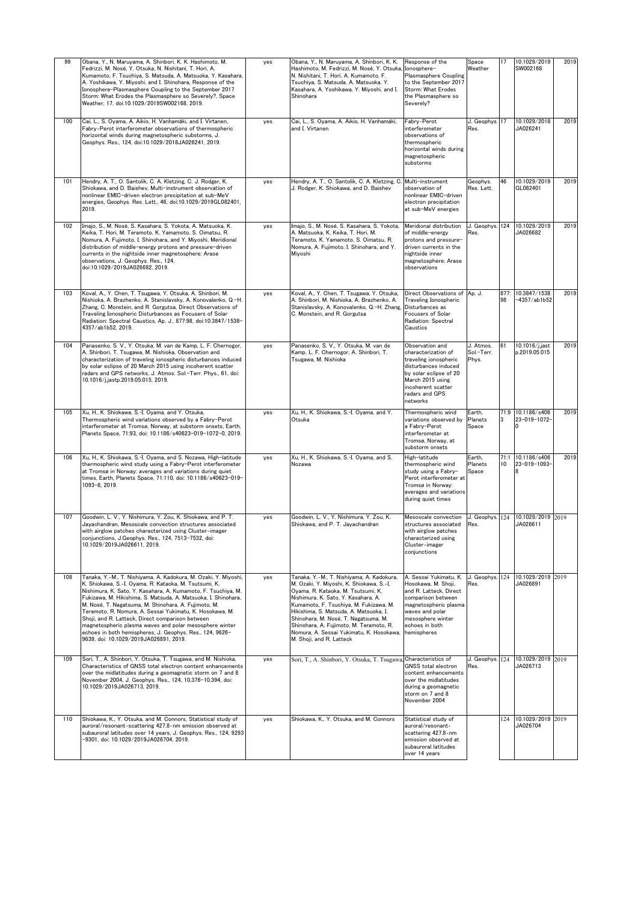| 99 | Obana, Y., N. Maruyama, A. Shinbori, K. K. Hashimoto, M. Fedrizzi, M. Nosé, Y. Otsuka, N. Nishitani, T. Hori, A. Kumamoto, F. Tsuchiya, S. Matsuda, A. Matsuoka, Y. Kasahara, A. Yoshikawa, Y. Miyoshi, and I. Shinohara, Response of the Ionosphere-Plasmasphere Coupling to the September 2017 Storm: What Erodes the Plasmasphere so Severely?, Space Weather, 17, doi:10.1029/2019SW002168, 2019. | yes | Obana, Y., N. Maruyama, A. Shinbori, K. K. Hashimoto, M. Fedrizzi, M. Nosé, Y. Otsuka, N. Nishitani, T. Hori, A. Kumamoto, F. Tsuchiya, S. Matsuda, A. Matsuoka, Y. Kasahara, A. Yoshikawa, Y. Miyoshi, and I. Shinohara | Response of the Ionosphere-Plasmasphere Coupling to the September 2017 Storm: What Erodes the Plasmasphere so Severely? | Space Weather | 17 | 10.1029/2019SW002168 | 2019 |
|---|---|---|---|---|---|---|---|---|
| 100 | Cai, L., S. Oyama, A. Aikio, H. Vanhamäki, and I. Virtanen, Fabry-Perot interferometer observations of thermospheric horizontal winds during magnetospheric substorms, J. Geophys. Res., 124, doi:10.1029/2018JA026241, 2019. | yes | Cai, L., S. Oyama, A. Aikio, H. Vanhamäki, and I. Virtanen | Fabry-Perot interferometer observations of thermospheric horizontal winds during magnetospheric substorms | J. Geophys. Res. | 17 | 10.1029/2018JA026241 | 2019 |
| 101 | Hendry, A. T., O. Santolík, C. A. Kletzing, C. J. Rodger, K. Shiokawa, and D. Baishev, Multi-instrument observation of nonlinear EMIC-driven electron precipitation at sub-MeV energies, Geophys. Res. Lett., 46, doi:10.1029/2019GL082401, 2019. | yes | Hendry, A. T., O. Santolík, C. A. Kletzing, C. J. Rodger, K. Shiokawa, and D. Baishev | Multi-instrument observation of nonlinear EMIC-driven electron precipitation at sub-MeV energies | Geophys. Res. Lett. | 46 | 10.1029/2019GL082401 | 2019 |
| 102 | Imajo, S., M. Nosé, S. Kasahara, S. Yokota, A. Matsuoka, K. Keika, T. Hori, M. Teramoto, K. Yamamoto, S. Oimatsu, R. Nomura, A. Fujimoto, I. Shinohara, and Y. Miyoshi, Meridional distribution of middle-energy protons and pressure-driven currents in the nightside inner magnetosphere: Arase observations, J. Geophys. Res., 124, doi:10.1029/2019JA026682, 2019. | yes | Imajo, S., M. Nosé, S. Kasahara, S. Yokota, A. Matsuoka, K. Keika, T. Hori, M. Teramoto, K. Yamamoto, S. Oimatsu, R. Nomura, A. Fujimoto, I. Shinohara, and Y. Miyoshi | Meridional distribution of middle-energy protons and pressure-driven currents in the nightside inner magnetosphere: Arase observations | J. Geophys. Res. | 124 | 10.1029/2019JA026682 | 2019 |
| 103 | Koval, A., Y. Chen, T. Tsugawa, Y. Otsuka, A. Shinbori, M. Nishioka, A. Brazhenko, A. Stanislavsky, A. Konovalenko, Q.-H. Zhang, C. Monstein, and R. Gorgutsa, Direct Observations of Traveling Ionospheric Disturbances as Focusers of Solar Radiation: Spectral Caustics, Ap. J., 877:98, doi:10.3847/1538-4357/ab1b52, 2019. | yes | Koval, A., Y. Chen, T. Tsugawa, Y. Otsuka, A. Shinbori, M. Nishioka, A. Brazhenko, A. Stanislavsky, A. Konovalenko, Q.-H. Zhang, C. Monstein, and R. Gorgutsa | Direct Observations of Traveling Ionospheric Disturbances as Focusers of Solar Radiation: Spectral Caustics | Ap. J. | 877:98 | 10.3847/1538-4357/ab1b52 | 2019 |
| 104 | Panasenko, S. V., Y. Otsuka, M. van de Kamp, L. F. Chernogor, A. Shinbori, T. Tsugawa, M. Nishioka, Observation and characterization of traveling ionospheric disturbances induced by solar eclipse of 20 March 2015 using incoherent scatter radars and GPS networks, J. Atmos. Sol.-Terr. Phys., 61, doi: 10.1016/j.jastp.2019.05.015, 2019. | yes | Panasenko, S. V., Y. Otsuka, M. van de Kamp, L. F. Chernogor, A. Shinbori, T. Tsugawa, M. Nishioka | Observation and characterization of traveling ionospheric disturbances induced by solar eclipse of 20 March 2015 using incoherent scatter radars and GPS networks | J. Atmos. Sol.-Terr. Phys. | 61 | 10.1016/j.jastp.2019.05.015 | 2019 |
| 105 | Xu, H., K. Shiokawa, S.-I. Oyama, and Y. Otsuka, Thermospheric wind variations observed by a Fabry-Perot interferometer at Tromsø, Norway, at substorm onsets, Earth, Planets Space, 71:93, doi: 10.1186/s40623-019-1072-0, 2019. | yes | Xu, H., K. Shiokawa, S.-I. Oyama, and Y. Otsuka | Thermospheric wind variations observed by a Fabry-Perot interferometer at Tromsø, Norway, at substorm onsets | Earth, Planets Space | 71:93 | 10.1186/s40623-019-1072-0 | 2019 |
| 106 | Xu, H., K. Shiokawa, S.-I. Oyama, and S. Nozawa, High-latitude thermospheric wind study using a Fabry-Perot interferometer at Tromsø in Norway: averages and variations during quiet times, Earth, Planets Space, 71:110, doi: 10.1186/s40623-019-1093-8, 2019. | yes | Xu, H., K. Shiokawa, S.-I. Oyama, and S. Nozawa | High-latitude thermospheric wind study using a Fabry-Perot interferometer at Tromsø in Norway: averages and variations during quiet times | Earth, Planets Space | 71:110 | 10.1186/s40623-019-1093-8 | 2019 |
| 107 | Goodwin, L. V., Y. Nishimura, Y. Zou, K. Shiokawa, and P. T. Jayachandran, Mesoscale convection structures associated with airglow patches characterized using Cluster-imager conjunctions, J.Geophys. Res., 124, 7513-7532, doi: 10.1029/2019JA026611, 2019. | yes | Goodwin, L. V., Y. Nishimura, Y. Zou, K. Shiokawa, and P. T. Jayachandran | Mesoscale convection structures associated with airglow patches characterized using Cluster-imager conjunctions | J. Geophys. Res. | 124 | 10.1029/2019JA026611 | 2019 |
| 108 | Tanaka, Y.-M., T. Nishiyama, A. Kadokura, M. Ozaki, Y. Miyoshi, K. Shiokawa, S.-I. Oyama, R. Kataoka, M. Tsutsumi, K. Nishimura, K. Sato, Y. Kasahara, A. Kumamoto, F. Tsuchiya, M. Fukizawa, M. Hikishima, S. Matsuda, A. Matsuoka, I. Shinohara, M. Nosé, T. Nagatsuma, M. Shinohara, A. Fujimoto, M. Teramoto, R. Nomura, A. Sessai Yukimatu, K. Hosokawa, M. Shoji, and R. Latteck, Direct comparison between magnetospheric plasma waves and polar mesosphere winter echoes in both hemispheres, J. Geophys. Res., 124, 9626-9639, doi: 10.1029/2019JA026891, 2019. | yes | Tanaka, Y.-M., T. Nishiyama, A. Kadokura, M. Ozaki, Y. Miyoshi, K. Shiokawa, S.-I. Oyama, R. Kataoka, M. Tsutsumi, K. Nishimura, K. Sato, Y. Kasahara, A. Kumamoto, F. Tsuchiya, M. Fukizawa, M. Hikishima, S. Matsuda, A. Matsuoka, I. Shinohara, M. Nosé, T. Nagatsuma, M. Shinohara, A. Fujimoto, M. Teramoto, R. Nomura, A. Sessai Yukimatu, K. Hosokawa, M. Shoji, and R. Latteck | A. Sessai Yukimatu, K. Hosokawa, M. Shoji, and R. Latteck, Direct comparison between magnetospheric plasma waves and polar mesosphere winter echoes in both hemispheres | J. Geophys. Res. | 124 | 10.1029/2019JA026891 | 2019 |
| 109 | Sori, T., A. Shinbori, Y. Otsuka, T. Tsugawa, and M. Nishioka, Characteristics of GNSS total electron content enhancements over the midlatitudes during a geomagnetic storm on 7 and 8 November 2004, J. Geophys. Res., 124, 10,376-10,394, doi: 10.1029/2019JA026713, 2019. | yes | Sori, T., A. Shinbori, Y. Otsuka, T. Tsugawa, | Characteristics of GNSS total electron content enhancements over the midlatitudes during a geomagnetic storm on 7 and 8 November 2004 | J. Geophys. Res. | 124 | 10.1029/2019JA026713 | 2019 |
| 110 | Shiokawa, K., Y. Otsuka, and M. Connors, Statistical study of auroral/resonant-scattering 427.8-nm emission observed at subauroral latitudes over 14 years, J. Geophys. Res., 124, 9293-9301, doi: 10.1029/2019JA026704, 2019. | yes | Shiokawa, K., Y. Otsuka, and M. Connors | Statistical study of auroral/resonant-scattering 427.8-nm emission observed at subauroral latitudes over 14 years | | 124 | 10.1029/2019JA026704 | 2019 |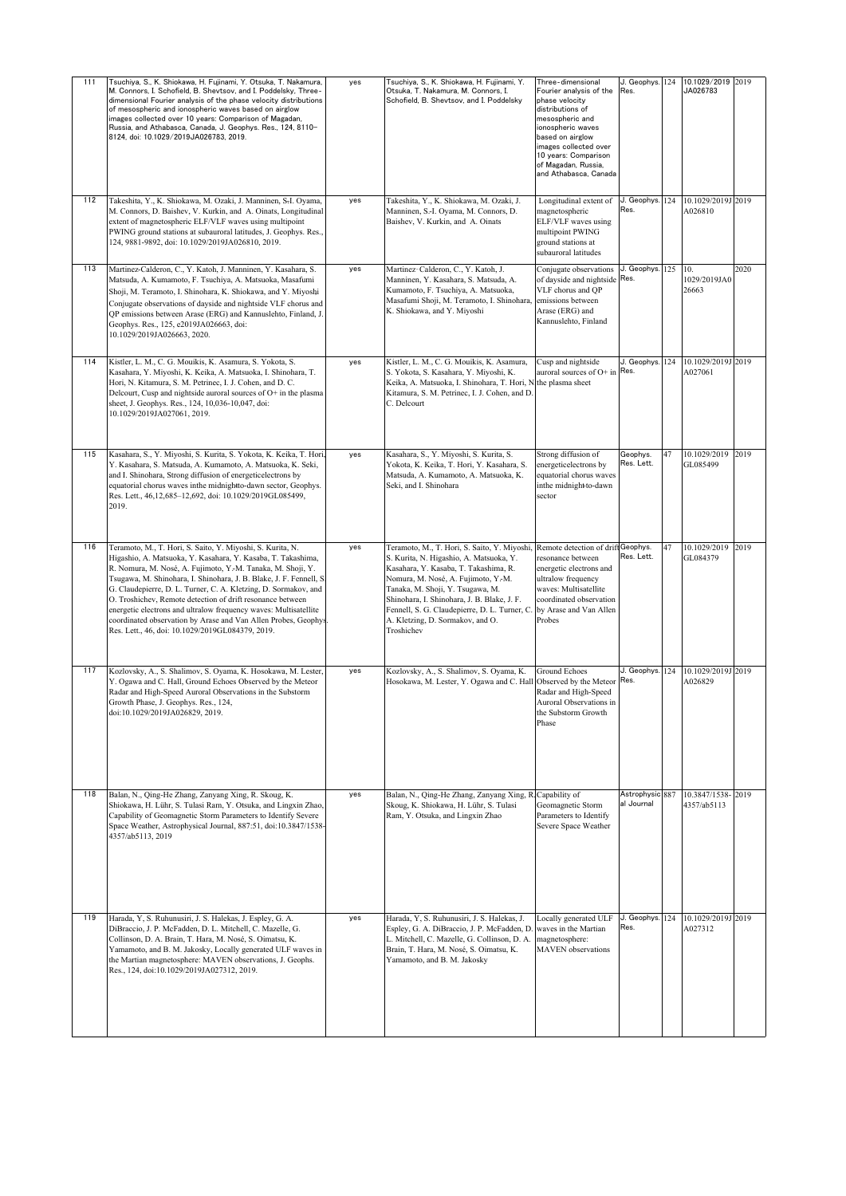| 111 | Tsuchiya, S., K. Shiokawa, H. Fujinami, Y. Otsuka, T. Nakamura, M. Connors, I. Schofield, B. Shevtsov, and I. Poddelsky, Three-dimensional Fourier analysis of the phase velocity distributions of mesospheric and ionospheric waves based on airglow images collected over 10 years: Comparison of Magadan, Russia, and Athabasca, Canada, J. Geophys. Res., 124, 8110–8124, doi: 10.1029/2019JA026783, 2019. | yes | Tsuchiya, S., K. Shiokawa, H. Fujinami, Y. Otsuka, T. Nakamura, M. Connors, I. Schofield, B. Shevtsov, and I. Poddelsky | Three-dimensional Fourier analysis of the phase velocity distributions of mesospheric and ionospheric waves based on airglow images collected over 10 years: Comparison of Magadan, Russia, and Athabasca, Canada | J. Geophys. Res. | 124 | 10.1029/2019JA026783 | 2019 |
|---|---|---|---|---|---|---|---|---|
| 112 | Takeshita, Y., K. Shiokawa, M. Ozaki, J. Manninen, S-I. Oyama, M. Connors, D. Baishev, V. Kurkin, and A. Oinats, Longitudinal extent of magnetospheric ELF/VLF waves using multipoint PWING ground stations at subauroral latitudes, J. Geophys. Res., 124, 9881-9892, doi: 10.1029/2019JA026810, 2019. | yes | Takeshita, Y., K. Shiokawa, M. Ozaki, J. Manninen, S-I. Oyama, M. Connors, D. Baishev, V. Kurkin, and A. Oinats | Longitudinal extent of magnetospheric ELF/VLF waves using multipoint PWING ground stations at subauroral latitudes | J. Geophys. Res. | 124 | 10.1029/2019JA026810 | 2019 |
| 113 | Martinez-Calderon, C., Y. Katoh, J. Manninen, Y. Kasahara, S. Matsuda, A. Kumamoto, F. Tsuchiya, A. Matsuoka, Masafumi Shoji, M. Teramoto, I. Shinohara, K. Shiokawa, and Y. Miyoshi Conjugate observations of dayside and nightside VLF chorus and QP emissions between Arase (ERG) and Kannuslehto, Finland, J. Geophys. Res., 125, e2019JA026663, doi: 10.1029/2019JA026663, 2020. | yes | Martinez-Calderon, C., Y. Katoh, J. Manninen, Y. Kasahara, S. Matsuda, A. Kumamoto, F. Tsuchiya, A. Matsuoka, Masafumi Shoji, M. Teramoto, I. Shinohara, K. Shiokawa, and Y. Miyoshi | Conjugate observations of dayside and nightside VLF chorus and QP emissions between Arase (ERG) and Kannuslehto, Finland | J. Geophys. Res. | 125 | 10.1029/2019JA026663 | 2020 |
| 114 | Kistler, L. M., C. G. Mouikis, K. Asamura, S. Yokota, S. Kasahara, Y. Miyoshi, K. Keika, A. Matsuoka, I. Shinohara, T. Hori, N. Kitamura, S. M. Petrinec, I. J. Cohen, and D. C. Delcourt, Cusp and nightside auroral sources of O+ in the plasma sheet, J. Geophys. Res., 124, 10,036-10,047, doi: 10.1029/2019JA027061, 2019. | yes | Kistler, L. M., C. G. Mouikis, K. Asamura, S. Yokota, S. Kasahara, Y. Miyoshi, K. Keika, A. Matsuoka, I. Shinohara, T. Hori, N. Kitamura, S. M. Petrinec, I. J. Cohen, and D. C. Delcourt | Cusp and nightside auroral sources of O+ in the plasma sheet | J. Geophys. Res. | 124 | 10.1029/2019JA027061 | 2019 |
| 115 | Kasahara, S., Y. Miyoshi, S. Kurita, S. Yokota, K. Keika, T. Hori, Y. Kasahara, S. Matsuda, A. Kumamoto, A. Matsuoka, K. Seki, and I. Shinohara, Strong diffusion of energeticelectrons by equatorial chorus waves inthe midnight-to-dawn sector, Geophys. Res. Lett., 46,12,685–12,692, doi: 10.1029/2019GL085499, 2019. | yes | Kasahara, S., Y. Miyoshi, S. Kurita, S. Yokota, K. Keika, T. Hori, Y. Kasahara, S. Matsuda, A. Kumamoto, A. Matsuoka, K. Seki, and I. Shinohara | Strong diffusion of energeticelectrons by equatorial chorus waves inthe midnight-to-dawn sector | Geophys. Res. Lett. | 47 | 10.1029/2019GL085499 | 2019 |
| 116 | Teramoto, M., T. Hori, S. Saito, Y. Miyoshi, S. Kurita, N. Higashio, A. Matsuoka, Y. Kasahara, Y. Kasaba, T. Takashima, R. Nomura, M. Nosé, A. Fujimoto, Y.-M. Tanaka, M. Shoji, Y. Tsugawa, M. Shinohara, I. Shinohara, J. B. Blake, J. F. Fennell, S. G. Claudepierre, D. L. Turner, C. A. Kletzing, D. Sormakov, and O. Troshichev, Remote detection of drift resonance between energetic electrons and ultralow frequency waves: Multisatellite coordinated observation by Arase and Van Allen Probes, Geophys. Res. Lett., 46, doi: 10.1029/2019GL084379, 2019. | yes | Teramoto, M., T. Hori, S. Saito, Y. Miyoshi, S. Kurita, N. Higashio, A. Matsuoka, Y. Kasahara, Y. Kasaba, T. Takashima, R. Nomura, M. Nosé, A. Fujimoto, Y.-M. Tanaka, M. Shoji, Y. Tsugawa, M. Shinohara, I. Shinohara, J. B. Blake, J. F. Fennell, S. G. Claudepierre, D. L. Turner, C. A. Kletzing, D. Sormakov, and O. Troshichev | Remote detection of drift resonance between energetic electrons and ultralow frequency waves: Multisatellite coordinated observation by Arase and Van Allen Probes | Geophys. Res. Lett. | 47 | 10.1029/2019GL084379 | 2019 |
| 117 | Kozlovsky, A., S. Shalimov, S. Oyama, K. Hosokawa, M. Lester, Y. Ogawa and C. Hall, Ground Echoes Observed by the Meteor Radar and High-Speed Auroral Observations in the Substorm Growth Phase, J. Geophys. Res., 124, doi:10.1029/2019JA026829, 2019. | yes | Kozlovsky, A., S. Shalimov, S. Oyama, K. Hosokawa, M. Lester, Y. Ogawa and C. Hall | Ground Echoes Observed by the Meteor Radar and High-Speed Auroral Observations in the Substorm Growth Phase | J. Geophys. Res. | 124 | 10.1029/2019JA026829 | 2019 |
| 118 | Balan, N., Qing-He Zhang, Zanyang Xing, R. Skoug, K. Shiokawa, H. Lühr, S. Tulasi Ram, Y. Otsuka, and Lingxin Zhao, Capability of Geomagnetic Storm Parameters to Identify Severe Space Weather, Astrophysical Journal, 887:51, doi:10.3847/1538-4357/ab5113, 2019 | yes | Balan, N., Qing-He Zhang, Zanyang Xing, R. Skoug, K. Shiokawa, H. Lühr, S. Tulasi Ram, Y. Otsuka, and Lingxin Zhao | Capability of Geomagnetic Storm Parameters to Identify Severe Space Weather | Astrophysical Journal | 887 | 10.3847/1538-4357/ab5113 | 2019 |
| 119 | Harada, Y, S. Ruhunusiri, J. S. Halekas, J. Espley, G. A. DiBraccio, J. P. McFadden, D. L. Mitchell, C. Mazelle, G. Collinson, D. A. Brain, T. Hara, M. Nosé, S. Oimatsu, K. Yamamoto, and B. M. Jakosky, Locally generated ULF waves in the Martian magnetosphere: MAVEN observations, J. Geophs. Res., 124, doi:10.1029/2019JA027312, 2019. | yes | Harada, Y, S. Ruhunusiri, J. S. Halekas, J. Espley, G. A. DiBraccio, J. P. McFadden, D. L. Mitchell, C. Mazelle, G. Collinson, D. A. Brain, T. Hara, M. Nosé, S. Oimatsu, K. Yamamoto, and B. M. Jakosky | Locally generated ULF waves in the Martian magnetosphere: MAVEN observations | J. Geophys. Res. | 124 | 10.1029/2019JA027312 | 2019 |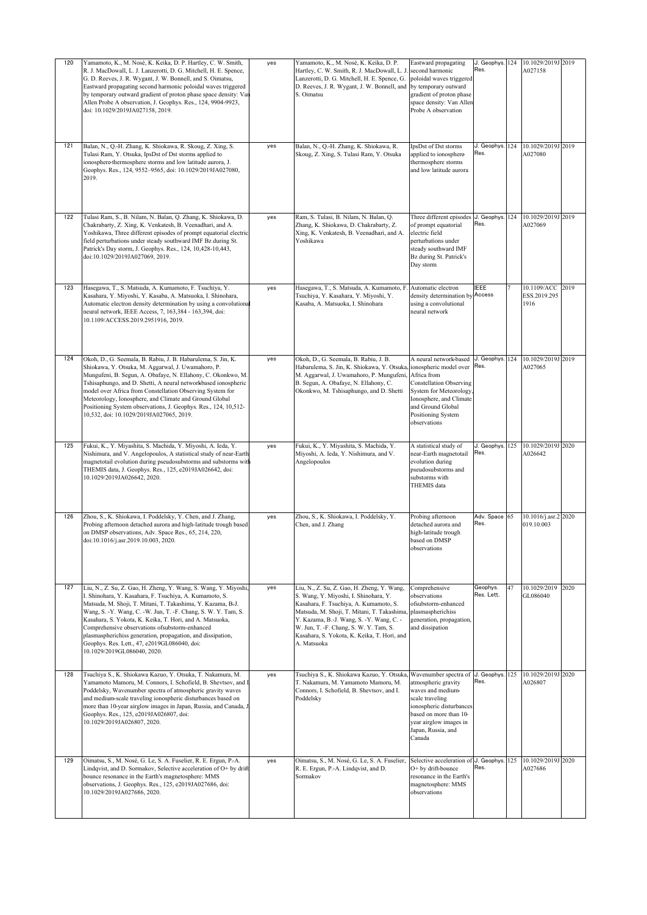| 120 | Yamamoto, K., M. Nosé, K. Keika, D. P. Hartley, C. W. Smith, R. J. MacDowall, L. J. Lanzerotti, D. G. Mitchell, H. E. Spence, G. D. Reeves, J. R. Wygant, J. W. Bonnell, and S. Oimatsu, Eastward propagating second harmonic poloidal waves triggered by temporary outward gradient of proton phase space density: Van Allen Probe A observation, J. Geophys. Res., 124, 9904-9923, doi: 10.1029/2019JA027158, 2019. | yes | Yamamoto, K., M. Nosé, K. Keika, D. P. Hartley, C. W. Smith, R. J. MacDowall, L. J. Lanzerotti, D. G. Mitchell, H. E. Spence, G. D. Reeves, J. R. Wygant, J. W. Bonnell, and S. Oimatsu | Eastward propagating second harmonic poloidal waves triggered by temporary outward gradient of proton phase space density: Van Allen Probe A observation | J. Geophys. Res. | 124 | 10.1029/2019JA027158 | 2019 |
|---|---|---|---|---|---|---|---|---|
| 121 | Balan, N., Q.-H. Zhang, K. Shiokawa, R. Skoug, Z. Xing, S. Tulasi Ram, Y. Otsuka, IpsDst of Dst storms applied to ionosphere-thermosphere storms and low latitude aurora, J. Geophys. Res., 124, 9552–9565, doi: 10.1029/2019JA027080, 2019. | yes | Balan, N., Q.-H. Zhang, K. Shiokawa, R. Skoug, Z. Xing, S. Tulasi Ram, Y. Otsuka | IpsDst of Dst storms applied to ionosphere-thermosphere storms and low latitude aurora | J. Geophys. Res. | 124 | 10.1029/2019JA027080 | 2019 |
| 122 | Tulasi Ram, S., B. Nilam, N. Balan, Q. Zhang, K. Shiokawa, D. Chakrabarty, Z. Xing, K. Venkatesh, B. Veenadhari, and A. Yoshikawa, Three different episodes of prompt equatorial electric field perturbations under steady southward IMF Bz during St. Patrick's Day storm, J. Geophys. Res., 124, 10,428-10,443, doi:10.1029/2019JA027069, 2019. | yes | Ram, S. Tulasi, B. Nilam, N. Balan, Q. Zhang, K. Shiokawa, D. Chakrabarty, Z. Xing, K. Venkatesh, B. Veenadhari, and A. Yoshikawa | Three different episodes of prompt equatorial electric field perturbations under steady southward IMF Bz during St. Patrick's Day storm | J. Geophys. Res. | 124 | 10.1029/2019JA027069 | 2019 |
| 123 | Hasegawa, T., S. Matsuda, A. Kumamoto, F. Tsuchiya, Y. Kasahara, Y. Miyoshi, Y. Kasaba, A. Matsuoka, I. Shinohara, Automatic electron density determination by using a convolutional neural network, IEEE Access, 7, 163,384 - 163,394, doi: 10.1109/ACCESS.2019.2951916, 2019. | yes | Hasegawa, T., S. Matsuda, A. Kumamoto, F. Tsuchiya, Y. Kasahara, Y. Miyoshi, Y. Kasaba, A. Matsuoka, I. Shinohara | Automatic electron density determination by using a convolutional neural network | IEEE Access | 7 | 10.1109/ACCESS.2019.2951916 | 2019 |
| 124 | Okoh, D., G. Seemala, B. Rabiu, J. B. Habarulema, S. Jin, K. Shiokawa, Y. Otsuka, M. Aggarwal, J. Uwamahoro, P. Mungufeni, B. Segun, A. Obafaye, N. Ellahony, C. Okonkwo, M. Tshisaphungo, and D. Shetti, A neural networkbased ionospheric model over Africa from Constellation Observing System for Meteorology, Ionosphere, and Climate and Ground Global Positioning System observations, J. Geophys. Res., 124, 10,512-10,532, doi: 10.1029/2019JA027065, 2019. | yes | Okoh, D., G. Seemala, B. Rabiu, J. B. Habarulema, S. Jin, K. Shiokawa, Y. Otsuka, M. Aggarwal, J. Uwamahoro, P. Mungufeni, B. Segun, A. Obafaye, N. Ellahony, C. Okonkwo, M. Tshisaphungo, and D. Shetti | A neural network-based ionospheric model over Africa from Constellation Observing System for Meteorology, Ionosphere, and Climate and Ground Global Positioning System observations | J. Geophys. Res. | 124 | 10.1029/2019JA027065 | 2019 |
| 125 | Fukui, K., Y. Miyashita, S. Machida, Y. Miyoshi, A. Ieda, Y. Nishimura, and V. Angelopoulos, A statistical study of near-Earth magnetotail evolution during pseudosubstorms and substorms with THEMIS data, J. Geophys. Res., 125, e2019JA026642, doi: 10.1029/2019JA026642, 2020. | yes | Fukui, K., Y. Miyashita, S. Machida, Y. Miyoshi, A. Ieda, Y. Nishimura, and V. Angelopoulos | A statistical study of near-Earth magnetotail evolution during pseudosubstorms and substorms with THEMIS data | J. Geophys. Res. | 125 | 10.1029/2019JA026642 | 2020 |
| 126 | Zhou, S., K. Shiokawa, I. Poddelsky, Y. Chen, and J. Zhang, Probing afternoon detached aurora and high-latitude trough based on DMSP observations, Adv. Space Res., 65, 214, 220, doi:10.1016/j.asr.2019.10.003, 2020. | yes | Zhou, S., K. Shiokawa, I. Poddelsky, Y. Chen, and J. Zhang | Probing afternoon detached aurora and high-latitude trough based on DMSP observations | Adv. Space Res. | 65 | 10.1016/j.asr.2019.10.003 | 2020 |
| 127 | Liu, N., Z. Su, Z. Gao, H. Zheng, Y. Wang, S. Wang, Y. Miyoshi, I. Shinohara, Y. Kasahara, F. Tsuchiya, A. Kumamoto, S. Matsuda, M. Shoji, T. Mitani, T. Takashima, Y. Kazama, B.-J. Wang, S. -Y. Wang, C. -W. Jun, T. -F. Chang, S. W. Y. Tam, S. Kasahara, S. Yokota, K. Keika, T. Hori, and A. Matsuoka, Comprehensive observations ofsubstorm-enhanced plasmaspherichiss generation, propagation, and dissipation, Geophys. Res. Lett., 47, e2019GL086040, doi: 10.1029/2019GL086040, 2020. | yes | Liu, N., Z. Su, Z. Gao, H. Zheng, Y. Wang, S. Wang, Y. Miyoshi, I. Shinohara, Y. Kasahara, F. Tsuchiya, A. Kumamoto, S. Matsuda, M. Shoji, T. Mitani, T. Takashima, Y. Kazama, B.-J. Wang, S. -Y. Wang, C. -W. Jun, T. -F. Chang, S. W. Y. Tam, S. Kasahara, S. Yokota, K. Keika, T. Hori, and A. Matsuoka | Comprehensive observations ofsubstorm-enhanced plasmaspherichiss generation, propagation, and dissipation | Geophys. Res. Lett. | 47 | 10.1029/2019GL086040 | 2020 |
| 128 | Tsuchiya S., K. Shiokawa Kazuo, Y. Otsuka, T. Nakamura, M. Yamamoto Mamoru, M. Connors, I. Schofield, B. Shevtsov, and I. Poddelsky, Wavenumber spectra of atmospheric gravity waves and medium-scale traveling ionospheric disturbances based on more than 10-year airglow images in Japan, Russia, and Canada, J. Geophys. Res., 125, e2019JA026807, doi: 10.1029/2019JA026807, 2020. | yes | Tsuchiya S., K. Shiokawa Kazuo, Y. Otsuka, T. Nakamura, M. Yamamoto Mamoru, M. Connors, I. Schofield, B. Shevtsov, and I. Poddelsky | Wavenumber spectra of atmospheric gravity waves and medium-scale traveling ionospheric disturbances based on more than 10-year airglow images in Japan, Russia, and Canada | J. Geophys. Res. | 125 | 10.1029/2019JA026807 | 2020 |
| 129 | Oimatsu, S., M. Nosé, G. Le, S. A. Fuselier, R. E. Ergun, P.-A. Lindqvist, and D. Sormakov, Selective acceleration of O+ by drift bounce resonance in the Earth's magnetosphere: MMS observations, J. Geophys. Res., 125, e2019JA027686, doi: 10.1029/2019JA027686, 2020. | yes | Oimatsu, S., M. Nosé, G. Le, S. A. Fuselier, R. E. Ergun, P.-A. Lindqvist, and D. Sormakov | Selective acceleration of O+ by drift-bounce resonance in the Earth's magnetosphere: MMS observations | J. Geophys. Res. | 125 | 10.1029/2019JA027686 | 2020 |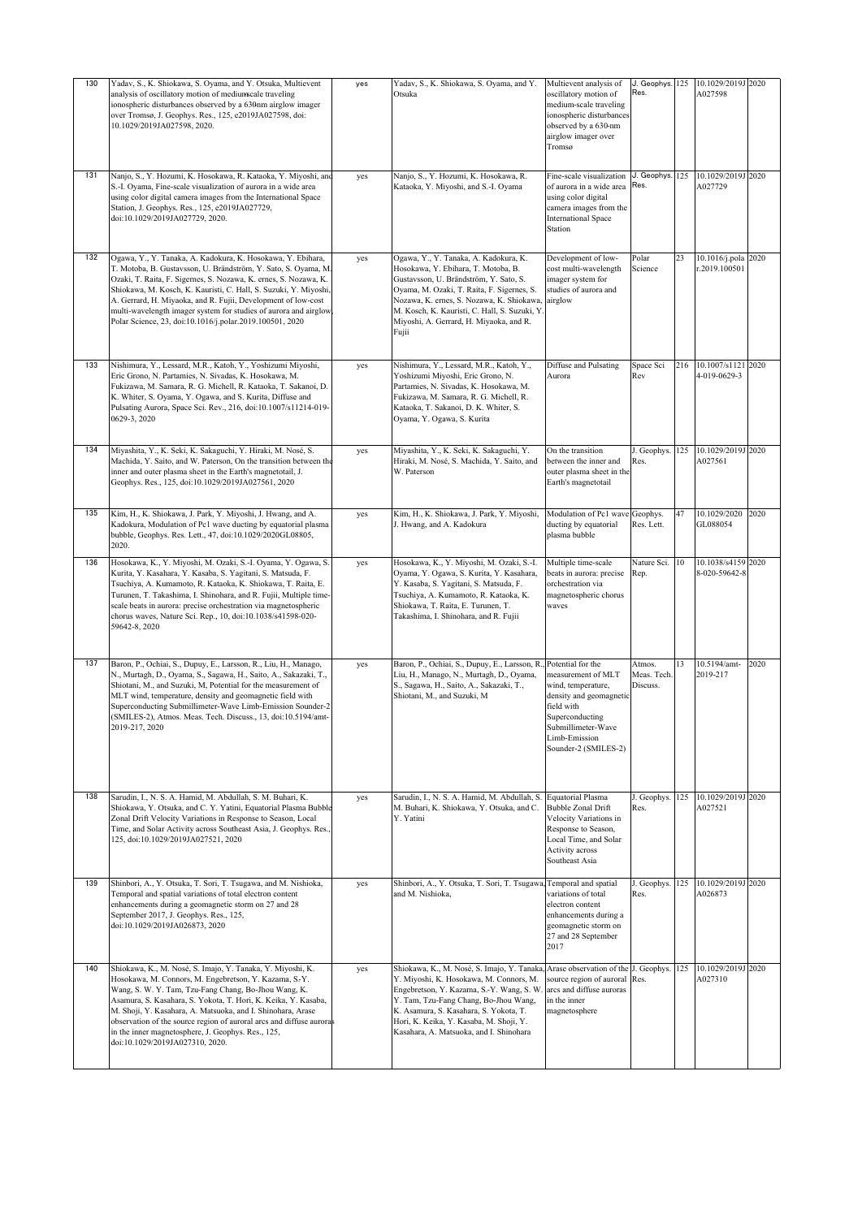| 130 | Yadav, S., K. Shiokawa, S. Oyama, and Y. Otsuka, Multievent analysis of oscillatory motion of mediumscale traveling ionospheric disturbances observed by a 630nm airglow imager over Tromsø, J. Geophys. Res., 125, e2019JA027598, doi: 10.1029/2019JA027598, 2020. | yes | Yadav, S., K. Shiokawa, S. Oyama, and Y. Otsuka | Multievent analysis of oscillatory motion of medium-scale traveling ionospheric disturbances observed by a 630-nm airglow imager over Tromsø | J. Geophys. Res. | 125 | 10.1029/2019JA027598 | 2020 |
|---|---|---|---|---|---|---|---|---|
| 131 | Nanjo, S., Y. Hozumi, K. Hosokawa, R. Kataoka, Y. Miyoshi, and S.-I. Oyama, Fine-scale visualization of aurora in a wide area using color digital camera images from the International Space Station, J. Geophys. Res., 125, e2019JA027729, doi:10.1029/2019JA027729, 2020. | yes | Nanjo, S., Y. Hozumi, K. Hosokawa, R. Kataoka, Y. Miyoshi, and S.-I. Oyama | Fine-scale visualization of aurora in a wide area using color digital camera images from the International Space Station | J. Geophys. Res. | 125 | 10.1029/2019JA027729 | 2020 |
| 132 | Ogawa, Y., Y. Tanaka, A. Kadokura, K. Hosokawa, Y. Ebihara, T. Motoba, B. Gustavsson, U. Brändström, Y. Sato, S. Oyama, M. Ozaki, T. Raita, F. Sigernes, S. Nozawa, K. ernes, S. Nozawa, K. Shiokawa, M. Kosch, K. Kauristi, C. Hall, S. Suzuki, Y. Miyoshi, A. Gerrard, H. Miyaoka, and R. Fujii, Development of low-cost multi-wavelength imager system for studies of aurora and airglow, Polar Science, 23, doi:10.1016/j.polar.2019.100501, 2020 | yes | Ogawa, Y., Y. Tanaka, A. Kadokura, K. Hosokawa, Y. Ebihara, T. Motoba, B. Gustavsson, U. Brändström, Y. Sato, S. Oyama, M. Ozaki, T. Raita, F. Sigernes, S. Nozawa, K. ernes, S. Nozawa, K. Shiokawa, M. Kosch, K. Kauristi, C. Hall, S. Suzuki, Y. Miyoshi, A. Gerrard, H. Miyaoka, and R. Fujii | Development of low-cost multi-wavelength imager system for studies of aurora and airglow | Polar Science | 23 | 10.1016/j.polar.2019.100501 | 2020 |
| 133 | Nishimura, Y., Lessard, M.R., Katoh, Y., Yoshizumi Miyoshi, Eric Grono, N. Partamies, N. Sivadas, K. Hosokawa, M. Fukizawa, M. Samara, R. G. Michell, R. Kataoka, T. Sakanoi, D. K. Whiter, S. Oyama, Y. Ogawa, and S. Kurita, Diffuse and Pulsating Aurora, Space Sci. Rev., 216, doi:10.1007/s11214-019-0629-3, 2020 | yes | Nishimura, Y., Lessard, M.R., Katoh, Y., Yoshizumi Miyoshi, Eric Grono, N. Partamies, N. Sivadas, K. Hosokawa, M. Fukizawa, M. Samara, R. G. Michell, R. Kataoka, T. Sakanoi, D. K. Whiter, S. Oyama, Y. Ogawa, S. Kurita | Diffuse and Pulsating Aurora | Space Sci Rev | 216 | 10.1007/s11214-019-0629-3 | 2020 |
| 134 | Miyashita, Y., K. Seki, K. Sakaguchi, Y. Hiraki, M. Nosé, S. Machida, Y. Saito, and W. Paterson, On the transition between the inner and outer plasma sheet in the Earth's magnetotail, J. Geophys. Res., 125, doi:10.1029/2019JA027561, 2020 | yes | Miyashita, Y., K. Seki, K. Sakaguchi, Y. Hiraki, M. Nosé, S. Machida, Y. Saito, and W. Paterson | On the transition between the inner and outer plasma sheet in the Earth's magnetotail | J. Geophys. Res. | 125 | 10.1029/2019JA027561 | 2020 |
| 135 | Kim, H., K. Shiokawa, J. Park, Y. Miyoshi, J. Hwang, and A. Kadokura, Modulation of Pc1 wave ducting by equatorial plasma bubble, Geophys. Res. Lett., 47, doi:10.1029/2020GL08805, 2020. | yes | Kim, H., K. Shiokawa, J. Park, Y. Miyoshi, J. Hwang, and A. Kadokura | Modulation of Pc1 wave ducting by equatorial plasma bubble | Geophys. Res. Lett. | 47 | 10.1029/2020GL088054 | 2020 |
| 136 | Hosokawa, K., Y. Miyoshi, M. Ozaki, S.-I. Oyama, Y. Ogawa, S. Kurita, Y. Kasahara, Y. Kasaba, S. Yagitani, S. Matsuda, F. Tsuchiya, A. Kumamoto, R. Kataoka, K. Shiokawa, T. Raita, E. Turunen, T. Takashima, I. Shinohara, and R. Fujii, Multiple time-scale beats in aurora: precise orchestration via magnetospheric chorus waves, Nature Sci. Rep., 10, doi:10.1038/s41598-020-59642-8, 2020 | yes | Hosokawa, K., Y. Miyoshi, M. Ozaki, S.-I. Oyama, Y. Ogawa, S. Kurita, Y. Kasahara, Y. Kasaba, S. Yagitani, S. Matsuda, F. Tsuchiya, A. Kumamoto, R. Kataoka, K. Shiokawa, T. Raita, E. Turunen, T. Takashima, I. Shinohara, and R. Fujii | Multiple time-scale beats in aurora: precise orchestration via magnetospheric chorus waves | Nature Sci. Rep. | 10 | 10.1038/s41598-020-59642-8 | 2020 |
| 137 | Baron, P., Ochiai, S., Dupuy, E., Larsson, R., Liu, H., Manago, N., Murtagh, D., Oyama, S., Sagawa, H., Saito, A., Sakazaki, T., Shiotani, M., and Suzuki, M, Potential for the measurement of MLT wind, temperature, density and geomagnetic field with Superconducting Submillimeter-Wave Limb-Emission Sounder-2 (SMILES-2), Atmos. Meas. Tech. Discuss., 13, doi:10.5194/amt-2019-217, 2020 | yes | Baron, P., Ochiai, S., Dupuy, E., Larsson, R., Liu, H., Manago, N., Murtagh, D., Oyama, S., Sagawa, H., Saito, A., Sakazaki, T., Shiotani, M., and Suzuki, M | Potential for the measurement of MLT wind, temperature, density and geomagnetic field with Superconducting Submillimeter-Wave Limb-Emission Sounder-2 (SMILES-2) | Atmos. Meas. Tech. Discuss. | 13 | 10.5194/amt-2019-217 | 2020 |
| 138 | Sarudin, I., N. S. A. Hamid, M. Abdullah, S. M. Buhari, K. Shiokawa, Y. Otsuka, and C. Y. Yatini, Equatorial Plasma Bubble Zonal Drift Velocity Variations in Response to Season, Local Time, and Solar Activity across Southeast Asia, J. Geophys. Res., 125, doi:10.1029/2019JA027521, 2020 | yes | Sarudin, I., N. S. A. Hamid, M. Abdullah, S. M. Buhari, K. Shiokawa, Y. Otsuka, and C. Y. Yatini | Equatorial Plasma Bubble Zonal Drift Velocity Variations in Response to Season, Local Time, and Solar Activity across Southeast Asia | J. Geophys. Res. | 125 | 10.1029/2019JA027521 | 2020 |
| 139 | Shinbori, A., Y. Otsuka, T. Sori, T. Tsugawa, and M. Nishioka, Temporal and spatial variations of total electron content enhancements during a geomagnetic storm on 27 and 28 September 2017, J. Geophys. Res., 125, doi:10.1029/2019JA026873, 2020 | yes | Shinbori, A., Y. Otsuka, T. Sori, T. Tsugawa, and M. Nishioka, | Temporal and spatial variations of total electron content enhancements during a geomagnetic storm on 27 and 28 September 2017 | J. Geophys. Res. | 125 | 10.1029/2019JA026873 | 2020 |
| 140 | Shiokawa, K., M. Nosé, S. Imajo, Y. Tanaka, Y. Miyoshi, K. Hosokawa, M. Connors, M. Engebretson, Y. Kazama, S.-Y. Wang, S. W. Y. Tam, Tzu-Fang Chang, Bo-Jhou Wang, K. Asamura, S. Kasahara, S. Yokota, T. Hori, K. Keika, Y. Kasaba, M. Shoji, Y. Kasahara, A. Matsuoka, and I. Shinohara, Arase observation of the source region of auroral arcs and diffuse auroras in the inner magnetosphere, J. Geophys. Res., 125, doi:10.1029/2019JA027310, 2020. | yes | Shiokawa, K., M. Nosé, S. Imajo, Y. Tanaka, Y. Miyoshi, K. Hosokawa, M. Connors, M. Engebretson, Y. Kazama, S.-Y. Wang, S. W. Y. Tam, Tzu-Fang Chang, Bo-Jhou Wang, K. Asamura, S. Kasahara, S. Yokota, T. Hori, K. Keika, Y. Kasaba, M. Shoji, Y. Kasahara, A. Matsuoka, and I. Shinohara | Arase observation of the source region of auroral arcs and diffuse auroras in the inner magnetosphere | J. Geophys. Res. | 125 | 10.1029/2019JA027310 | 2020 |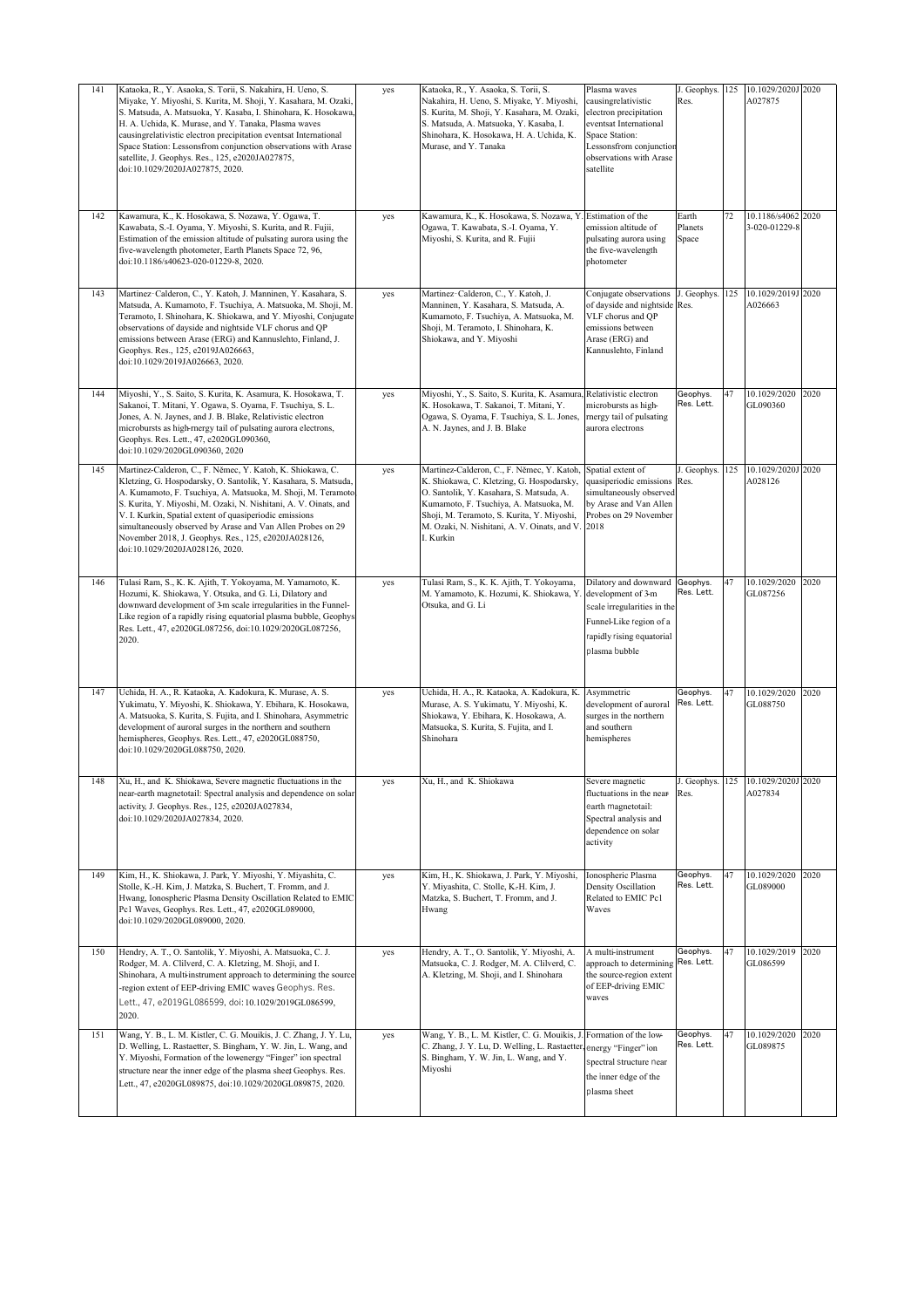| 141 | Kataoka, R., Y. Asaoka, S. Torii, S. Nakahira, H. Ueno, S. Miyake, Y. Miyoshi, S. Kurita, M. Shoji, Y. Kasahara, M. Ozaki, S. Matsuda, A. Matsuoka, Y. Kasaba, I. Shinohara, K. Hosokawa, H. A. Uchida, K. Murase, and Y. Tanaka, Plasma waves causingrelativistic electron precipitation eventsat International Space Station: Lessonsfrom conjunction observations with Arase satellite, J. Geophys. Res., 125, e2020JA027875, doi:10.1029/2020JA027875, 2020. | yes | Kataoka, R., Y. Asaoka, S. Torii, S. Nakahira, H. Ueno, S. Miyake, Y. Miyoshi, S. Kurita, M. Shoji, Y. Kasahara, M. Ozaki, S. Matsuda, A. Matsuoka, Y. Kasaba, I. Shinohara, K. Hosokawa, H. A. Uchida, K. Murase, and Y. Tanaka | Plasma waves causingrelativistic electron precipitation eventsat International Space Station: Lessonsfrom conjunction observations with Arase satellite | J. Geophys. Res. | 125 | 10.1029/2020JA027875 | 2020 |
|---|---|---|---|---|---|---|---|---|
| 142 | Kawamura, K., K. Hosokawa, S. Nozawa, Y. Ogawa, T. Kawabata, S.-I. Oyama, Y. Miyoshi, S. Kurita, and R. Fujii, Estimation of the emission altitude of pulsating aurora using the five-wavelength photometer, Earth Planets Space 72, 96, doi:10.1186/s40623-020-01229-8, 2020. | yes | Kawamura, K., K. Hosokawa, S. Nozawa, Y. Ogawa, T. Kawabata, S.-I. Oyama, Y. Miyoshi, S. Kurita, and R. Fujii | Estimation of the emission altitude of pulsating aurora using the five-wavelength photometer | Earth Planets Space | 72 | 10.1186/s40623-020-01229-8 | 2020 |
| 143 | Martinez-Calderon, C., Y. Katoh, J. Manninen, Y. Kasahara, S. Matsuda, A. Kumamoto, F. Tsuchiya, A. Matsuoka, M. Shoji, M. Teramoto, I. Shinohara, K. Shiokawa, and Y. Miyoshi, Conjugate observations of dayside and nightside VLF chorus and QP emissions between Arase (ERG) and Kannuslehto, Finland, J. Geophys. Res., 125, e2019JA026663, doi:10.1029/2019JA026663, 2020. | yes | Martinez-Calderon, C., Y. Katoh, J. Manninen, Y. Kasahara, S. Matsuda, A. Kumamoto, F. Tsuchiya, A. Matsuoka, M. Shoji, M. Teramoto, I. Shinohara, K. Shiokawa, and Y. Miyoshi | Conjugate observations of dayside and nightside VLF chorus and QP emissions between Arase (ERG) and Kannuslehto, Finland | J. Geophys. Res. | 125 | 10.1029/2019JA026663 | 2020 |
| 144 | Miyoshi, Y., S. Saito, S. Kurita, K. Asamura, K. Hosokawa, T. Sakanoi, T. Mitani, Y. Ogawa, S. Oyama, F. Tsuchiya, S. L. Jones, A. N. Jaynes, and J. B. Blake, Relativistic electron microbursts as high-energy tail of pulsating aurora electrons, Geophys. Res. Lett., 47, e2020GL090360, doi:10.1029/2020GL090360, 2020 | yes | Miyoshi, Y., S. Saito, S. Kurita, K. Asamura, K. Hosokawa, T. Sakanoi, T. Mitani, Y. Ogawa, S. Oyama, F. Tsuchiya, S. L. Jones, A. N. Jaynes, and J. B. Blake | Relativistic electron microbursts as high-energy tail of pulsating aurora electrons | Geophys. Res. Lett. | 47 | 10.1029/2020GL090360 | 2020 |
| 145 | Martinez-Calderon, C., F. Němec, Y. Katoh, K. Shiokawa, C. Kletzing, G. Hospodarsky, O. Santolik, Y. Kasahara, S. Matsuda, A. Kumamoto, F. Tsuchiya, A. Matsuoka, M. Shoji, M. Teramoto, S. Kurita, Y. Miyoshi, M. Ozaki, N. Nishitani, A. V. Oinats, and V. I. Kurkin, Spatial extent of quasiperiodic emissions simultaneously observed by Arase and Van Allen Probes on 29 November 2018, J. Geophys. Res., 125, e2020JA028126, doi:10.1029/2020JA028126, 2020. | yes | Martinez-Calderon, C., F. Němec, Y. Katoh, K. Shiokawa, C. Kletzing, G. Hospodarsky, O. Santolik, Y. Kasahara, S. Matsuda, A. Kumamoto, F. Tsuchiya, A. Matsuoka, M. Shoji, M. Teramoto, S. Kurita, Y. Miyoshi, M. Ozaki, N. Nishitani, A. V. Oinats, and V. I. Kurkin | Spatial extent of quasiperiodic emissions simultaneously observed by Arase and Van Allen Probes on 29 November 2018 | J. Geophys. Res. | 125 | 10.1029/2020JA028126 | 2020 |
| 146 | Tulasi Ram, S., K. K. Ajith, T. Yokoyama, M. Yamamoto, K. Hozumi, K. Shiokawa, Y. Otsuka, and G. Li, Dilatory and downward development of 3-m scale irregularities in the Funnel-Like region of a rapidly rising equatorial plasma bubble, Geophys Res. Lett., 47, e2020GL087256, doi:10.1029/2020GL087256, 2020. | yes | Tulasi Ram, S., K. K. Ajith, T. Yokoyama, M. Yamamoto, K. Hozumi, K. Shiokawa, Y. Otsuka, and G. Li | Dilatory and downward development of 3-m scale irregularities in the Funnel-Like region of a rapidly rising equatorial plasma bubble | Geophys. Res. Lett. | 47 | 10.1029/2020GL087256 | 2020 |
| 147 | Uchida, H. A., R. Kataoka, A. Kadokura, K. Murase, A. S. Yukimatu, Y. Miyoshi, K. Shiokawa, Y. Ebihara, K. Hosokawa, A. Matsuoka, S. Kurita, S. Fujita, and I. Shinohara, Asymmetric development of auroral surges in the northern and southern hemispheres, Geophys. Res. Lett., 47, e2020GL088750, doi:10.1029/2020GL088750, 2020. | yes | Uchida, H. A., R. Kataoka, A. Kadokura, K. Murase, A. S. Yukimatu, Y. Miyoshi, K. Shiokawa, Y. Ebihara, K. Hosokawa, A. Matsuoka, S. Kurita, S. Fujita, and I. Shinohara | Asymmetric development of auroral surges in the northern and southern hemispheres | Geophys. Res. Lett. | 47 | 10.1029/2020GL088750 | 2020 |
| 148 | Xu, H., and K. Shiokawa, Severe magnetic fluctuations in the near-earth magnetotail: Spectral analysis and dependence on solar activity, J. Geophys. Res., 125, e2020JA027834, doi:10.1029/2020JA027834, 2020. | yes | Xu, H., and K. Shiokawa | Severe magnetic fluctuations in the near-earth magnetotail: Spectral analysis and dependence on solar activity | J. Geophys. Res. | 125 | 10.1029/2020JA027834 | 2020 |
| 149 | Kim, H., K. Shiokawa, J. Park, Y. Miyoshi, Y. Miyashita, C. Stolle, K.-H. Kim, J. Matzka, S. Buchert, T. Fromm, and J. Hwang, Ionospheric Plasma Density Oscillation Related to EMIC Pc1 Waves, Geophys. Res. Lett., 47, e2020GL089000, doi:10.1029/2020GL089000, 2020. | yes | Kim, H., K. Shiokawa, J. Park, Y. Miyoshi, Y. Miyashita, C. Stolle, K.-H. Kim, J. Matzka, S. Buchert, T. Fromm, and J. Hwang | Ionospheric Plasma Density Oscillation Related to EMIC Pc1 Waves | Geophys. Res. Lett. | 47 | 10.1029/2020GL089000 | 2020 |
| 150 | Hendry, A. T., O. Santolik, Y. Miyoshi, A. Matsuoka, C. J. Rodger, M. A. Clilverd, C. A. Kletzing, M. Shoji, and I. Shinohara, A multi-instrument approach to determining the source-region extent of EEP-driving EMIC waves, Geophys. Res. Lett., 47, e2019GL086599, doi:10.1029/2019GL086599, 2020. | yes | Hendry, A. T., O. Santolik, Y. Miyoshi, A. Matsuoka, C. J. Rodger, M. A. Clilverd, C. A. Kletzing, M. Shoji, and I. Shinohara | A multi-instrument approach to determining the source-region extent of EEP-driving EMIC waves | Geophys. Res. Lett. | 47 | 10.1029/2019GL086599 | 2020 |
| 151 | Wang, Y. B., L. M. Kistler, C. G. Mouikis, J. C. Zhang, J. Y. Lu, D. Welling, L. Rastaetter, S. Bingham, Y. W. Jin, L. Wang, and Y. Miyoshi, Formation of the lowenergy "Finger" ion spectral structure near the inner edge of the plasma sheet, Geophys. Res. Lett., 47, e2020GL089875, doi:10.1029/2020GL089875, 2020. | yes | Wang, Y. B., L. M. Kistler, C. G. Mouikis, J. C. Zhang, J. Y. Lu, D. Welling, L. Rastaetter, S. Bingham, Y. W. Jin, L. Wang, and Y. Miyoshi | Formation of the low-energy "Finger" ion spectral structure near the inner edge of the plasma sheet | Geophys. Res. Lett. | 47 | 10.1029/2020GL089875 | 2020 |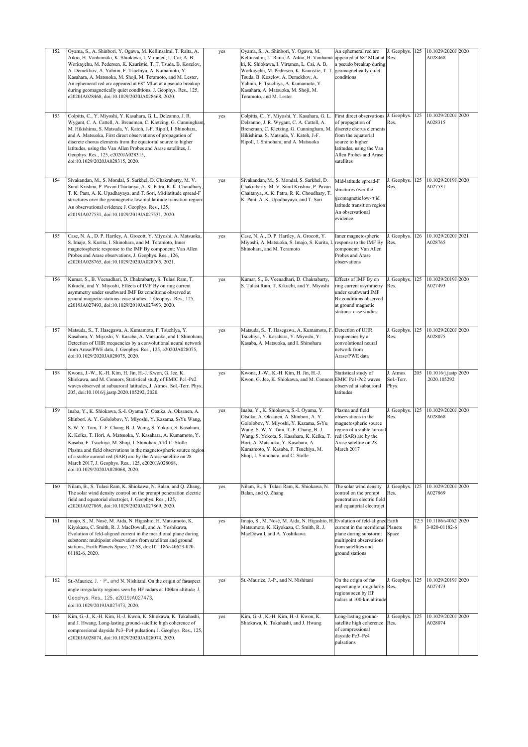| 152 | Oyama, S., A. Shinbori, Y. Ogawa, M. Kellinsalmi, T. Raita, A. Aikio, H. Vanhamäki, K. Shiokawa, I. Virtanen, L. Cai, A. B. Workayehu, M. Pedersen, K. Kauristie, T. T. Tsuda, B. Kozelov, A. Demekhov, A. Yahnin, F. Tsuchiya, A. Kumamoto, Y. Kasahara, A. Matsuoka, M. Shoji, M. Teramoto, and M. Lester, An ephemeral red arc appeared at 68° MLat at a pseudo breakup during geomagnetically quiet conditions, J. Geophys. Res., 125, e2020JA028468, doi:10.1029/2020JA028468, 2020. | yes | Oyama, S., A. Shinbori, Y. Ogawa, M. Kellinsalmi, T. Raita, A. Aikio, H. Vanhamäki, K. Shiokawa, I. Virtanen, L. Cai, A. B. Workayehu, M. Pedersen, K. Kauristie, T. T. Tsuda, B. Kozelov, A. Demekhov, A. Yahnin, F. Tsuchiya, A. Kumamoto, Y. Kasahara, A. Matsuoka, M. Shoji, M. Teramoto, and M. Lester | An ephemeral red arc appeared at 68° MLat at a pseudo breakup during geomagnetically quiet conditions | J. Geophys. Res. | 125 | 10.1029/2020JA028468 | 2020 |
|---|---|---|---|---|---|---|---|---|
| 153 | Colpitts, C., Y. Miyoshi, Y. Kasahara, G. L. Delzanno, J. R. Wygant, C. A. Cattell, A. Breneman, C. Kletzing, G. Cunningham, M. Hikishima, S. Matsuda, Y. Katoh, J.-F. Ripoll, I. Shinohara, and A. Matsuoka, First direct observations of propagation of discrete chorus elements from the equatorial source to higher latitudes, using the Van Allen Probes and Arase satellites, J. Geophys. Res., 125, e2020JA028315, doi:10.1029/2020JA028315, 2020. | yes | Colpitts, C., Y. Miyoshi, Y. Kasahara, G. L. Delzanno, J. R. Wygant, C. A. Cattell, A. Breneman, C. Kletzing, G. Cunningham, M. Hikishima, S. Matsuda, Y. Katoh, J.-F. Ripoll, I. Shinohara, and A. Matsuoka | First direct observations of propagation of discrete chorus elements from the equatorial source to higher latitudes, using the Van Allen Probes and Arase satellites | J. Geophys. Res. | 125 | 10.1029/2020JA028315 | 2020 |
| 154 | Sivakandan, M., S. Mondal, S. Sarkhel, D. Chakrabarty, M. V. Sunil Krishna, P. Pavan Chaitanya, A. K. Patra, R. K. Choudhary, T. K. Pant, A. K. Upadhayaya, and T. Sori, Mid-latitude spread-F structures over the geomagnetic low-mid latitude transition region: An observational evidence, J. Geophys. Res., 125, e2019JA027531, doi:10.1029/2019JA027531, 2020. | yes | Sivakandan, M., S. Mondal, S. Sarkhel, D. Chakrabarty, M. V. Sunil Krishna, P. Pavan Chaitanya, A. K. Patra, R. K. Choudhary, T. K. Pant, A. K. Upadhayaya, and T. Sori | Mid-latitude spread-F structures over the geomagnetic low-mid latitude transition region: An observational evidence | J. Geophys. Res. | 125 | 10.1029/2019JA027531 | 2020 |
| 155 | Case, N. A., D. P. Hartley, A. Grocott, Y. Miyoshi, A. Matsuoka, S. Imajo, S. Kurita, I. Shinohara, and M. Teramoto, Inner magnetospheric response to the IMF By component: Van Allen Probes and Arase observations, J. Geophys. Res., 126, e2020JA028765, doi:10.1029/2020JA028765, 2021. | yes | Case, N. A., D. P. Hartley, A. Grocott, Y. Miyoshi, A. Matsuoka, S. Imajo, S. Kurita, I. Shinohara, and M. Teramoto | Inner magnetospheric response to the IMF By component: Van Allen Probes and Arase observations | J. Geophys. Res. | 126 | 10.1029/2020JA028765 | 2021 |
| 156 | Kumar, S., B. Veenadhari, D. Chakrabarty, S. Tulasi Ram, T. Kikuchi, and Y. Miyoshi, Effects of IMF By on ring current asymmetry under southward IMF Bz conditions observed at ground magnetic stations: case studies, J. Geophys. Res., 125, e2019JA027493, doi:10.1029/2019JA027493, 2020. | yes | Kumar, S., B. Veenadhari, D. Chakrabarty, S. Tulasi Ram, T. Kikuchi, and Y. Miyoshi | Effects of IMF By on ring current asymmetry under southward IMF Bz conditions observed at ground magnetic stations: case studies | J. Geophys. Res. | 125 | 10.1029/2019JA027493 | 2020 |
| 157 | Matsuda, S., T. Hasegawa, A. Kumamoto, F. Tsuchiya, Y. Kasahara, Y. Miyoshi, Y. Kasaba, A. Matsuoka, and I. Shinohara, Detection of UHR frequencies by a convolutional neural network from Arase/PWE data, J. Geophys. Res., 125, e2020JA028075, doi:10.1029/2020JA028075, 2020. | yes | Matsuda, S., T. Hasegawa, A. Kumamoto, F. Tsuchiya, Y. Kasahara, Y. Miyoshi, Y. Kasaba, A. Matsuoka, and I. Shinohara | Detection of UHR frequencies by a convolutional neural network from Arase/PWE data | J. Geophys. Res. | 125 | 10.1029/2020JA028075 | 2020 |
| 158 | Kwona, J.-W., K.-H. Kim, H. Jin, H.-J. Kwon, G. Jee, K. Shiokawa, and M. Connors, Statistical study of EMIC Pc1-Pc2 waves observed at subauroral latitudes, J. Atmos. Sol.-Terr. Phys., 205, doi:10.1016/j.jastp.2020.105292, 2020. | yes | Kwona, J.-W., K.-H. Kim, H. Jin, H.-J. Kwon, G. Jee, K. Shiokawa, and M. Connors | Statistical study of EMIC Pc1-Pc2 waves observed at subauroral latitudes | J. Atmos. Sol.-Terr. Phys. | 205 | 10.1016/j.jastp.2020.105292 | 2020 |
| 159 | Inaba, Y., K. Shiokawa, S.-I. Oyama, Y. Otsuka, A. Oksanen, A. Shinbori, A. Y. Gololobov, Y. Miyoshi, Y. Kazama, S.-Yu Wang, S. W. Y. Tam, T.-F. Chang, B.-J. Wang, S. Yokota, S. Kasahara, K. Keika, T. Hori, A. Matsuoka, Y. Kasahara, A. Kumamoto, Y. Kasaba, F. Tsuchiya, M. Shoji, I. Shinohara, and C. Stolle, Plasma and field observations in the magnetospheric source region of a stable auroral red (SAR) arc by the Arase satellite on 28 March 2017, J. Geophys. Res., 125, e2020JA028068, doi:10.1029/2020JA028068, 2020. | yes | Inaba, Y., K. Shiokawa, S.-I. Oyama, Y. Otsuka, A. Oksanen, A. Shinbori, A. Y. Gololobov, Y. Miyoshi, Y. Kazama, S.-Yu Wang, S. W. Y. Tam, T.-F. Chang, B.-J. Wang, S. Yokota, S. Kasahara, K. Keika, T. Hori, A. Matsuoka, Y. Kasahara, A. Kumamoto, Y. Kasaba, F. Tsuchiya, M. Shoji, I. Shinohara, and C. Stolle | Plasma and field observations in the magnetospheric source region of a stable auroral red (SAR) arc by the Arase satellite on 28 March 2017 | J. Geophys. Res. | 125 | 10.1029/2020JA028068 | 2020 |
| 160 | Nilam, B., S. Tulasi Ram, K. Shiokawa, N. Balan, and Q. Zhang, The solar wind density control on the prompt penetration electric field and equatorial electrojet, J. Geophys. Res., 125, e2020JA027869, doi:10.1029/2020JA027869, 2020. | yes | Nilam, B., S. Tulasi Ram, K. Shiokawa, N. Balan, and Q. Zhang | The solar wind density control on the prompt penetration electric field and equatorial electrojet | J. Geophys. Res. | 125 | 10.1029/2020JA027869 | 2020 |
| 161 | Imajo, S., M. Nosé, M. Aida, N. Higashio, H. Matsumoto, K. Kiyokazu, C. Smith, R. J. MacDowall, and A. Yoshikawa, Evolution of feld-aligned current in the meridional plane during substorm: multipoint observations from satellites and ground stations, Earth Planets Space, 72:58, doi:10.1186/s40623-020-01182-6, 2020. | yes | Imajo, S., M. Nosé, M. Aida, N. Higashio, H. Matsumoto, K. Kiyokazu, C. Smith, R. J. MacDowall, and A. Yoshikawa | Evolution of feld-aligned current in the meridional plane during substorm: multipoint observations from satellites and ground stations | Earth Planets Space | 72:58 | 10.1186/s40623-020-01182-6 | 2020 |
| 162 | St.-Maurice, J.-P., and N. Nishitani, On the origin of far-aspect angle irregularity regions seen by HF radars at 100-km altitude, J. Geophys. Res., 125, e2019JA027473, doi:10.1029/2019JA027473, 2020. | yes | St.-Maurice, J.-P., and N. Nishitani | On the origin of far-aspect angle irregularity regions seen by HF radars at 100-km altitude | J. Geophys. Res. | 125 | 10.1029/2019JA027473 | 2020 |
| 163 | Kim, G.-J., K.-H. Kim, H.-J. Kwon, K. Shiokawa, K. Takahashi, and J. Hwang, Long-lasting ground-satellite high coherence of compressional dayside Pc3–Pc4 pulsations, J. Geophys. Res., 125, e2020JA028074, doi:10.1029/2020JA028074, 2020. | yes | Kim, G.-J., K.-H. Kim, H.-J. Kwon, K. Shiokawa, K. Takahashi, and J. Hwang | Long-lasting ground-satellite high coherence of compressional dayside Pc3–Pc4 pulsations | J. Geophys. Res. | 125 | 10.1029/2020JA028074 | 2020 |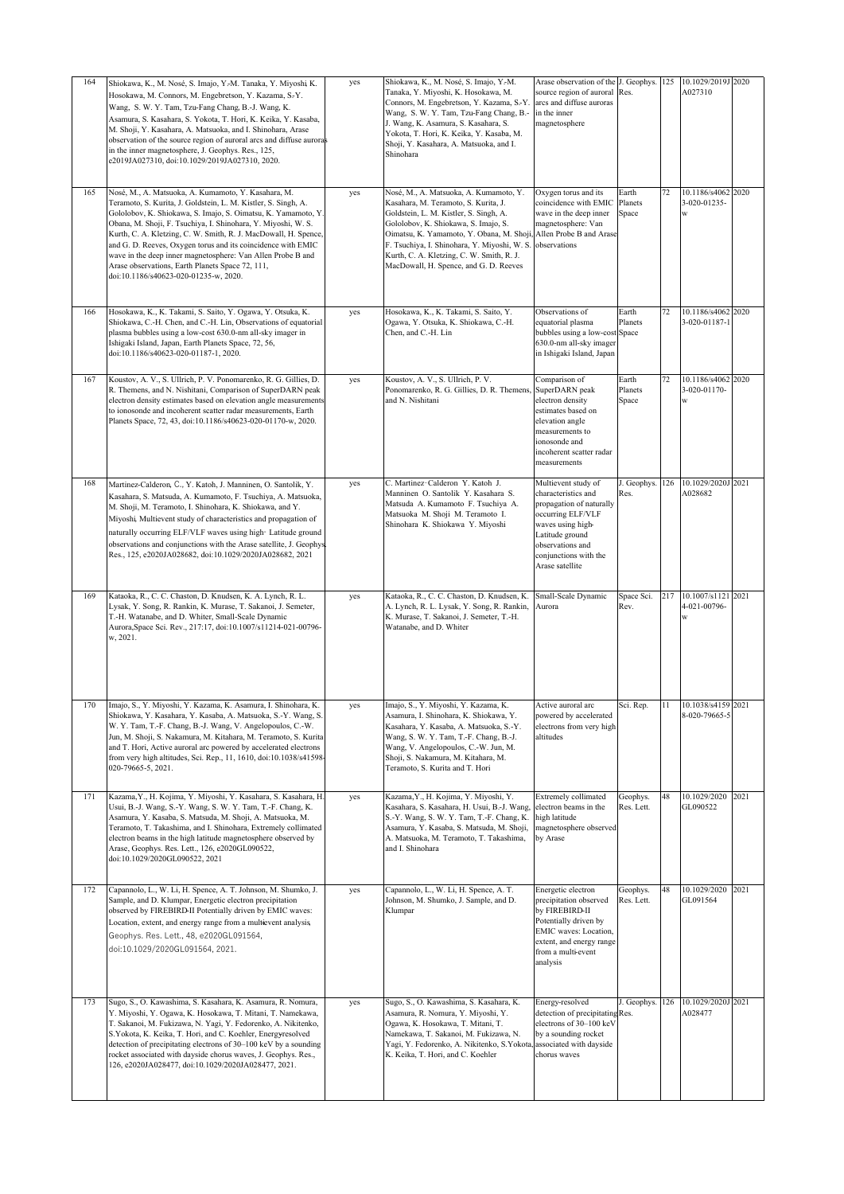| 164 | Shiokawa, K., M. Nosé, S. Imajo, Y.-M. Tanaka, Y. Miyoshi, K. Hosokawa, M. Connors, M. Engebretson, Y. Kazama, S.-Y. Wang, S. W. Y. Tam, Tzu-Fang Chang, B.-J. Wang, K. Asamura, S. Kasahara, S. Yokota, T. Hori, K. Keika, Y. Kasaba, M. Shoji, Y. Kasahara, A. Matsuoka, and I. Shinohara, Arase observation of the source region of auroral arcs and diffuse auroras in the inner magnetosphere, J. Geophys. Res., 125, e2019JA027310, doi:10.1029/2019JA027310, 2020. | yes | Shiokawa, K., M. Nosé, S. Imajo, Y.-M. Tanaka, Y. Miyoshi, K. Hosokawa, M. Connors, M. Engebretson, Y. Kazama, S.-Y. Wang, S. W. Y. Tam, Tzu-Fang Chang, B.-J. Wang, K. Asamura, S. Kasahara, S. Yokota, T. Hori, K. Keika, Y. Kasaba, M. Shoji, Y. Kasahara, A. Matsuoka, and I. Shinohara | Arase observation of the source region of auroral arcs and diffuse auroras in the inner magnetosphere | J. Geophys. Res. | 125 | 10.1029/2019JA027310 | 2020 |
|---|---|---|---|---|---|---|---|---|
| 165 | Nosé, M., A. Matsuoka, A. Kumamoto, Y. Kasahara, M. Teramoto, S. Kurita, J. Goldstein, L. M. Kistler, S. Singh, A. Gololobov, K. Shiokawa, S. Imajo, S. Oimatsu, K. Yamamoto, Y. Obana, M. Shoji, F. Tsuchiya, I. Shinohara, Y. Miyoshi, W. S. Kurth, C. A. Kletzing, C. W. Smith, R. J. MacDowall, H. Spence, and G. D. Reeves, Oxygen torus and its coincidence with EMIC wave in the deep inner magnetosphere: Van Allen Probe B and Arase observations, Earth Planets Space 72, 111, doi:10.1186/s40623-020-01235-w, 2020. | yes | Nosé, M., A. Matsuoka, A. Kumamoto, Y. Kasahara, M. Teramoto, S. Kurita, J. Goldstein, L. M. Kistler, S. Singh, A. Gololobov, K. Shiokawa, S. Imajo, S. Oimatsu, K. Yamamoto, Y. Obana, M. Shoji, F. Tsuchiya, I. Shinohara, Y. Miyoshi, W. S. Kurth, C. A. Kletzing, C. W. Smith, R. J. MacDowall, H. Spence, and G. D. Reeves | Oxygen torus and its coincidence with EMIC wave in the deep inner magnetosphere: Van Allen Probe B and Arase observations | Earth Planets Space | 72 | 10.1186/s40623-020-01235-w | 2020 |
| 166 | Hosokawa, K., K. Takami, S. Saito, Y. Ogawa, Y. Otsuka, K. Shiokawa, C.-H. Chen, and C.-H. Lin, Observations of equatorial plasma bubbles using a low-cost 630.0-nm all-sky imager in Ishigaki Island, Japan, Earth Planets Space, 72, 56, doi:10.1186/s40623-020-01187-1, 2020. | yes | Hosokawa, K., K. Takami, S. Saito, Y. Ogawa, Y. Otsuka, K. Shiokawa, C.-H. Chen, and C.-H. Lin | Observations of equatorial plasma bubbles using a low-cost 630.0-nm all-sky imager in Ishigaki Island, Japan | Earth Planets Space | 72 | 10.1186/s40623-020-01187-1 | 2020 |
| 167 | Koustov, A. V., S. Ullrich, P. V. Ponomarenko, R. G. Gillies, D. R. Themens, and N. Nishitani, Comparison of SuperDARN peak electron density estimates based on elevation angle measurements to ionosonde and incoherent scatter radar measurements, Earth Planets Space, 72, 43, doi:10.1186/s40623-020-01170-w, 2020. | yes | Koustov, A. V., S. Ullrich, P. V. Ponomarenko, R. G. Gillies, D. R. Themens, and N. Nishitani | Comparison of SuperDARN peak electron density estimates based on elevation angle measurements to ionosonde and incoherent scatter radar measurements | Earth Planets Space | 72 | 10.1186/s40623-020-01170-w | 2020 |
| 168 | Martinez-Calderon, C., Y. Katoh, J. Manninen, O. Santolik, Y. Kasahara, S. Matsuda, A. Kumamoto, F. Tsuchiya, A. Matsuoka, M. Shoji, M. Teramoto, I. Shinohara, K. Shiokawa, and Y. Miyoshi, Multievent study of characteristics and propagation of naturally occurring ELF/VLF waves using high- Latitude ground observations and conjunctions with the Arase satellite, J. Geophys. Res., 125, e2020JA028682, doi:10.1029/2020JA028682, 2021 | yes | C. Martinez-Calderon Y. Katoh J. Manninen O. Santolik Y. Kasahara S. Matsuda A. Kumamoto F. Tsuchiya A. Matsuoka M. Shoji M. Teramoto I. Shinohara K. Shiokawa Y. Miyoshi | Multievent study of characteristics and propagation of naturally occurring ELF/VLF waves using high-Latitude ground observations and conjunctions with the Arase satellite | J. Geophys. Res. | 126 | 10.1029/2020JA028682 | 2021 |
| 169 | Kataoka, R., C. C. Chaston, D. Knudsen, K. A. Lynch, R. L. Lysak, Y. Song, R. Rankin, K. Murase, T. Sakanoi, J. Semeter, T.-H. Watanabe, and D. Whiter, Small-Scale Dynamic Aurora,Space Sci. Rev., 217:17, doi:10.1007/s11214-021-00796-w, 2021. | yes | Kataoka, R., C. C. Chaston, D. Knudsen, K. A. Lynch, R. L. Lysak, Y. Song, R. Rankin, K. Murase, T. Sakanoi, J. Semeter, T.-H. Watanabe, and D. Whiter | Small-Scale Dynamic Aurora | Space Sci. Rev. | 217 | 10.1007/s11214-021-00796-w | 2021 |
| 170 | Imajo, S., Y. Miyoshi, Y. Kazama, K. Asamura, I. Shinohara, K. Shiokawa, Y. Kasahara, Y. Kasaba, A. Matsuoka, S.-Y. Wang, S. W. Y. Tam, T.-F. Chang, B.-J. Wang, V. Angelopoulos, C.-W. Jun, M. Shoji, S. Nakamura, M. Kitahara, M. Teramoto, S. Kurita and T. Hori, Active auroral arc powered by accelerated electrons from very high altitudes, Sci. Rep., 11, 1610, doi:10.1038/s41598-020-79665-5, 2021. | yes | Imajo, S., Y. Miyoshi, Y. Kazama, K. Asamura, I. Shinohara, K. Shiokawa, Y. Kasahara, Y. Kasaba, A. Matsuoka, S.-Y. Wang, S. W. Y. Tam, T.-F. Chang, B.-J. Wang, V. Angelopoulos, C.-W. Jun, M. Shoji, S. Nakamura, M. Kitahara, M. Teramoto, S. Kurita and T. Hori | Active auroral arc powered by accelerated electrons from very high altitudes | Sci. Rep. | 11 | 10.1038/s41598-020-79665-5 | 2021 |
| 171 | Kazama,Y., H. Kojima, Y. Miyoshi, Y. Kasahara, S. Kasahara, H. Usui, B.-J. Wang, S.-Y. Wang, S. W. Y. Tam, T.-F. Chang, K. Asamura, Y. Kasaba, S. Matsuda, M. Shoji, A. Matsuoka, M. Teramoto, T. Takashima, and I. Shinohara, Extremely collimated electron beams in the high latitude magnetosphere observed by Arase, Geophys. Res. Lett., 126, e2020GL090522, doi:10.1029/2020GL090522, 2021 | yes | Kazama,Y., H. Kojima, Y. Miyoshi, Y. Kasahara, S. Kasahara, H. Usui, B.-J. Wang, S.-Y. Wang, S. W. Y. Tam, T.-F. Chang, K. Asamura, Y. Kasaba, S. Matsuda, M. Shoji, A. Matsuoka, M. Teramoto, T. Takashima, and I. Shinohara | Extremely collimated electron beams in the high latitude magnetosphere observed by Arase | Geophys. Res. Lett. | 48 | 10.1029/2020GL090522 | 2021 |
| 172 | Capannolo, L., W. Li, H. Spence, A. T. Johnson, M. Shumko, J. Sample, and D. Klumpar, Energetic electron precipitation observed by FIREBIRD-II Potentially driven by EMIC waves: Location, extent, and energy range from a multi-event analysis, Geophys. Res. Lett., 48, e2020GL091564, doi:10.1029/2020GL091564, 2021. | yes | Capannolo, L., W. Li, H. Spence, A. T. Johnson, M. Shumko, J. Sample, and D. Klumpar | Energetic electron precipitation observed by FIREBIRD-II Potentially driven by EMIC waves: Location, extent, and energy range from a multi-event analysis | Geophys. Res. Lett. | 48 | 10.1029/2020GL091564 | 2021 |
| 173 | Sugo, S., O. Kawashima, S. Kasahara, K. Asamura, R. Nomura, Y. Miyoshi, Y. Ogawa, K. Hosokawa, T. Mitani, T. Namekawa, T. Sakanoi, M. Fukizawa, N. Yagi, Y. Fedorenko, A. Nikitenko, S.Yokota, K. Keika, T. Hori, and C. Koehler, Energy-resolved detection of precipitating electrons of 30–100 keV by a sounding rocket associated with dayside chorus waves, J. Geophys. Res., 126, e2020JA028477, doi:10.1029/2020JA028477, 2021. | yes | Sugo, S., O. Kawashima, S. Kasahara, K. Asamura, R. Nomura, Y. Miyoshi, Y. Ogawa, K. Hosokawa, T. Mitani, T. Namekawa, T. Sakanoi, M. Fukizawa, N. Yagi, Y. Fedorenko, A. Nikitenko, S.Yokota, K. Keika, T. Hori, and C. Koehler | Energy-resolved detection of precipitating electrons of 30–100 keV by a sounding rocket associated with dayside chorus waves | J. Geophys. Res. | 126 | 10.1029/2020JA028477 | 2021 |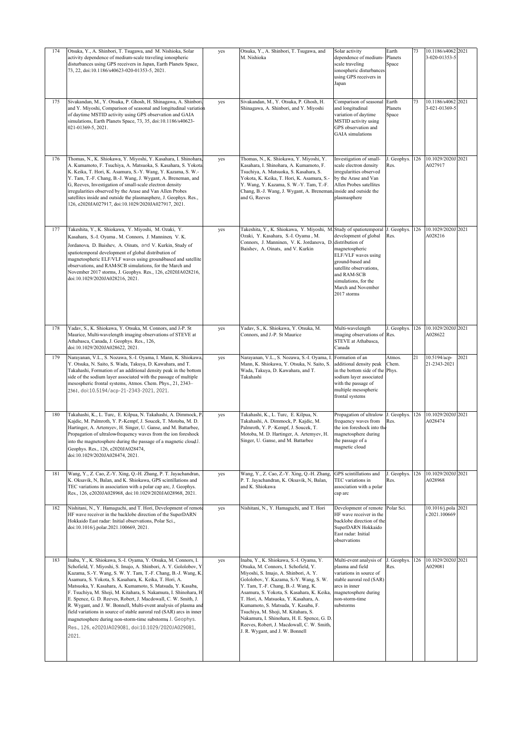| 174 | Otsuka, Y., A. Shinbori, T. Tsugawa, and M. Nishioka, Solar activity dependence of medium-scale traveling ionospheric disturbances using GPS receivers in Japan, Earth Planets Space, 73, 22, doi:10.1186/s40623-020-01353-5, 2021. | yes | Otsuka, Y., A. Shinbori, T. Tsugawa, and M. Nishioka | Solar activity dependence of medium-scale traveling ionospheric disturbances using GPS receivers in Japan | Earth Planets Space | 73 | 10.1186/s40623-020-01353-5 | 2021 |
|---|---|---|---|---|---|---|---|---|
| 175 | Sivakandan, M., Y. Otsuka, P. Ghosh, H. Shinagawa, A. Shinbori, and Y. Miyoshi, Comparison of seasonal and longitudinal variation of daytime MSTID activity using GPS observation and GAIA simulations, Earth Planets Space, 73, 35, doi:10.1186/s40623-021-01369-5, 2021. | yes | Sivakandan, M., Y. Otsuka, P. Ghosh, H. Shinagawa, A. Shinbori, and Y. Miyoshi | Comparison of seasonal and longitudinal variation of daytime MSTID activity using GPS observation and GAIA simulations | Earth Planets Space | 73 | 10.1186/s40623-021-01369-5 | 2021 |
| 176 | Thomas, N., K. Shiokawa, Y. Miyoshi, Y. Kasahara, I. Shinohara, A. Kumamoto, F. Tsuchiya, A. Matsuoka, S. Kasahara, S. Yokota, K. Keika, T. Hori, K. Asamura, S.-Y. Wang, Y. Kazama, S. W.-Y. Tam, T.-F. Chang, B.-J. Wang, J. Wygant, A. Breneman, and G, Reeves, Investigation of small-scale electron density irregularities observed by the Arase and Van Allen Probes satellites inside and outside the plasmasphere, J. Geophys. Res., 126, e2020JA027917, doi:10.1029/2020JA027917, 2021. | yes | Thomas, N., K. Shiokawa, Y. Miyoshi, Y. Kasahara, I. Shinohara, A. Kumamoto, F. Tsuchiya, A. Matsuoka, S. Kasahara, S. Yokota, K. Keika, T. Hori, K. Asamura, S.-Y. Wang, Y. Kazama, S. W.-Y. Tam, T.-F. Chang, B.-J. Wang, J. Wygant, A. Breneman, and G, Reeves | Investigation of small-scale electron density irregularities observed by the Arase and Van Allen Probes satellites inside and outside the plasmasphere | J. Geophys. Res. | 126 | 10.1029/2020JA027917 | 2021 |
| 177 | Takeshita, Y., K. Shiokawa, Y. Miyoshi, M. Ozaki, Y. Kasahara, S.-I. Oyama , M. Connors, J. Manninen, V. K. Jordanova, D. Baishev, A. Oinats, and V. Kurkin, Study of spatiotemporal development of global distribution of magnetospheric ELF/VLF waves using ground-based and satellite observations, and RAM-SCB simulations, for the March and November 2017 storms, J. Geophys. Res., 126, e2020JA028216, doi:10.1029/2020JA028216, 2021. | yes | Takeshita, Y., K. Shiokawa, Y. Miyoshi, M. Ozaki, Y. Kasahara, S.-I. Oyama , M. Connors, J. Manninen, V. K. Jordanova, D. Baishev, A. Oinats, and V. Kurkin | Study of spatiotemporal development of global distribution of magnetospheric ELF/VLF waves using ground-based and satellite observations, and RAM-SCB simulations, for the March and November 2017 storms | J. Geophys. Res. | 126 | 10.1029/2020JA028216 | 2021 |
| 178 | Yadav, S., K. Shiokawa, Y. Otsuka, M. Connors, and J-P. St Maurice, Multi-wavelength imaging observations of STEVE at Athabasca, Canada, J. Geophys. Res., 126, doi:10.1029/2020JA028622, 2021. | yes | Yadav, S., K. Shiokawa, Y. Otsuka, M. Connors, and J.-P. St Maurice | Multi-wavelength imaging observations of STEVE at Athabasca, Canada | J. Geophys. Res. | 126 | 10.1029/2020JA028622 | 2021 |
| 179 | Narayanan, V.L., S. Nozawa, S.-I. Oyama, I. Mann, K. Shiokawa, Y. Otsuka, N. Saito, S. Wada, Takuya, D. Kawahara, and T. Takahashi, Formation of an additional density peak in the bottom side of the sodium layer associated with the passage of multiple mesospheric frontal systems, Atmos. Chem. Phys., 21, 2343–2361, doi:10.5194/acp-21-2343-2021, 2021. | yes | Narayanan, V.L., S. Nozawa, S.-I. Oyama, I. Mann, K. Shiokawa, Y. Otsuka, N. Saito, S. Wada, Takuya, D. Kawahara, and T. Takahashi | Formation of an additional density peak in the bottom side of the sodium layer associated with the passage of multiple mesospheric frontal systems | Atmos. Chem. Phys. | 21 | 10.5194/acp-21-2343-2021 | 2021 |
| 180 | Takahashi, K., L. Turc, E. Kilpua, N. Takahashi, A. Dimmock, P. Kajdic, M. Palmroth, Y. P.-Kempf, J. Soucek, T. Motoba, M. D. Hartinger, A. Artemyev, H. Singer, J. Ganse, and M. Battarbee, Propagation of ultralow-frequency waves from the ion foreshock into the magnetosphere during the passage of a magnetic cloud, J. Geophys. Res., 126, e2020JA028474, doi:10.1029/2020JA028474, 2021. | yes | Takahashi, K., L. Turc, E. Kilpua, N. Takahashi, A. Dimmock, P. Kajdic, M. Palmroth, Y. P.-Kempf, J. Soucek, T. Motoba, M. D. Hartinger, A. Artemyev, H. Singer, U. Ganse, and M. Battarbee | Propagation of ultralow-frequency waves from the ion foreshock into the magnetosphere during the passage of a magnetic cloud | J. Geophys. Res. | 126 | 10.1029/2020JA028474 | 2021 |
| 181 | Wang, Y., Z. Cao, Z.-Y. Xing, Q.-H. Zhang, P. T. Jayachandran, K. Oksavik, N, Balan, and K. Shiokawa, GPS scintillations and TEC variations in association with a polar cap arc, J. Geophys. Res., 126, e2020JA028968, doi:10.1029/2020JA028968, 2021. | yes | Wang, Y., Z. Cao, Z.-Y. Xing, Q.-H. Zhang, P. T. Jayachandran, K. Oksavik, N, Balan, and K. Shiokawa | GPS scintillations and TEC variations in association with a polar cap arc | J. Geophys. Res. | 126 | 10.1029/2020JA028968 | 2021 |
| 182 | Nishitani, N., Y. Hamaguchi, and T. Hori, Development of remote HF wave receiver in the backlobe direction of the SuperDARN Hokkaido East radar: Initial observations, Polar Sci., doi:10.1016/j.polar.2021.100669, 2021. | yes | Nishitani, N., Y. Hamaguchi, and T. Hori | Development of remote HF wave receiver in the backlobe direction of the SuperDARN Hokkaido East radar: Initial observations | Polar Sci. | | 10.1016/j.polar.2021.100669 | 2021 |
| 183 | Inaba, Y., K. Shiokawa, S.-I. Oyama, Y. Otsuka, M. Connors, I. Schofield, Y. Miyoshi, S. Imajo, A. Shinbori, A. Y. Gololobov, Y. Kazama, S.-Y. Wang, S. W. Y. Tam, T.-F. Chang, B.-J. Wang, K. Asamura, S. Yokota, S. Kasahara, K. Keika, T. Hori, A. Matsuoka, Y. Kasahara, A. Kumamoto, S. Matsuda, Y. Kasaba, F. Tsuchiya, M. Shoji, M. Kitahara, S. Nakamura, I. Shinohara, H. E. Spence, G. D. Reeves, Robert, J. Macdowall, C. W. Smith, J. R. Wygant, and J. W. Bonnell, Multi-event analysis of plasma and field variations in source of stable auroral red (SAR) arcs in inner magnetosphere during non-storm-time substorms, J. Geophys. Res., 126, e2020JA029081, doi:10.1029/2020JA029081, 2021. | yes | Inaba, Y., K. Shiokawa, S.-I. Oyama, Y. Otsuka, M. Connors, I. Schofield, Y. Miyoshi, S. Imajo, A. Shinbori, A. Y. Gololobov, Y. Kazama, S.-Y. Wang, S. W. Y. Tam, T.-F. Chang, B.-J. Wang, K. Asamura, S. Yokota, S. Kasahara, K. Keika, T. Hori, A. Matsuoka, Y. Kasahara, A. Kumamoto, S. Matsuda, Y. Kasaba, F. Tsuchiya, M. Shoji, M. Kitahara, S. Nakamura, I. Shinohara, H. E. Spence, G. D. Reeves, Robert, J. Macdowall, C. W. Smith, J. R. Wygant, and J. W. Bonnell | Multi-event analysis of plasma and field variations in source of stable auroral red (SAR) arcs in inner magnetosphere during non-storm-time substorms | J. Geophys. Res. | 126 | 10.1029/2020JA029081 | 2021 |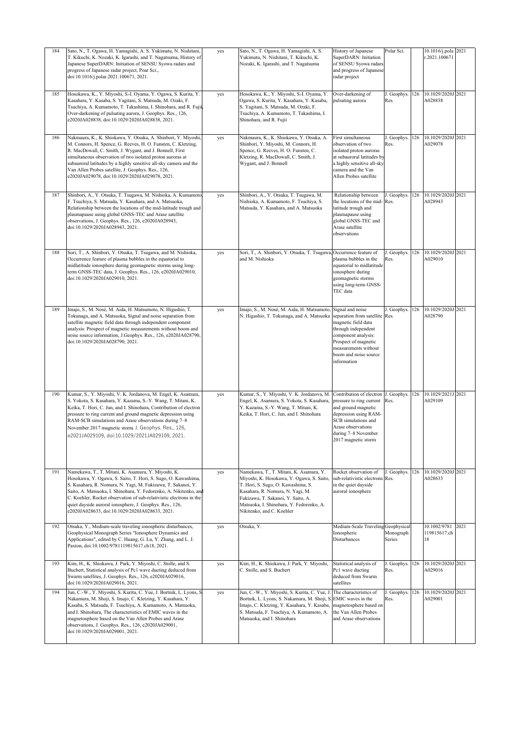| 184 | Sato, N., T. Ogawa, H. Yamagishi, A. S. Yukimatu, N. Nishitani, T. Kikuchi, K. Nozaki, K. Igarashi, and T. Nagatsuma, History of Japanese SuperDARN: Initiation of SENSU Syowa radars and progress of Japanese radar project, Poar Sci., doi:10.1016/j.polar.2021.100671, 2021. | yes | Sato, N., T. Ogawa, H. Yamagishi, A. S. Yukimatu, N. Nishitani, T. Kikuchi, K. Nozaki, K. Igarashi, and T. Nagatsuma | History of Japanese SuperDARN: Initiation of SENSU Syowa radars and progress of Japanese radar project | Polar Sci. | | 10.1016/j.polar.2021.100671 | 2021 |
|---|---|---|---|---|---|---|---|---|
| 185 | Hosokawa, K., Y. Miyoshi, S-I. Oyama, Y. Ogawa, S. Kurita, Y. Kasahara, Y. Kasaba, S. Yagitani, S. Matsuda, M. Ozaki, F. Tsuchiya, A. Kumamoto, T. Takashima, I. Shinohara, and R. Fujii, Over-darkening of pulsating aurora, J. Geophys. Res., 126, e2020JA028838, doi:10.1029/2020JA028838, 2021. | yes | Hosokawa, K., Y. Miyoshi, S-I. Oyama, Y. Ogawa, S. Kurita, Y. Kasahara, Y. Kasaba, S. Yagitani, S. Matsuda, M. Ozaki, F. Tsuchiya, A. Kumamoto, T. Takashima, I. Shinohara, and R. Fujii | Over-darkening of pulsating aurora | J. Geophys. Res. | 126 | 10.1029/2020JA028838 | 2021 |
| 186 | Nakmaura, K., K. Shiokawa, Y. Otsuka, A. Shinbori, Y. Miyoshi, M. Connors, H. Spence, G. Reeves, H. O. Funsten, C. Kletzing, R. MacDowall, C. Smith, J. Wygant, and J. Bonnell, First simultaneous observation of two isolated proton auroras at subauroral latitudes by a highly sensitive all-sky camera and the Van Allen Probes satellite, J. Geophys. Res., 126, e2020JA029078, doi:10.1029/2020JA029078, 2021. | yes | Nakmaura, K., K. Shiokawa, Y. Otsuka, A. Shinbori, Y. Miyoshi, M. Connors, H. Spence, G. Reeves, H. O. Funsten, C. Kletzing, R. MacDowall, C. Smith, J. Wygant, and J. Bonnell | First simultaneous observation of two isolated proton auroras at subauroral latitudes by a highly sensitive all-sky camera and the Van Allen Probes satellite | J. Geophys. Res. | 126 | 10.1029/2020JA029078 | 2021 |
| 187 | Shinbori, A., Y. Otsuka, T. Tsugawa, M. Nishioka, A. Kumamoto, F. Tsuchiya, S. Matsuda, Y. Kasahara, and A. Matsuoka, Relationship between the locations of the mid-latitude trough and plasmapause using global GNSS-TEC and Arase satellite observations, J. Geophys. Res., 126, e2020JA028943, doi:10.1029/2020JA028943, 2021. | yes | Shinbori, A., Y. Otsuka, T. Tsugawa, M. Nishioka, A. Kumamoto, F. Tsuchiya, S. Matsuda, Y. Kasahara, and A. Matsuoka | Relationship between the locations of the mid-latitude trough and plasmapause using global GNSS-TEC and Arase satellite observations | J. Geophys. Res. | 126 | 10.1029/2020JA028943 | 2021 |
| 188 | Sori, T., A. Shinbori, Y. Otsuka, T. Tsugawa, and M. Nishioka, Occurrence feature of plasma bubbles in the equatorial to midlatitude ionosphere during geomagnetic storms using long-term GNSS-TEC data, J. Geophys. Res., 126, e2020JA029010, doi:10.1029/2020JA029010, 2021. | yes | Sori, T., A. Shinbori, Y. Otsuka, T. Tsugawa, and M. Nishioka | Occurrence feature of plasma bubbles in the equatorial to midlatitude ionosphere during geomagnetic storms using long-term GNSS-TEC data | J. Geophys. Res. | 126 | 10.1029/2020JA029010 | 2021 |
| 189 | Imajo, S., M. Nosé, M. Aida, H. Matsumoto, N. Higashio, T. Tokunaga, and A. Matsuoka, Signal and noise separation from satellite magnetic field data through independent component analysis: Prospect of magnetic measurements without boom and noise source information, J.Geophys. Res., 126, e2020JA028790, doi:10.1029/2020JA028790, 2021. | yes | Imajo, S., M. Nosé, M. Aida, H. Matsumoto, N. Higashio, T. Tokunaga, and A. Matsuoka | Signal and noise separation from satellite magnetic field data through independent component analysis: Prospect of magnetic measurements without boom and noise source information | J. Geophys. Res. | 126 | 10.1029/2020JA028790 | 2021 |
| 190 | Kumar, S., Y. Miyoshi, V. K. Jordanova, M. Engel, K. Asamura, S. Yokota, S. Kasahara, Y. Kazama, S.-Y. Wang, T. Mitani, K. Keika, T. Hori, C. Jun, and I. Shinohara, Contribution of electron pressure to ring current and ground magnetic depression using RAM-SCB simulations and Arase observations during 7–8 November 2017 magnetic storm, J. Geophys. Res., 126, e2021JA029109, doi:10.1029/2021JA029109, 2021. | yes | Kumar, S., Y. Miyoshi, V. K. Jordanova, M. Engel, K. Asamura, S. Yokota, S. Kasahara, Y. Kazama, S.-Y. Wang, T. Mitani, K. Keika, T. Hori, C. Jun, and I. Shinohara | Contribution of electron pressure to ring current and ground magnetic depression using RAM-SCB simulations and Arase observations during 7–8 November 2017 magnetic storm | J. Geophys. Res. | 126 | 10.1029/2021JA029109 | 2021 |
| 191 | Namekawa, T., T. Mitani, K. Asamura, Y. Miyoshi, K. Hosokawa, Y. Ogawa, S. Saito, T. Hori, S. Sugo, O. Kawashima, S. Kasahara, R. Nomura, N. Yagi, M. Fukizawa, T. Sakanoi, Y. Saito, A. Matsuoka, I. Shinohara, Y. Fedorenko, A. Nikitenko, and C. Koehler, Rocket observation of sub-relativistic electrons in the quiet dayside auroral ionosphere, J. Geophys. Res., 126, e2020JA028633, doi:10.1029/2020JA028633, 2021. | yes | Namekawa, T., T. Mitani, K. Asamura, Y. Miyoshi, K. Hosokawa, Y. Ogawa, S. Saito, T. Hori, S. Sugo, O. Kawashima, S. Kasahara, R. Nomura, N. Yagi, M. Fukizawa, T. Sakanoi, Y. Saito, A. Matsuoka, I. Shinohara, Y. Fedorenko, A. Nikitenko, and C. Koehler | Rocket observation of sub-relativistic electrons in the quiet dayside auroral ionosphere | J. Geophys. Res. | 126 | 10.1029/2020JA028633 | 2021 |
| 192 | Otsuka, Y., Medium-scale traveling ionospheric disturbances, Geophysical Monograph Series "Ionosphere Dynamics and Applications", edited by C. Huang, G. Lu, Y. Zhang, and L. J. Paxton, doi:10.1002/9781119815617.ch18, 2021. | yes | Otsuka, Y. | Medium-Scale Traveling Ionospheric Disturbances | Geophysical Monograph Series | | 10.1002/9781119815617.ch18 | 2021 |
| 193 | Kim, H., K. Shiokawa, J. Park, Y. Miyoshi, C. Stolle, and S. Buchert, Statistical analysis of Pc1 wave ducting deduced from Swarm satellites, J. Geophys. Res., 126, e2020JA029016, doi:10.1029/2020JA029016, 2021. | yes | Kim, H., K. Shiokawa, J. Park, Y. Miyoshi, C. Stolle, and S. Buchert | Statistical analysis of Pc1 wave ducting deduced from Swarm satellites | J. Geophys. Res. | 126 | 10.1029/2020JA029016 | 2021 |
| 194 | Jun, C.-W., Y. Miyoshi, S. Kurita, C. Yue, J. Bortnik, L. Lyons, S. Nakamura, M. Shoji, S. Imajo, C. Kletzing, Y. Kasahara, Y. Kasaba, S. Matsuda, F. Tsuchiya, A. Kumamoto, A. Matsuoka, and I. Shinohara, The characteristics of EMIC waves in the magnetosphere based on the Van Allen Probes and Arase observations, J. Geophys. Res., 126, e2020JA029001, doi:10.1029/2020JA029001, 2021. | yes | Jun, C.-W., Y. Miyoshi, S. Kurita, C. Yue, J. Bortnik, L. Lyons, S. Nakamura, M. Shoji, S. Imajo, C. Kletzing, Y. Kasahara, Y. Kasaba, S. Matsuda, F. Tsuchiya, A. Kumamoto, A. Matsuoka, and I. Shinohara | The characteristics of EMIC waves in the magnetosphere based on the Van Allen Probes and Arase observations | J. Geophys. Res. | 126 | 10.1029/2020JA029001 | 2021 |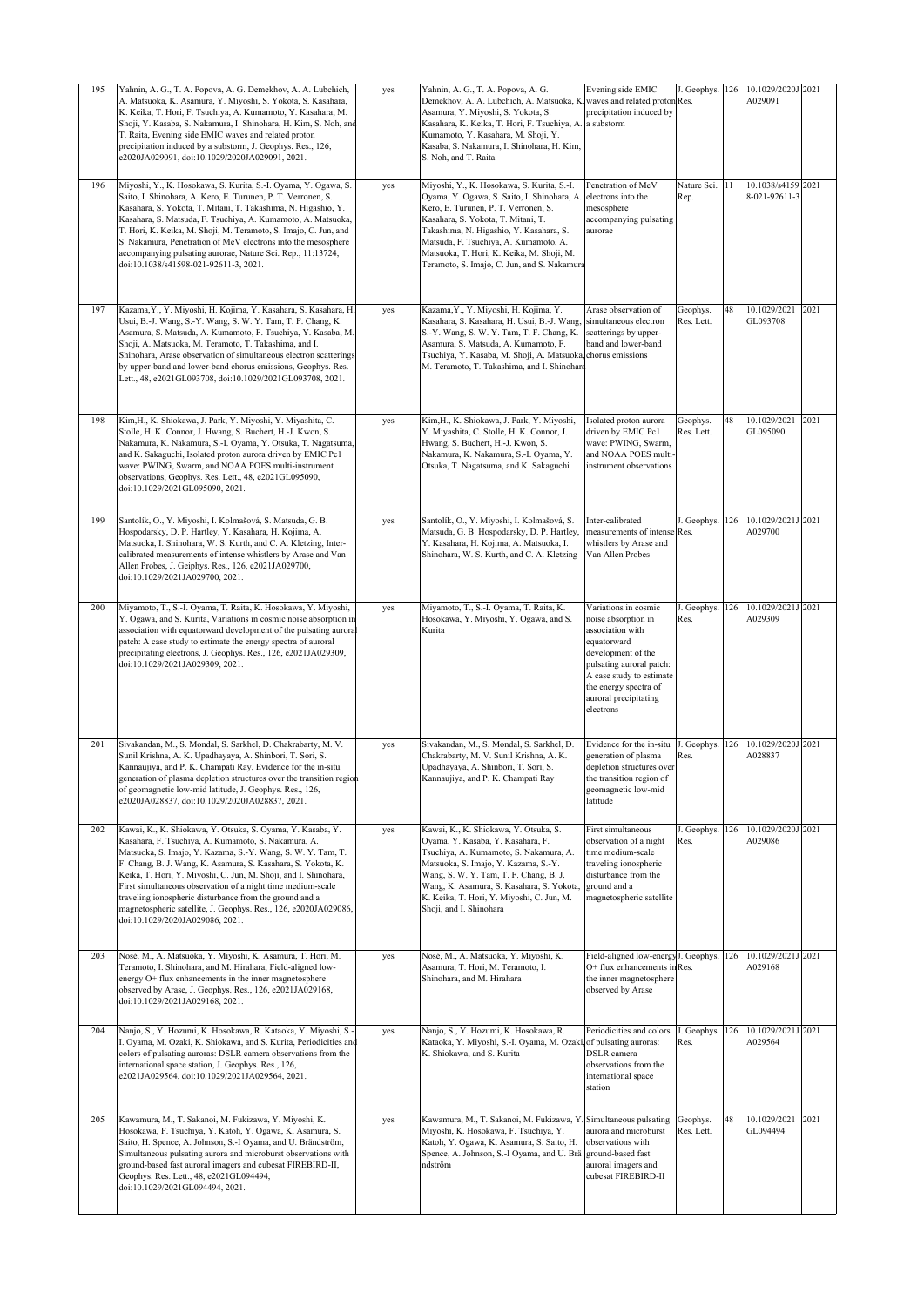| 195 | Yahnin, A. G., T. A. Popova, A. G. Demekhov, A. A. Lubchich, A. Matsuoka, K. Asamura, Y. Miyoshi, S. Yokota, S. Kasahara, K. Keika, T. Hori, F. Tsuchiya, A. Kumamoto, Y. Kasahara, M. Shoji, Y. Kasaba, S. Nakamura, I. Shinohara, H. Kim, S. Noh, and T. Raita, Evening side EMIC waves and related proton precipitation induced by a substorm, J. Geophys. Res., 126, e2020JA029091, doi:10.1029/2020JA029091, 2021. | yes | Yahnin, A. G., T. A. Popova, A. G. Demekhov, A. A. Lubchich, A. Matsuoka, K. Asamura, Y. Miyoshi, S. Yokota, S. Kasahara, K. Keika, T. Hori, F. Tsuchiya, A. Kumamoto, Y. Kasahara, M. Shoji, Y. Kasaba, S. Nakamura, I. Shinohara, H. Kim, S. Noh, and T. Raita | Evening side EMIC waves and related proton precipitation induced by a substorm | J. Geophys. Res. | 126 | 10.1029/2020JA029091 | 2021 |
|---|---|---|---|---|---|---|---|---|
| 196 | Miyoshi, Y., K. Hosokawa, S. Kurita, S.-I. Oyama, Y. Ogawa, S. Saito, I. Shinohara, A. Kero, E. Turunen, P. T. Verronen, S. Kasahara, S. Yokota, T. Mitani, T. Takashima, N. Higashio, Y. Kasahara, S. Matsuda, F. Tsuchiya, A. Kumamoto, A. Matsuoka, T. Hori, K. Keika, M. Shoji, M. Teramoto, S. Imajo, C. Jun, and S. Nakamura, Penetration of MeV electrons into the mesosphere accompanying pulsating aurorae, Nature Sci. Rep., 11:13724, doi:10.1038/s41598-021-92611-3, 2021. | yes | Miyoshi, Y., K. Hosokawa, S. Kurita, S.-I. Oyama, Y. Ogawa, S. Saito, I. Shinohara, A. Kero, E. Turunen, P. T. Verronen, S. Kasahara, S. Yokota, T. Mitani, T. Takashima, N. Higashio, Y. Kasahara, S. Matsuda, F. Tsuchiya, A. Kumamoto, A. Matsuoka, T. Hori, K. Keika, M. Shoji, M. Teramoto, S. Imajo, C. Jun, and S. Nakamura | Penetration of MeV electrons into the mesosphere accompanying pulsating aurorae | Nature Sci. Rep. | 11 | 10.1038/s41598-021-92611-3 | 2021 |
| 197 | Kazama,Y., Y. Miyoshi, H. Kojima, Y. Kasahara, S. Kasahara, H. Usui, B.-J. Wang, S.-Y. Wang, S. W. Y. Tam, T. F. Chang, K. Asamura, S. Matsuda, A. Kumamoto, F. Tsuchiya, Y. Kasaba, M. Shoji, A. Matsuoka, M. Teramoto, T. Takashima, and I. Shinohara, Arase observation of simultaneous electron scatterings by upper-band and lower-band chorus emissions, Geophys. Res. Lett., 48, e2021GL093708, doi:10.1029/2021GL093708, 2021. | yes | Kazama,Y., Y. Miyoshi, H. Kojima, Y. Kasahara, S. Kasahara, H. Usui, B.-J. Wang, S.-Y. Wang, S. W. Y. Tam, T. F. Chang, K. Asamura, S. Matsuda, A. Kumamoto, F. Tsuchiya, Y. Kasaba, M. Shoji, A. Matsuoka, M. Teramoto, T. Takashima, and I. Shinohara | Arase observation of simultaneous electron scatterings by upper-band and lower-band chorus emissions | Geophys. Res. Lett. | 48 | 10.1029/2021GL093708 | 2021 |
| 198 | Kim,H., K. Shiokawa, J. Park, Y. Miyoshi, Y. Miyashita, C. Stolle, H. K. Connor, J. Hwang, S. Buchert, H.-J. Kwon, S. Nakamura, K. Nakamura, S.-I. Oyama, Y. Otsuka, T. Nagatsuma, and K. Sakaguchi, Isolated proton aurora driven by EMIC Pc1 wave: PWING, Swarm, and NOAA POES multi-instrument observations, Geophys. Res. Lett., 48, e2021GL095090, doi:10.1029/2021GL095090, 2021. | yes | Kim,H., K. Shiokawa, J. Park, Y. Miyoshi, Y. Miyashita, C. Stolle, H. K. Connor, J. Hwang, S. Buchert, H.-J. Kwon, S. Nakamura, K. Nakamura, S.-I. Oyama, Y. Otsuka, T. Nagatsuma, and K. Sakaguchi | Isolated proton aurora driven by EMIC Pc1 wave: PWING, Swarm, and NOAA POES multi-instrument observations | Geophys. Res. Lett. | 48 | 10.1029/2021GL095090 | 2021 |
| 199 | Santolík, O., Y. Miyoshi, I. Kolmašová, S. Matsuda, G. B. Hospodarsky, D. P. Hartley, Y. Kasahara, H. Kojima, A. Matsuoka, I. Shinohara, W. S. Kurth, and C. A. Kletzing, Inter-calibrated measurements of intense whistlers by Arase and Van Allen Probes, J. Geiphys. Res., 126, e2021JA029700, doi:10.1029/2021JA029700, 2021. | yes | Santolík, O., Y. Miyoshi, I. Kolmašová, S. Matsuda, G. B. Hospodarsky, D. P. Hartley, Y. Kasahara, H. Kojima, A. Matsuoka, I. Shinohara, W. S. Kurth, and C. A. Kletzing | Inter-calibrated measurements of intense whistlers by Arase and Van Allen Probes | J. Geophys. Res. | 126 | 10.1029/2021JA029700 | 2021 |
| 200 | Miyamoto, T., S.-I. Oyama, T. Raita, K. Hosokawa, Y. Miyoshi, Y. Ogawa, and S. Kurita, Variations in cosmic noise absorption in association with equatorward development of the pulsating auroral patch: A case study to estimate the energy spectra of auroral precipitating electrons, J. Geophys. Res., 126, e2021JA029309, doi:10.1029/2021JA029309, 2021. | yes | Miyamoto, T., S.-I. Oyama, T. Raita, K. Hosokawa, Y. Miyoshi, Y. Ogawa, and S. Kurita | Variations in cosmic noise absorption in association with equatorward development of the pulsating auroral patch: A case study to estimate the energy spectra of auroral precipitating electrons | J. Geophys. Res. | 126 | 10.1029/2021JA029309 | 2021 |
| 201 | Sivakandan, M., S. Mondal, S. Sarkhel, D. Chakrabarty, M. V. Sunil Krishna, A. K. Upadhayaya, A. Shinbori, T. Sori, S. Kannaujiya, and P. K. Champati Ray, Evidence for the in-situ generation of plasma depletion structures over the transition region of geomagnetic low-mid latitude, J. Geophys. Res., 126, e2020JA028837, doi:10.1029/2020JA028837, 2021. | yes | Sivakandan, M., S. Mondal, S. Sarkhel, D. Chakrabarty, M. V. Sunil Krishna, A. K. Upadhayaya, A. Shinbori, T. Sori, S. Kannaujiya, and P. K. Champati Ray | Evidence for the in-situ generation of plasma depletion structures over the transition region of geomagnetic low-mid latitude | J. Geophys. Res. | 126 | 10.1029/2020JA028837 | 2021 |
| 202 | Kawai, K., K. Shiokawa, Y. Otsuka, S. Oyama, Y. Kasaba, Y. Kasahara, F. Tsuchiya, A. Kumamoto, S. Nakamura, A. Matsuoka, S. Imajo, Y. Kazama, S.-Y. Wang, S. W. Y. Tam, T. F. Chang, B. J. Wang, K. Asamura, S. Kasahara, S. Yokota, K. Keika, T. Hori, Y. Miyoshi, C. Jun, M. Shoji, and I. Shinohara, First simultaneous observation of a night time medium-scale traveling ionospheric disturbance from the ground and a magnetospheric satellite, J. Geophys. Res., 126, e2020JA029086, doi:10.1029/2020JA029086, 2021. | yes | Kawai, K., K. Shiokawa, Y. Otsuka, S. Oyama, Y. Kasaba, Y. Kasahara, F. Tsuchiya, A. Kumamoto, S. Nakamura, A. Matsuoka, S. Imajo, Y. Kazama, S.-Y. Wang, S. W. Y. Tam, T. F. Chang, B. J. Wang, K. Asamura, S. Kasahara, S. Yokota, K. Keika, T. Hori, Y. Miyoshi, C. Jun, M. Shoji, and I. Shinohara | First simultaneous observation of a night time medium-scale traveling ionospheric disturbance from the ground and a magnetospheric satellite | J. Geophys. Res. | 126 | 10.1029/2020JA029086 | 2021 |
| 203 | Nosé, M., A. Matsuoka, Y. Miyoshi, K. Asamura, T. Hori, M. Teramoto, I. Shinohara, and M. Hirahara, Field-aligned low-energy O+ flux enhancements in the inner magnetosphere observed by Arase, J. Geophys. Res., 126, e2021JA029168, doi:10.1029/2021JA029168, 2021. | yes | Nosé, M., A. Matsuoka, Y. Miyoshi, K. Asamura, T. Hori, M. Teramoto, I. Shinohara, and M. Hirahara | Field-aligned low-energy O+ flux enhancements in the inner magnetosphere observed by Arase | J. Geophys. Res. | 126 | 10.1029/2021JA029168 | 2021 |
| 204 | Nanjo, S., Y. Hozumi, K. Hosokawa, R. Kataoka, Y. Miyoshi, S.-I. Oyama, M. Ozaki, K. Shiokawa, and S. Kurita, Periodicities and colors of pulsating auroras: DSLR camera observations from the international space station, J. Geophys. Res., 126, e2021JA029564, doi:10.1029/2021JA029564, 2021. | yes | Nanjo, S., Y. Hozumi, K. Hosokawa, R. Kataoka, Y. Miyoshi, S.-I. Oyama, M. Ozaki, K. Shiokawa, and S. Kurita | Periodicities and colors of pulsating auroras: DSLR camera observations from the international space station | J. Geophys. Res. | 126 | 10.1029/2021JA029564 | 2021 |
| 205 | Kawamura, M., T. Sakanoi, M. Fukizawa, Y. Miyoshi, K. Hosokawa, F. Tsuchiya, Y. Katoh, Y. Ogawa, K. Asamura, S. Saito, H. Spence, A. Johnson, S.-I Oyama, and U. Brändström, Simultaneous pulsating aurora and microburst observations with ground-based fast auroral imagers and cubesat FIREBIRD-II, Geophys. Res. Lett., 48, e2021GL094494, doi:10.1029/2021GL094494, 2021. | yes | Kawamura, M., T. Sakanoi, M. Fukizawa, Y. Miyoshi, K. Hosokawa, F. Tsuchiya, Y. Katoh, Y. Ogawa, K. Asamura, S. Saito, H. Spence, A. Johnson, S.-I Oyama, and U. Brändström | Simultaneous pulsating aurora and microburst observations with ground-based fast auroral imagers and cubesat FIREBIRD-II | Geophys. Res. Lett. | 48 | 10.1029/2021GL094494 | 2021 |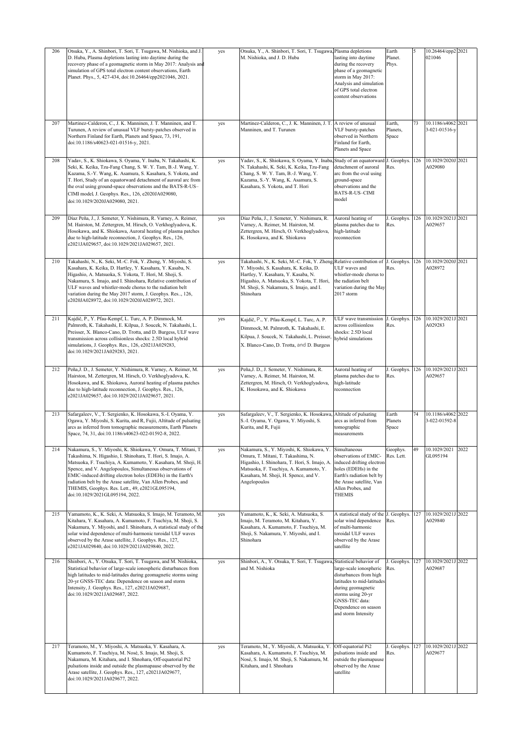| 206 | Otsuka, Y., A. Shinbori, T. Sori, T. Tsugawa, M. Nishioka, and J. D. Huba, Plasma depletions lasting into daytime during the recovery phase of a geomagnetic storm in May 2017: Analysis and simulation of GPS total electron content observations, Earth Planet. Phys., 5, 427-434, doi:10.26464/epp2021046, 2021. | yes | Otsuka, Y., A. Shinbori, T. Sori, T. Tsugawa, M. Nishioka, and J. D. Huba | Plasma depletions lasting into daytime during the recovery phase of a geomagnetic storm in May 2017: Analysis and simulation of GPS total electron content observations | Earth Planet. Phys. | 5 | 10.26464/epp2021046 | 2021 |
|---|---|---|---|---|---|---|---|---|
| 207 | Martinez-Calderon, C., J. K. Manninen, J. T. Manninen, and T. Turunen, A review of unusual VLF bursty-patches observed in Northern Finland for Earth, Planets and Space, 73, 191, doi:10.1186/s40623-021-01516-y, 2021. | yes | Martinez-Calderon, C., J. K. Manninen, J. T. Manninen, and T. Turunen | A review of unusual VLF bursty-patches observed in Northern Finland for Earth, Planets and Space | Earth, Planets, Space | 73 | 10.1186/s40623-021-01516-y | 2021 |
| 208 | Yadav, S., K. Shiokawa, S. Oyama, Y. Inaba, N. Takahashi, K. Seki, K. Keika, Tzu-Fang Chang, S. W. Y. Tam, B.-J. Wang, Y. Kazama, S.-Y. Wang, K. Asamura, S. Kasahara, S. Yokota, and T. Hori, Study of an equatorward detachment of auroral arc from the oval using ground-space observations and the BATS-R-US–CIMI model, J. Geophys. Res., 126, e2020JA029080, doi:10.1029/2020JA029080, 2021. | yes | Yadav, S., K. Shiokawa, S. Oyama, Y. Inaba, N. Takahashi, K. Seki, K. Keika, Tzu-Fang Chang, S. W. Y. Tam, B.-J. Wang, Y. Kazama, S.-Y. Wang, K. Asamura, S. Kasahara, S. Yokota, and T. Hori | Study of an equatorward detachment of auroral arc from the oval using ground-space observations and the BATS-R-US–CIMI model | J. Geophys. Res. | 126 | 10.1029/2020JA029080 | 2021 |
| 209 | Díaz Peña, J., J. Semeter, Y. Nishimura, R. Varney, A. Reimer, M. Hairston, M. Zettergren, M. Hirsch, O. Verkhoglyadova, K. Hosokawa, and K. Shiokawa, Auroral heating of plasma patches due to high-latitude reconnection, J. Geophys. Res., 126, e2021JA029657, doi:10.1029/2021JA029657, 2021. | yes | Díaz Peña, J., J. Semeter, Y. Nishimura, R. Varney, A. Reimer, M. Hairston, M. Zettergren, M. Hirsch, O. Verkhoglyadova, K. Hosokawa, and K. Shiokawa | Auroral heating of plasma patches due to high-latitude reconnection | J. Geophys. Res. | 126 | 10.1029/2021JA029657 | 2021 |
| 210 | Takahashi, N., K. Seki, M.-C. Fok, Y. Zheng, Y. Miyoshi, S. Kasahara, K. Keika, D. Hartley, Y. Kasahara, Y. Kasaba, N. Higashio, A. Matsuoka, S. Yokota, T. Hori, M. Shoji, S. Nakamura, S. Imajo, and I. Shinohara, Relative contribution of ULF waves and whistler-mode chorus to the radiation belt variation during the May 2017 storm, J. Geophys. Res.., 126, e2020JA028972, doi:10.1029/2020JA028972, 2021. | yes | Takahashi, N., K. Seki, M.-C. Fok, Y. Zheng, Y. Miyoshi, S. Kasahara, K. Keika, D. Hartley, Y. Kasahara, Y. Kasaba, N. Higashio, A. Matsuoka, S. Yokota, T. Hori, M. Shoji, S. Nakamura, S. Imajo, and I. Shinohara | Relative contribution of ULF waves and whistler-mode chorus to the radiation belt variation during the May 2017 storm | J. Geophys. Res. | 126 | 10.1029/2020JA028972 | 2021 |
| 211 | Kajdič, P., Y. Pfau-Kempf, L. Turc, A. P. Dimmock, M. Palmroth, K. Takahashi, E. Kilpua, J. Soucek, N. Takahashi, L. Preisser, X. Blanco-Cano, D. Trotta, and D. Burgess, ULF wave transmission across collisionless shocks: 2.5D local hybrid simulations, J. Geophys. Res., 126, e2021JA029283, doi:10.1029/2021JA029283, 2021. | yes | Kajdič, P., Y. Pfau-Kempf, L. Turc, A. P. Dimmock, M. Palmroth, K. Takahashi, E. Kilpua, J. Soucek, N. Takahashi, L. Preisser, X. Blanco-Cano, D. Trotta, and D. Burgess | ULF wave transmission across collisionless shocks: 2.5D local hybrid simulations | J. Geophys. Res. | 126 | 10.1029/2021JA029283 | 2021 |
| 212 | Peña,J. D., J. Semeter, Y. Nishimura, R. Varney, A. Reimer, M. Hairston, M. Zettergren, M. Hirsch, O. Verkhoglyadova, K. Hosokawa, and K. Shiokawa, Auroral heating of plasma patches due to high-latitude reconnection, J. Geophys. Res., 126, e2021JA029657, doi:10.1029/2021JA029657, 2021. | yes | Peña,J. D., J. Semeter, Y. Nishimura, R. Varney, A. Reimer, M. Hairston, M. Zettergren, M. Hirsch, O. Verkhoglyadova, K. Hosokawa, and K. Shiokawa | Auroral heating of plasma patches due to high-latitude reconnection | J. Geophys. Res. | 126 | 10.1029/2021JA029657 | 2021 |
| 213 | Safargaleev, V., T. Sergienko, K. Hosokawa, S.-I. Oyama, Y. Ogawa, Y. Miyoshi, S. Kurita, and R, Fujii, Altitude of pulsating arcs as inferred from tomographic measurements, Earth Planets Space, 74, 31, doi:10.1186/s40623-022-01592-8, 2022. | yes | Safargaleev, V., T. Sergienko, K. Hosokawa, S.-I. Oyama, Y. Ogawa, Y. Miyoshi, S. Kurita, and R, Fujii | Altitude of pulsating arcs as inferred from tomographic measurements | Earth Planets Space | 74 | 10.1186/s40623-022-01592-8 | 2022 |
| 214 | Nakamura, S., Y. Miyoshi, K. Shiokawa, Y. Omura, T. Mitani, T. Takashima, N. Higashio, I. Shinohara, T. Hori, S. Imajo, A. Matsuoka, F. Tsuchiya, A. Kumamoto, Y. Kasahara, M. Shoji, H. Spence, and V. Angelopoulos, Simultaneous observations of EMIC-induced drifting electron holes (EDEHs) in the Earth's radiation belt by the Arase satellite, Van Allen Probes, and THEMIS, Geophys. Res. Lett., 49, e2021GL095194, doi:10.1029/2021GL095194, 2022. | yes | Nakamura, S., Y. Miyoshi, K. Shiokawa, Y. Omura, T. Mitani, T. Takashima, N. Higashio, I. Shinohara, T. Hori, S. Imajo, A. Matsuoka, F. Tsuchiya, A. Kumamoto, Y. Kasahara, M. Shoji, H. Spence, and V. Angelopoulos | Simultaneous observations of EMIC-induced drifting electron holes (EDEHs) in the Earth's radiation belt by the Arase satellite, Van Allen Probes, and THEMIS | Geophys. Res. Lett. | 49 | 10.1029/2021GL095194 | 2022 |
| 215 | Yamamoto, K., K. Seki, A. Matsuoka, S. Imajo, M. Teramoto, M. Kitahara, Y. Kasahara, A. Kumamoto, F. Tsuchiya, M. Shoji, S. Nakamura, Y. Miyoshi, and I. Shinohara, A statistical study of the solar wind dependence of multi-harmonic toroidal ULF waves observed by the Arase satellite, J. Geophys. Res., 127, e2021JA029840, doi:10.1029/2021JA029840, 2022. | yes | Yamamoto, K., K. Seki, A. Matsuoka, S. Imajo, M. Teramoto, M. Kitahara, Y. Kasahara, A. Kumamoto, F. Tsuchiya, M. Shoji, S. Nakamura, Y. Miyoshi, and I. Shinohara | A statistical study of the solar wind dependence of multi-harmonic toroidal ULF waves observed by the Arase satellite | J. Geophys. Res. | 127 | 10.1029/2021JA029840 | 2022 |
| 216 | Shinbori, A., Y. Otsuka, T. Sori, T. Tsugawa, and M. Nishioka, Statistical behavior of large-scale ionospheric disturbances from high latitudes to mid-latitudes during geomagnetic storms using 20-yr GNSS-TEC data: Dependence on season and storm Intensity, J. Geophys. Res., 127, e2021JA029687, doi:10.1029/2021JA029687, 2022. | yes | Shinbori, A., Y. Otsuka, T. Sori, T. Tsugawa, and M. Nishioka | Statistical behavior of large-scale ionospheric disturbances from high latitudes to mid-latitudes during geomagnetic storms using 20-yr GNSS-TEC data: Dependence on season and storm Intensity | J. Geophys. Res. | 127 | 10.1029/2021JA029687 | 2022 |
| 217 | Teramoto, M., Y. Miyoshi, A. Matsuoka, Y. Kasahara, A. Kumamoto, F. Tsuchiya, M. Nosé, S. Imajo, M. Shoji, S. Nakamura, M. Kitahara, and I. Shnohara, Off-equatorial Pi2 pulsations inside and outside the plasmapause observed by the Arase satellite, J. Geophys. Res., 127, e2021JA029677, doi:10.1029/2021JA029677, 2022. | yes | Teramoto, M., Y. Miyoshi, A. Matsuoka, Y. Kasahara, A. Kumamoto, F. Tsuchiya, M. Nosé, S. Imajo, M. Shoji, S. Nakamura, M. Kitahara, and I. Shnohara | Off-equatorial Pi2 pulsations inside and outside the plasmapause observed by the Arase satellite | J. Geophys. Res. | 127 | 10.1029/2021JA029677 | 2022 |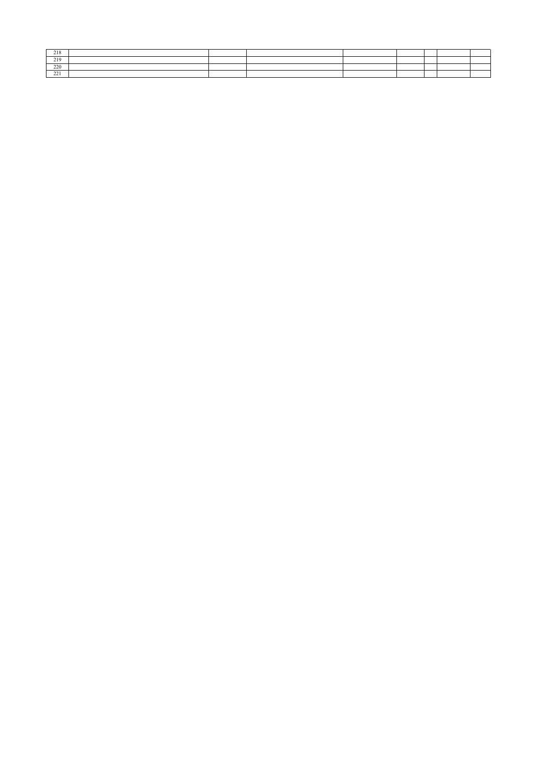| | | | | | | | | |
|---|---|---|---|---|---|---|---|---|
| 218 | | | | | | | | |
| 219 | | | | | | | | |
| 220 | | | | | | | | |
| 221 | | | | | | | | |